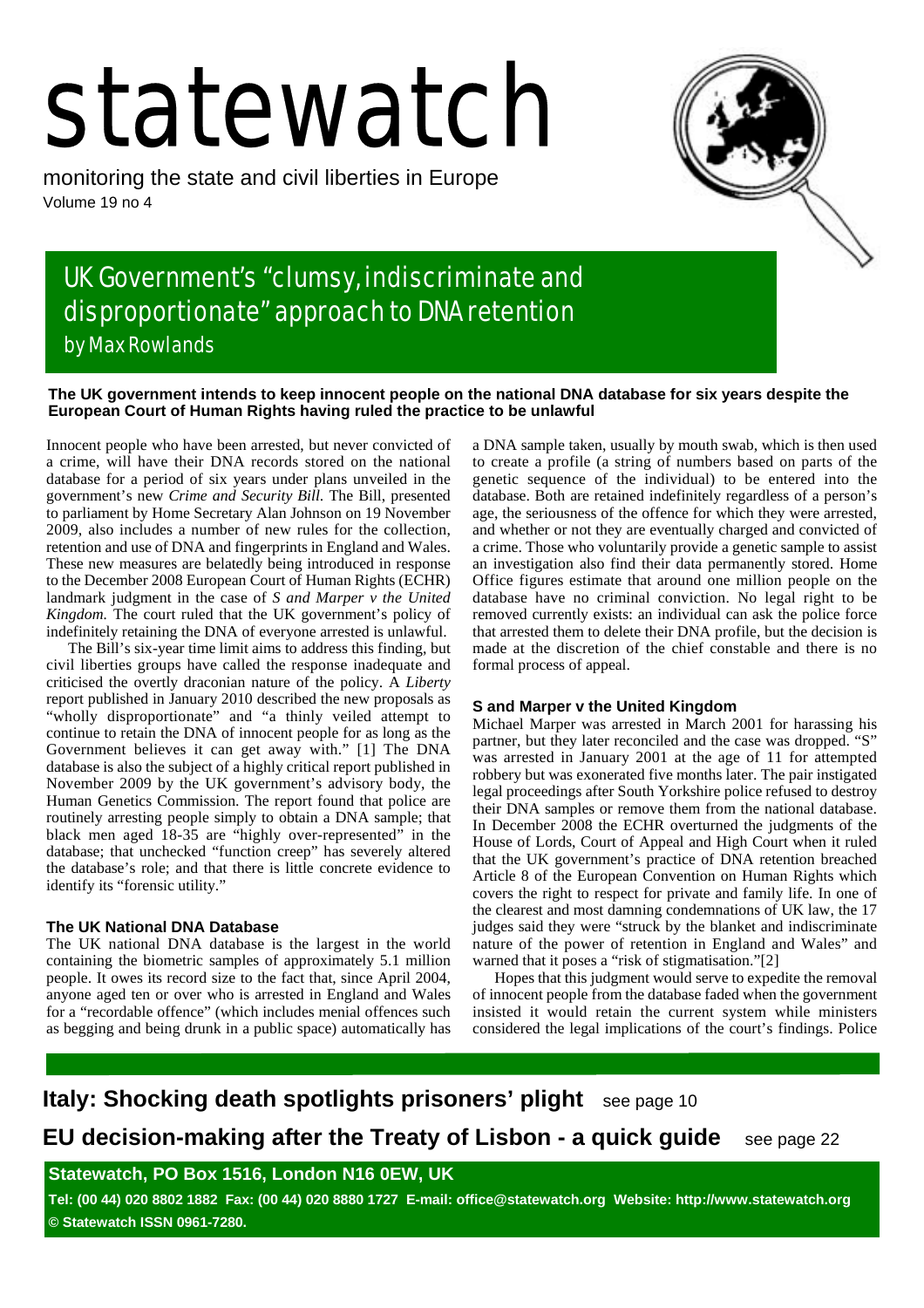# statewatch

monitoring the state and civil liberties in Europe

Volume 19 no 4

## UK Government's "clumsy, indiscriminate and disproportionate" approach to DNA retention

by Max Rowlands

**The UK government intends to keep innocent people on the national DNA database for six years despite the European Court of Human Rights having ruled the practice to be unlawful**

Innocent people who have been arrested, but never convicted of a crime, will have their DNA records stored on the national database for a period of six years under plans unveiled in the government's new *Crime and Security Bill.* The Bill, presented to parliament by Home Secretary Alan Johnson on 19 November 2009, also includes a number of new rules for the collection, retention and use of DNA and fingerprints in England and Wales. These new measures are belatedly being introduced in response to the December 2008 European Court of Human Rights (ECHR) landmark judgment in the case of *S and Marper v the United Kingdom.* The court ruled that the UK government's policy of indefinitely retaining the DNA of everyone arrested is unlawful.

The Bill's six-year time limit aims to address this finding, but civil liberties groups have called the response inadequate and criticised the overtly draconian nature of the policy. A *Liberty* report published in January 2010 described the new proposals as "wholly disproportionate" and "a thinly veiled attempt to continue to retain the DNA of innocent people for as long as the Government believes it can get away with." [1] The DNA database is also the subject of a highly critical report published in November 2009 by the UK government's advisory body, the Human Genetics Commission. The report found that police are routinely arresting people simply to obtain a DNA sample; that black men aged 18-35 are "highly over-represented" in the database; that unchecked "function creep" has severely altered the database's role; and that there is little concrete evidence to identify its "forensic utility."

### The UK National DNA Database

The UK national DNA database is the largest in the world containing the biometric samples of approximately 5.1 million people. It owes its record size to the fact that, since April 2004, anyone aged ten or over who is arrested in England and Wales for a "recordable offence" (which includes menial offences such as begging and being drunk in a public space) automatically has a DNA sample taken, usually by mouth swab, which is then used to create a profile (a string of numbers based on parts of the genetic sequence of the individual) to be entered into the database. Both are retained indefinitely regardless of a person's age, the seriousness of the offence for which they were arrested, and whether or not they are eventually charged and convicted of a crime. Those who voluntarily provide a genetic sample to assist an investigation also find their data permanently stored. Home Office figures estimate that around one million people on the database have no criminal conviction. No legal right to be removed currently exists: an individual can ask the police force that arrested them to delete their DNA profile, but the decision is made at the discretion of the chief constable and there is no formal process of appeal.

### S and Marper v the United Kingdom

Michael Marper was arrested in March 2001 for harassing his partner, but they later reconciled and the case was dropped. "S" was arrested in January 2001 at the age of 11 for attempted robbery but was exonerated five months later. The pair instigated legal proceedings after South Yorkshire police refused to destroy their DNA samples or remove them from the national database. In December 2008 the ECHR overturned the judgments of the House of Lords, Court of Appeal and High Court when it ruled that the UK government's practice of DNA retention breached Article 8 of the European Convention on Human Rights which covers the right to respect for private and family life. In one of the clearest and most damning condemnations of UK law, the 17 judges said they were "struck by the blanket and indiscriminate nature of the power of retention in England and Wales" and warned that it poses a "risk of stigmatisation."[2]

Hopes that this judgment would serve to expedite the removal of innocent people from the database faded when the government insisted it would retain the current system while ministers considered the legal implications of the court's findings. Police

**Italy: Shocking death spotlights prisoners' plight** see page 10

**EU decision-making after the Treaty of Lisbon - a quick guide** see page 22

**Statewatch, PO Box 1516, London N16 0EW, UK**

**Tel: (00 44) 020 8802 1882 Fax: (00 44) 020 8880 1727 E-mail: office@statewatch.org Website: http://www.statewatch.org**

**© Statewatch ISSN 0961-7280.**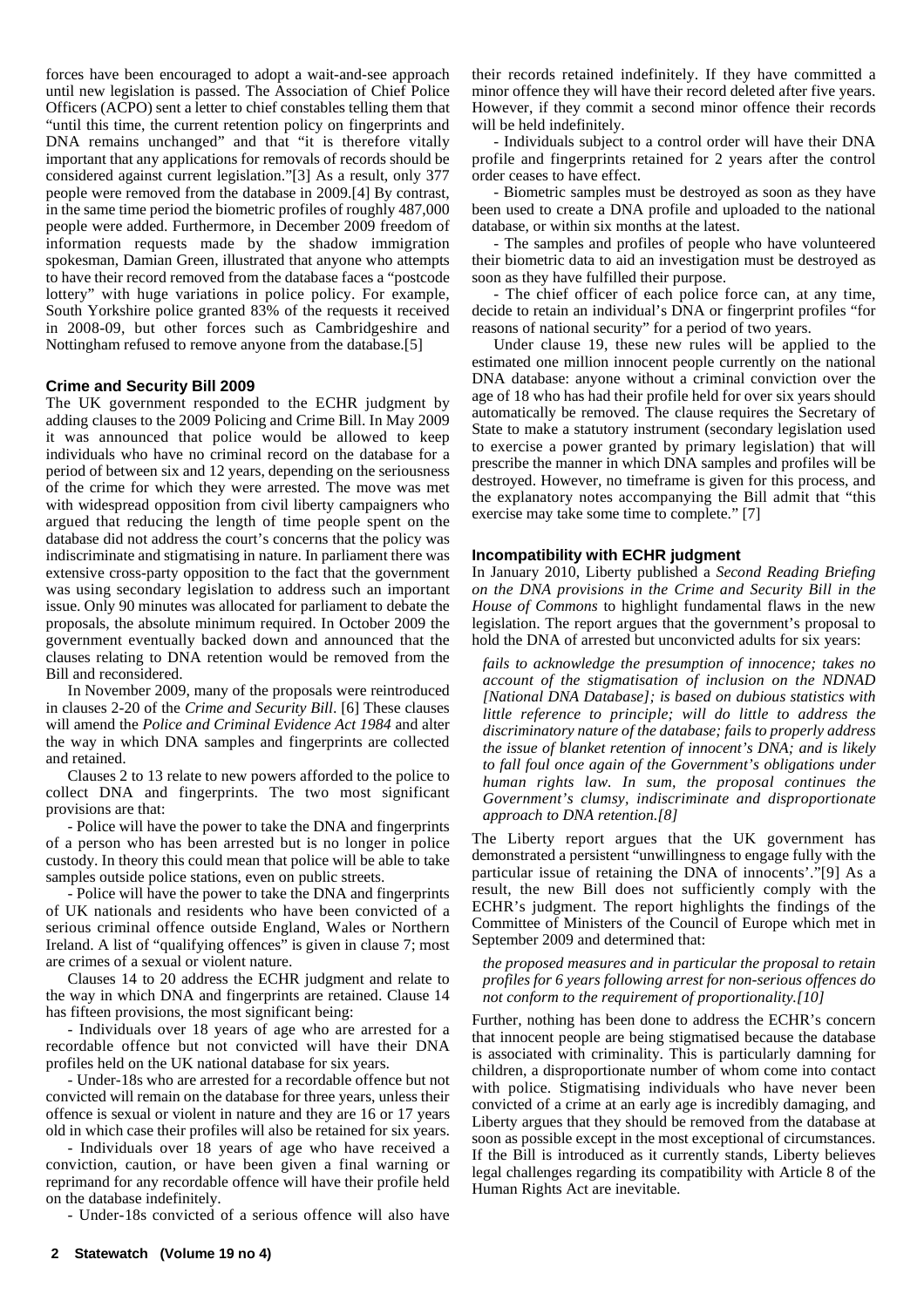forces have been encouraged to adopt a wait-and-see approach until new legislation is passed. The Association of Chief Police Officers (ACPO) sent a letter to chief constables telling them that "until this time, the current retention policy on fingerprints and DNA remains unchanged" and that "it is therefore vitally important that any applications for removals of records should be considered against current legislation."[3] As a result, only 377 people were removed from the database in 2009.[4] By contrast, in the same time period the biometric profiles of roughly 487,000 people were added. Furthermore, in December 2009 freedom of information requests made by the shadow immigration spokesman, Damian Green, illustrated that anyone who attempts to have their record removed from the database faces a "postcode lottery" with huge variations in police policy. For example, South Yorkshire police granted 83% of the requests it received in 2008-09, but other forces such as Cambridgeshire and Nottingham refused to remove anyone from the database.[5]

### Crime and Security Bill 2009

The UK government responded to the ECHR judgment by adding clauses to the 2009 Policing and Crime Bill. In May 2009 it was announced that police would be allowed to keep individuals who have no criminal record on the database for a period of between six and 12 years, depending on the seriousness of the crime for which they were arrested. The move was met with widespread opposition from civil liberty campaigners who argued that reducing the length of time people spent on the database did not address the court's concerns that the policy was indiscriminate and stigmatising in nature. In parliament there was extensive cross-party opposition to the fact that the government was using secondary legislation to address such an important issue. Only 90 minutes was allocated for parliament to debate the proposals, the absolute minimum required. In October 2009 the government eventually backed down and announced that the clauses relating to DNA retention would be removed from the Bill and reconsidered.

In November 2009, many of the proposals were reintroduced in clauses 2-20 of the *Crime and Security Bill*. [6] These clauses will amend the *Police and Criminal Evidence Act 1984* and alter the way in which DNA samples and fingerprints are collected and retained.

Clauses 2 to 13 relate to new powers afforded to the police to collect DNA and fingerprints. The two most significant provisions are that:

- Police will have the power to take the DNA and fingerprints of a person who has been arrested but is no longer in police custody. In theory this could mean that police will be able to take samples outside police stations, even on public streets.

- Police will have the power to take the DNA and fingerprints of UK nationals and residents who have been convicted of a serious criminal offence outside England, Wales or Northern Ireland. A list of "qualifying offences" is given in clause 7; most are crimes of a sexual or violent nature.

Clauses 14 to 20 address the ECHR judgment and relate to the way in which DNA and fingerprints are retained. Clause 14 has fifteen provisions, the most significant being:

- Individuals over 18 years of age who are arrested for a recordable offence but not convicted will have their DNA profiles held on the UK national database for six years.

- Under-18s who are arrested for a recordable offence but not convicted will remain on the database for three years, unless their offence is sexual or violent in nature and they are 16 or 17 years old in which case their profiles will also be retained for six years.

- Individuals over 18 years of age who have received a conviction, caution, or have been given a final warning or reprimand for any recordable offence will have their profile held on the database indefinitely.

- Under-18s convicted of a serious offence will also have their records retained indefinitely. If they have committed a minor offence they will have their record deleted after five years. However, if they commit a second minor offence their records will be held indefinitely.

- Individuals subject to a control order will have their DNA profile and fingerprints retained for 2 years after the control order ceases to have effect.

- Biometric samples must be destroyed as soon as they have been used to create a DNA profile and uploaded to the national database, or within six months at the latest.

- The samples and profiles of people who have volunteered their biometric data to aid an investigation must be destroyed as soon as they have fulfilled their purpose.

- The chief officer of each police force can, at any time, decide to retain an individual's DNA or fingerprint profiles "for reasons of national security" for a period of two years.

Under clause 19, these new rules will be applied to the estimated one million innocent people currently on the national DNA database: anyone without a criminal conviction over the age of 18 who has had their profile held for over six years should automatically be removed. The clause requires the Secretary of State to make a statutory instrument (secondary legislation used to exercise a power granted by primary legislation) that will prescribe the manner in which DNA samples and profiles will be destroyed. However, no timeframe is given for this process, and the explanatory notes accompanying the Bill admit that "this exercise may take some time to complete." [7]

### Incompatibility with ECHR judgment

In January 2010, Liberty published a *Second Reading Briefing on the DNA provisions in the Crime and Security Bill in the House of Commons* to highlight fundamental flaws in the new legislation. The report argues that the government's proposal to hold the DNA of arrested but unconvicted adults for six years:

> *fails to acknowledge the presumption of innocence; takes no account of the stigmatisation of inclusion on the NDNAD [National DNA Database]; is based on dubious statistics with little reference to principle; will do little to address the discriminatory nature of the database; fails to properly address the issue of blanket retention of innocent's DNA; and is likely to fall foul once again of the Government's obligations under human rights law. In sum, the proposal continues the Government's clumsy, indiscriminate and disproportionate approach to DNA retention.[8]*

The Liberty report argues that the UK government has demonstrated a persistent "unwillingness to engage fully with the particular issue of retaining the DNA of innocents'."[9] As a result, the new Bill does not sufficiently comply with the ECHR's judgment. The report highlights the findings of the Committee of Ministers of the Council of Europe which met in September 2009 and determined that:

> *the proposed measures and in particular the proposal to retain profiles for 6 years following arrest for non-serious offences do not conform to the requirement of proportionality.[10]*

Further, nothing has been done to address the ECHR's concern that innocent people are being stigmatised because the database is associated with criminality. This is particularly damning for children, a disproportionate number of whom come into contact with police. Stigmatising individuals who have never been convicted of a crime at an early age is incredibly damaging, and Liberty argues that they should be removed from the database at soon as possible except in the most exceptional of circumstances. If the Bill is introduced as it currently stands, Liberty believes legal challenges regarding its compatibility with Article 8 of the Human Rights Act are inevitable.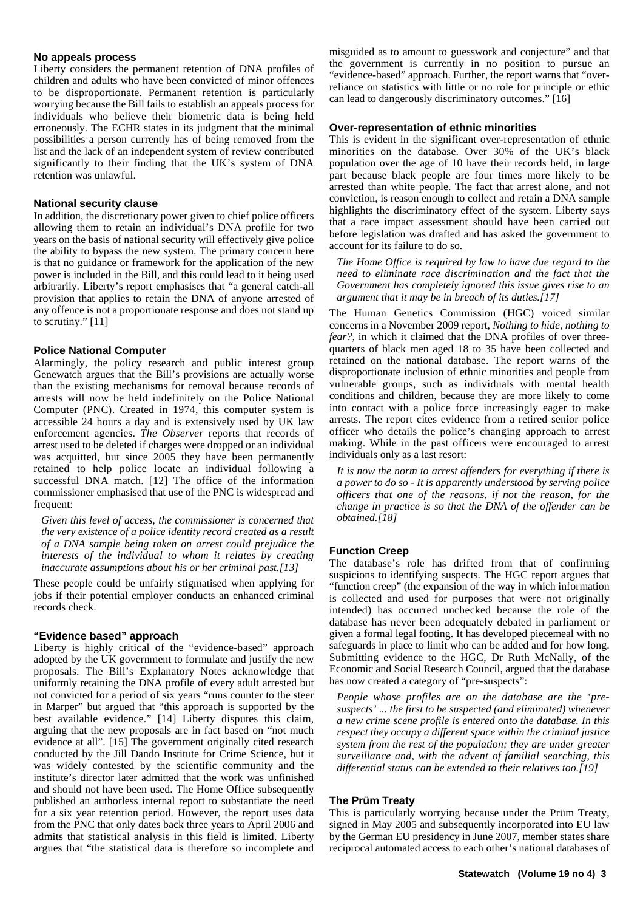### No appeals process

Liberty considers the permanent retention of DNA profiles of children and adults who have been convicted of minor offences to be disproportionate. Permanent retention is particularly worrying because the Bill fails to establish an appeals process for individuals who believe their biometric data is being held erroneously. The ECHR states in its judgment that the minimal possibilities a person currently has of being removed from the list and the lack of an independent system of review contributed significantly to their finding that the UK's system of DNA retention was unlawful.

### National security clause

In addition, the discretionary power given to chief police officers allowing them to retain an individual's DNA profile for two years on the basis of national security will effectively give police the ability to bypass the new system. The primary concern here is that no guidance or framework for the application of the new power is included in the Bill, and this could lead to it being used arbitrarily. Liberty's report emphasises that "a general catch-all provision that applies to retain the DNA of anyone arrested of any offence is not a proportionate response and does not stand up to scrutiny." [11]

### Police National Computer

Alarmingly, the policy research and public interest group Genewatch argues that the Bill's provisions are actually worse than the existing mechanisms for removal because records of arrests will now be held indefinitely on the Police National Computer (PNC). Created in 1974, this computer system is accessible 24 hours a day and is extensively used by UK law enforcement agencies. *The Observer* reports that records of arrest used to be deleted if charges were dropped or an individual was acquitted, but since 2005 they have been permanently retained to help police locate an individual following a successful DNA match. [12] The office of the information commissioner emphasised that use of the PNC is widespread and frequent:

> *Given this level of access, the commissioner is concerned that the very existence of a police identity record created as a result of a DNA sample being taken on arrest could prejudice the interests of the individual to whom it relates by creating inaccurate assumptions about his or her criminal past.[13]*

These people could be unfairly stigmatised when applying for jobs if their potential employer conducts an enhanced criminal records check.

### "Evidence based" approach

Liberty is highly critical of the "evidence-based" approach adopted by the UK government to formulate and justify the new proposals. The Bill's Explanatory Notes acknowledge that uniformly retaining the DNA profile of every adult arrested but not convicted for a period of six years "runs counter to the steer in Marper" but argued that "this approach is supported by the best available evidence." [14] Liberty disputes this claim, arguing that the new proposals are in fact based on "not much evidence at all". [15] The government originally cited research conducted by the Jill Dando Institute for Crime Science, but it was widely contested by the scientific community and the institute's director later admitted that the work was unfinished and should not have been used. The Home Office subsequently published an authorless internal report to substantiate the need for a six year retention period. However, the report uses data from the PNC that only dates back three years to April 2006 and admits that statistical analysis in this field is limited. Liberty argues that "the statistical data is therefore so incomplete and misguided as to amount to guesswork and conjecture" and that the government is currently in no position to pursue an "evidence-based" approach. Further, the report warns that "over-reliance on statistics with little or no role for principle or ethic can lead to dangerously discriminatory outcomes." [16]

### Over-representation of ethnic minorities

This is evident in the significant over-representation of ethnic minorities on the database. Over 30% of the UK's black population over the age of 10 have their records held, in large part because black people are four times more likely to be arrested than white people. The fact that arrest alone, and not conviction, is reason enough to collect and retain a DNA sample highlights the discriminatory effect of the system. Liberty says that a race impact assessment should have been carried out before legislation was drafted and has asked the government to account for its failure to do so.

> *The Home Office is required by law to have due regard to the need to eliminate race discrimination and the fact that the Government has completely ignored this issue gives rise to an argument that it may be in breach of its duties.[17]*

The Human Genetics Commission (HGC) voiced similar concerns in a November 2009 report, *Nothing to hide, nothing to fear?,* in which it claimed that the DNA profiles of over three-quarters of black men aged 18 to 35 have been collected and retained on the national database. The report warns of the disproportionate inclusion of ethnic minorities and people from vulnerable groups, such as individuals with mental health conditions and children, because they are more likely to come into contact with a police force increasingly eager to make arrests. The report cites evidence from a retired senior police officer who details the police's changing approach to arrest making. While in the past officers were encouraged to arrest individuals only as a last resort:

> *It is now the norm to arrest offenders for everything if there is a power to do so - It is apparently understood by serving police officers that one of the reasons, if not the reason, for the change in practice is so that the DNA of the offender can be obtained.[18]*

### Function Creep

The database's role has drifted from that of confirming suspicions to identifying suspects. The HGC report argues that "function creep" (the expansion of the way in which information is collected and used for purposes that were not originally intended) has occurred unchecked because the role of the database has never been adequately debated in parliament or given a formal legal footing. It has developed piecemeal with no safeguards in place to limit who can be added and for how long. Submitting evidence to the HGC, Dr Ruth McNally, of the Economic and Social Research Council, argued that the database has now created a category of "pre-suspects":

> *People whose profiles are on the database are the 'pre-suspects' ... the first to be suspected (and eliminated) whenever a new crime scene profile is entered onto the database. In this respect they occupy a different space within the criminal justice system from the rest of the population; they are under greater surveillance and, with the advent of familial searching, this differential status can be extended to their relatives too.[19]*

### The Prüm Treaty

This is particularly worrying because under the Prüm Treaty, signed in May 2005 and subsequently incorporated into EU law by the German EU presidency in June 2007, member states share reciprocal automated access to each other's national databases of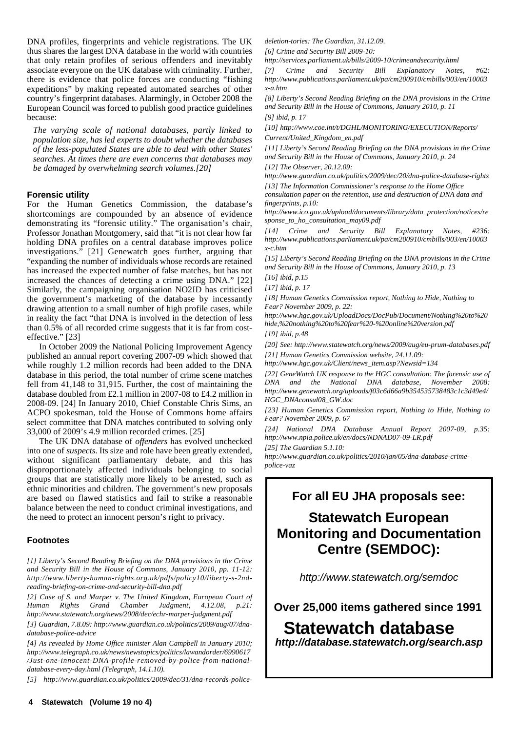DNA profiles, fingerprints and vehicle registrations. The UK thus shares the largest DNA database in the world with countries that only retain profiles of serious offenders and inevitably associate everyone on the UK database with criminality. Further, there is evidence that police forces are conducting "fishing expeditions" by making repeated automated searches of other country's fingerprint databases. Alarmingly, in October 2008 the European Council was forced to publish good practice guidelines because:

> *The varying scale of national databases, partly linked to population size, has led experts to doubt whether the databases of the less-populated States are able to deal with other States' searches. At times there are even concerns that databases may be damaged by overwhelming search volumes.[20]*

### Forensic utility

For the Human Genetics Commission, the database's shortcomings are compounded by an absence of evidence demonstrating its "forensic utility." The organisation's chair, Professor Jonathan Montgomery, said that "it is not clear how far holding DNA profiles on a central database improves police investigations." [21] Genewatch goes further, arguing that "expanding the number of individuals whose records are retained has increased the expected number of false matches, but has not increased the chances of detecting a crime using DNA." [22] Similarly, the campaigning organisation NO2ID has criticised the government's marketing of the database by incessantly drawing attention to a small number of high profile cases, while in reality the fact "that DNA is involved in the detection of less than 0.5% of all recorded crime suggests that it is far from cost-effective." [23]

In October 2009 the National Policing Improvement Agency published an annual report covering 2007-09 which showed that while roughly 1.2 million records had been added to the DNA database in this period, the total number of crime scene matches fell from 41,148 to 31,915. Further, the cost of maintaining the database doubled from £2.1 million in 2007-08 to £4.2 million in 2008-09. [24] In January 2010, Chief Constable Chris Sims, an ACPO spokesman, told the House of Commons home affairs select committee that DNA matches contributed to solving only 33,000 of 2009's 4.9 million recorded crimes. [25]

The UK DNA database of *offenders* has evolved unchecked into one of *suspects*. Its size and role have been greatly extended, without significant parliamentary debate, and this has disproportionately affected individuals belonging to social groups that are statistically more likely to be arrested, such as ethnic minorities and children. The government's new proposals are based on flawed statistics and fail to strike a reasonable balance between the need to conduct criminal investigations, and the need to protect an innocent person's right to privacy.

### Footnotes

*[1] Liberty's Second Reading Briefing on the DNA provisions in the Crime and Security Bill in the House of Commons, January 2010, pp. 11-12: http://www.liberty-human-rights.org.uk/pdfs/policy10/liberty-s-2nd-reading-briefing-on-crime-and-security-bill-dna.pdf*

*[2] Case of S. and Marper v. The United Kingdom, European Court of Human Rights Grand Chamber Judgment, 4.12.08, p.21: http://www.statewatch.org/news/2008/dec/echr-marper-judgment.pdf*

*[3] Guardian, 7.8.09: http://www.guardian.co.uk/politics/2009/aug/07/dna-database-police-advice*

*[4] As revealed by Home Office minister Alan Campbell in January 2010; http://www.telegraph.co.uk/news/newstopics/politics/lawandorder/6990617/Just-one-innocent-DNA-profile-removed-by-police-from-national-database-every-day.html (Telegraph, 14.1.10).*

*[5] http://www.guardian.co.uk/politics/2009/dec/31/dna-records-police-deletion-tories: The Guardian, 31.12.09.*

*[6] Crime and Security Bill 2009-10: http://services.parliament.uk/bills/2009-10/crimeandsecurity.html*

*[7] Crime and Security Bill Explanatory Notes, #62: http://www.publications.parliament.uk/pa/cm200910/cmbills/003/en/10003x-a.htm*

*[8] Liberty's Second Reading Briefing on the DNA provisions in the Crime and Security Bill in the House of Commons, January 2010, p. 11*

*[9] ibid, p. 17*

*[10] http://www.coe.int/t/DGHL/MONITORING/EXECUTION/Reports/Current/United_Kingdom_en.pdf*

*[11] Liberty's Second Reading Briefing on the DNA provisions in the Crime and Security Bill in the House of Commons, January 2010, p. 24*

*[12] The Observer, 20.12.09: http://www.guardian.co.uk/politics/2009/dec/20/dna-police-database-rights*

*[13] The Information Commissioner's response to the Home Office consultation paper on the retention, use and destruction of DNA data and fingerprints, p.10: http://www.ico.gov.uk/upload/documents/library/data_protection/notices/response_to_ho_consultation_may09.pdf*

*[14] Crime and Security Bill Explanatory Notes, #236: http://www.publications.parliament.uk/pa/cm200910/cmbills/003/en/10003x-c.htm*

*[15] Liberty's Second Reading Briefing on the DNA provisions in the Crime and Security Bill in the House of Commons, January 2010, p. 13*

*[16] ibid, p.15*

*[17] ibid, p. 17*

*[18] Human Genetics Commission report, Nothing to Hide, Nothing to Fear? November 2009, p. 22: http://www.hgc.gov.uk/UploadDocs/DocPub/Document/Nothing%20to%20hide,%20nothing%20to%20fear%20-%20online%20version.pdf*

*[19] ibid, p.48*

*[20] See: http://www.statewatch.org/news/2009/aug/eu-prum-databases.pdf*

*[21] Human Genetics Commission website, 24.11.09: http://www.hgc.gov.uk/Client/news_item.asp?Newsid=134*

*[22] GeneWatch UK response to the HGC consultation: The forensic use of DNA and the National DNA database, November 2008: http://www.genewatch.org/uploads/f03c6d66a9b354535738483c1c3d49e4/HGC_DNAconsul08_GW.doc*

*[23] Human Genetics Commission report, Nothing to Hide, Nothing to Fear? November 2009, p. 67*

*[24] National DNA Database Annual Report 2007-09, p.35: http://www.npia.police.uk/en/docs/NDNAD07-09-LR.pdf*

*[25] The Guardian 5.1.10: http://www.guardian.co.uk/politics/2010/jan/05/dna-database-crime-police-vaz*

**For all EU JHA proposals see:**

**Statewatch European Monitoring and Documentation Centre (SEMDOC):**

*http://www.statewatch.org/semdoc*

**Over 25,000 items gathered since 1991**

**Statewatch database**
***http://database.statewatch.org/search.asp***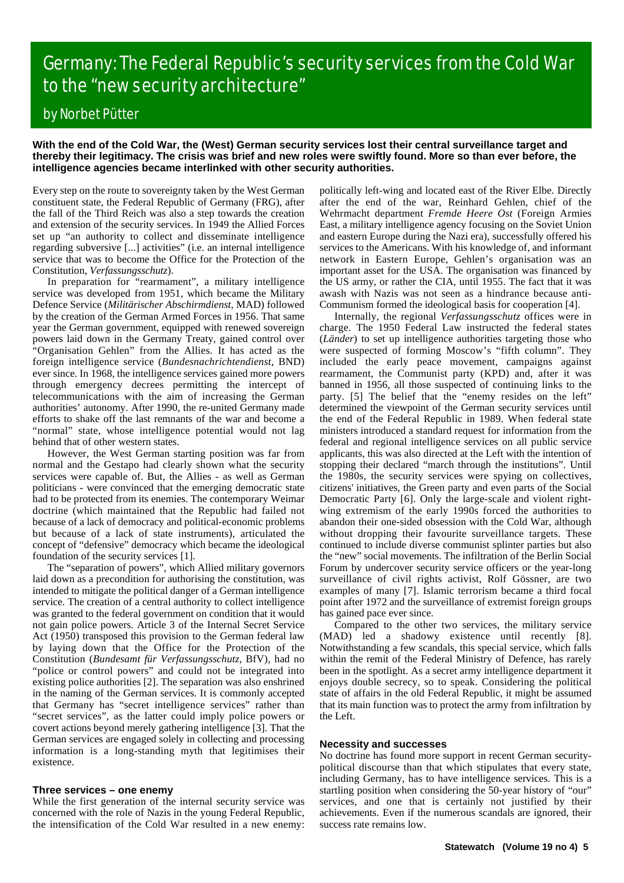# Germany: The Federal Republic's security services from the Cold War to the "new security architecture"

## by Norbet Pütter

**With the end of the Cold War, the (West) German security services lost their central surveillance target and thereby their legitimacy. The crisis was brief and new roles were swiftly found. More so than ever before, the intelligence agencies became interlinked with other security authorities.**

Every step on the route to sovereignty taken by the West German constituent state, the Federal Republic of Germany (FRG), after the fall of the Third Reich was also a step towards the creation and extension of the security services. In 1949 the Allied Forces set up "an authority to collect and disseminate intelligence regarding subversive [...] activities" (i.e. an internal intelligence service that was to become the Office for the Protection of the Constitution, *Verfassungsschutz*).

In preparation for "rearmament", a military intelligence service was developed from 1951, which became the Military Defence Service (*Militärischer Abschirmdienst*, MAD) followed by the creation of the German Armed Forces in 1956. That same year the German government, equipped with renewed sovereign powers laid down in the Germany Treaty, gained control over "Organisation Gehlen" from the Allies. It has acted as the foreign intelligence service (*Bundesnachrichtendienst*, BND) ever since. In 1968, the intelligence services gained more powers through emergency decrees permitting the intercept of telecommunications with the aim of increasing the German authorities' autonomy. After 1990, the re-united Germany made efforts to shake off the last remnants of the war and become a "normal" state, whose intelligence potential would not lag behind that of other western states.

However, the West German starting position was far from normal and the Gestapo had clearly shown what the security services were capable of. But, the Allies - as well as German politicians - were convinced that the emerging democratic state had to be protected from its enemies. The contemporary Weimar doctrine (which maintained that the Republic had failed not because of a lack of democracy and political-economic problems but because of a lack of state instruments), articulated the concept of "defensive" democracy which became the ideological foundation of the security services [1].

The "separation of powers", which Allied military governors laid down as a precondition for authorising the constitution, was intended to mitigate the political danger of a German intelligence service. The creation of a central authority to collect intelligence was granted to the federal government on condition that it would not gain police powers. Article 3 of the Internal Secret Service Act (1950) transposed this provision to the German federal law by laying down that the Office for the Protection of the Constitution (*Bundesamt für Verfassungsschutz*, BfV), had no "police or control powers" and could not be integrated into existing police authorities [2]. The separation was also enshrined in the naming of the German services. It is commonly accepted that Germany has "secret intelligence services" rather than "secret services", as the latter could imply police powers or covert actions beyond merely gathering intelligence [3]. That the German services are engaged solely in collecting and processing information is a long-standing myth that legitimises their existence.

### Three services – one enemy

While the first generation of the internal security service was concerned with the role of Nazis in the young Federal Republic, the intensification of the Cold War resulted in a new enemy: politically left-wing and located east of the River Elbe. Directly after the end of the war, Reinhard Gehlen, chief of the Wehrmacht department *Fremde Heere Ost* (Foreign Armies East, a military intelligence agency focusing on the Soviet Union and eastern Europe during the Nazi era), successfully offered his services to the Americans. With his knowledge of, and informant network in Eastern Europe, Gehlen's organisation was an important asset for the USA. The organisation was financed by the US army, or rather the CIA, until 1955. The fact that it was awash with Nazis was not seen as a hindrance because anti-Communism formed the ideological basis for cooperation [4].

Internally, the regional *Verfassungsschutz* offices were in charge. The 1950 Federal Law instructed the federal states (*Länder*) to set up intelligence authorities targeting those who were suspected of forming Moscow's "fifth column". They included the early peace movement, campaigns against rearmament, the Communist party (KPD) and, after it was banned in 1956, all those suspected of continuing links to the party. [5] The belief that the "enemy resides on the left" determined the viewpoint of the German security services until the end of the Federal Republic in 1989. When federal state ministers introduced a standard request for information from the federal and regional intelligence services on all public service applicants, this was also directed at the Left with the intention of stopping their declared "march through the institutions". Until the 1980s, the security services were spying on collectives, citizens' initiatives, the Green party and even parts of the Social Democratic Party [6]. Only the large-scale and violent right-wing extremism of the early 1990s forced the authorities to abandon their one-sided obsession with the Cold War, although without dropping their favourite surveillance targets. These continued to include diverse communist splinter parties but also the "new" social movements. The infiltration of the Berlin Social Forum by undercover security service officers or the year-long surveillance of civil rights activist, Rolf Gössner, are two examples of many [7]. Islamic terrorism became a third focal point after 1972 and the surveillance of extremist foreign groups has gained pace ever since.

Compared to the other two services, the military service (MAD) led a shadowy existence until recently [8]. Notwithstanding a few scandals, this special service, which falls within the remit of the Federal Ministry of Defence, has rarely been in the spotlight. As a secret army intelligence department it enjoys double secrecy, so to speak. Considering the political state of affairs in the old Federal Republic, it might be assumed that its main function was to protect the army from infiltration by the Left.

### Necessity and successes

No doctrine has found more support in recent German security-political discourse than that which stipulates that every state, including Germany, has to have intelligence services. This is a startling position when considering the 50-year history of "our" services, and one that is certainly not justified by their achievements. Even if the numerous scandals are ignored, their success rate remains low.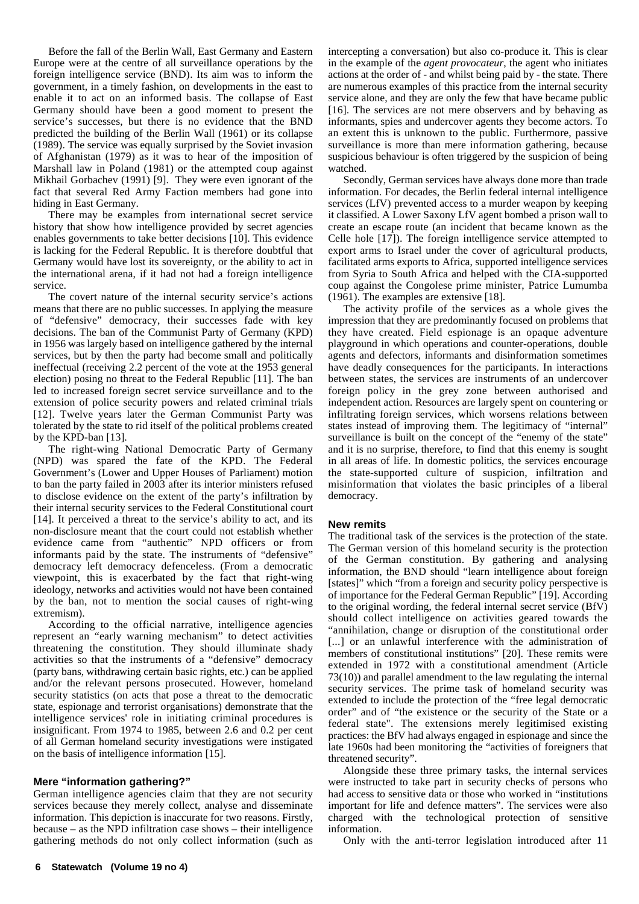Before the fall of the Berlin Wall, East Germany and Eastern Europe were at the centre of all surveillance operations by the foreign intelligence service (BND). Its aim was to inform the government, in a timely fashion, on developments in the east to enable it to act on an informed basis. The collapse of East Germany should have been a good moment to present the service's successes, but there is no evidence that the BND predicted the building of the Berlin Wall (1961) or its collapse (1989). The service was equally surprised by the Soviet invasion of Afghanistan (1979) as it was to hear of the imposition of Marshall law in Poland (1981) or the attempted coup against Mikhail Gorbachev (1991) [9]. They were even ignorant of the fact that several Red Army Faction members had gone into hiding in East Germany.

There may be examples from international secret service history that show how intelligence provided by secret agencies enables governments to take better decisions [10]. This evidence is lacking for the Federal Republic. It is therefore doubtful that Germany would have lost its sovereignty, or the ability to act in the international arena, if it had not had a foreign intelligence service.

The covert nature of the internal security service's actions means that there are no public successes. In applying the measure of "defensive" democracy, their successes fade with key decisions. The ban of the Communist Party of Germany (KPD) in 1956 was largely based on intelligence gathered by the internal services, but by then the party had become small and politically ineffectual (receiving 2.2 percent of the vote at the 1953 general election) posing no threat to the Federal Republic [11]. The ban led to increased foreign secret service surveillance and to the extension of police security powers and related criminal trials [12]. Twelve years later the German Communist Party was tolerated by the state to rid itself of the political problems created by the KPD-ban [13].

The right-wing National Democratic Party of Germany (NPD) was spared the fate of the KPD. The Federal Government's (Lower and Upper Houses of Parliament) motion to ban the party failed in 2003 after its interior ministers refused to disclose evidence on the extent of the party's infiltration by their internal security services to the Federal Constitutional court [14]. It perceived a threat to the service's ability to act, and its non-disclosure meant that the court could not establish whether evidence came from "authentic" NPD officers or from informants paid by the state. The instruments of "defensive" democracy left democracy defenceless. (From a democratic viewpoint, this is exacerbated by the fact that right-wing ideology, networks and activities would not have been contained by the ban, not to mention the social causes of right-wing extremism).

According to the official narrative, intelligence agencies represent an "early warning mechanism" to detect activities threatening the constitution. They should illuminate shady activities so that the instruments of a "defensive" democracy (party bans, withdrawing certain basic rights, etc.) can be applied and/or the relevant persons prosecuted. However, homeland security statistics (on acts that pose a threat to the democratic state, espionage and terrorist organisations) demonstrate that the intelligence services' role in initiating criminal procedures is insignificant. From 1974 to 1985, between 2.6 and 0.2 per cent of all German homeland security investigations were instigated on the basis of intelligence information [15].

## Mere "information gathering?"

German intelligence agencies claim that they are not security services because they merely collect, analyse and disseminate information. This depiction is inaccurate for two reasons. Firstly, because – as the NPD infiltration case shows – their intelligence gathering methods do not only collect information (such as intercepting a conversation) but also co-produce it. This is clear in the example of the *agent provocateur*, the agent who initiates actions at the order of - and whilst being paid by - the state. There are numerous examples of this practice from the internal security service alone, and they are only the few that have became public [16]. The services are not mere observers and by behaving as informants, spies and undercover agents they become actors. To an extent this is unknown to the public. Furthermore, passive surveillance is more than mere information gathering, because suspicious behaviour is often triggered by the suspicion of being watched.

Secondly, German services have always done more than trade information. For decades, the Berlin federal internal intelligence services (LfV) prevented access to a murder weapon by keeping it classified. A Lower Saxony LfV agent bombed a prison wall to create an escape route (an incident that became known as the Celle hole [17]). The foreign intelligence service attempted to export arms to Israel under the cover of agricultural products, facilitated arms exports to Africa, supported intelligence services from Syria to South Africa and helped with the CIA-supported coup against the Congolese prime minister, Patrice Lumumba (1961). The examples are extensive [18].

The activity profile of the services as a whole gives the impression that they are predominantly focused on problems that they have created. Field espionage is an opaque adventure playground in which operations and counter-operations, double agents and defectors, informants and disinformation sometimes have deadly consequences for the participants. In interactions between states, the services are instruments of an undercover foreign policy in the grey zone between authorised and independent action. Resources are largely spent on countering or infiltrating foreign services, which worsens relations between states instead of improving them. The legitimacy of "internal" surveillance is built on the concept of the "enemy of the state" and it is no surprise, therefore, to find that this enemy is sought in all areas of life. In domestic politics, the services encourage the state-supported culture of suspicion, infiltration and misinformation that violates the basic principles of a liberal democracy.

## New remits

The traditional task of the services is the protection of the state. The German version of this homeland security is the protection of the German constitution. By gathering and analysing information, the BND should "learn intelligence about foreign [states]" which "from a foreign and security policy perspective is of importance for the Federal German Republic" [19]. According to the original wording, the federal internal secret service (BfV) should collect intelligence on activities geared towards the "annihilation, change or disruption of the constitutional order [...] or an unlawful interference with the administration of members of constitutional institutions" [20]. These remits were extended in 1972 with a constitutional amendment (Article 73(10)) and parallel amendment to the law regulating the internal security services. The prime task of homeland security was extended to include the protection of the "free legal democratic order" and of "the existence or the security of the State or a federal state". The extensions merely legitimised existing practices: the BfV had always engaged in espionage and since the late 1960s had been monitoring the "activities of foreigners that threatened security".

Alongside these three primary tasks, the internal services were instructed to take part in security checks of persons who had access to sensitive data or those who worked in "institutions important for life and defence matters". The services were also charged with the technological protection of sensitive information.

Only with the anti-terror legislation introduced after 11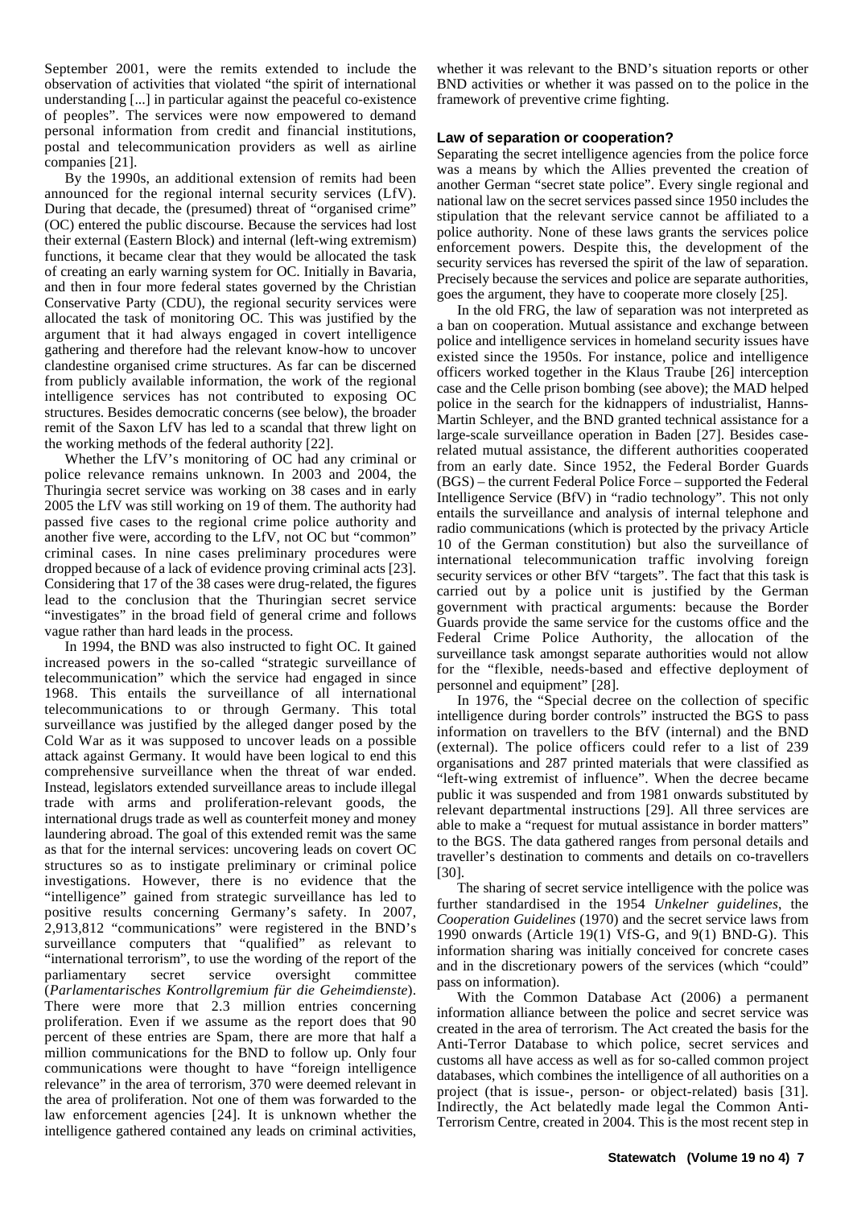September 2001, were the remits extended to include the observation of activities that violated "the spirit of international understanding [...] in particular against the peaceful co-existence of peoples". The services were now empowered to demand personal information from credit and financial institutions, postal and telecommunication providers as well as airline companies [21].

By the 1990s, an additional extension of remits had been announced for the regional internal security services (LfV). During that decade, the (presumed) threat of "organised crime" (OC) entered the public discourse. Because the services had lost their external (Eastern Block) and internal (left-wing extremism) functions, it became clear that they would be allocated the task of creating an early warning system for OC. Initially in Bavaria, and then in four more federal states governed by the Christian Conservative Party (CDU), the regional security services were allocated the task of monitoring OC. This was justified by the argument that it had always engaged in covert intelligence gathering and therefore had the relevant know-how to uncover clandestine organised crime structures. As far can be discerned from publicly available information, the work of the regional intelligence services has not contributed to exposing OC structures. Besides democratic concerns (see below), the broader remit of the Saxon LfV has led to a scandal that threw light on the working methods of the federal authority [22].

Whether the LfV's monitoring of OC had any criminal or police relevance remains unknown. In 2003 and 2004, the Thuringia secret service was working on 38 cases and in early 2005 the LfV was still working on 19 of them. The authority had passed five cases to the regional crime police authority and another five were, according to the LfV, not OC but "common" criminal cases. In nine cases preliminary procedures were dropped because of a lack of evidence proving criminal acts [23]. Considering that 17 of the 38 cases were drug-related, the figures lead to the conclusion that the Thuringian secret service "investigates" in the broad field of general crime and follows vague rather than hard leads in the process.

In 1994, the BND was also instructed to fight OC. It gained increased powers in the so-called "strategic surveillance of telecommunication" which the service had engaged in since 1968. This entails the surveillance of all international telecommunications to or through Germany. This total surveillance was justified by the alleged danger posed by the Cold War as it was supposed to uncover leads on a possible attack against Germany. It would have been logical to end this comprehensive surveillance when the threat of war ended. Instead, legislators extended surveillance areas to include illegal trade with arms and proliferation-relevant goods, the international drugs trade as well as counterfeit money and money laundering abroad. The goal of this extended remit was the same as that for the internal services: uncovering leads on covert OC structures so as to instigate preliminary or criminal police investigations. However, there is no evidence that the "intelligence" gained from strategic surveillance has led to positive results concerning Germany's safety. In 2007, 2,913,812 "communications" were registered in the BND's surveillance computers that "qualified" as relevant to "international terrorism", to use the wording of the report of the parliamentary secret service oversight committee (*Parlamentarisches Kontrollgremium für die Geheimdienste*). There were more that 2.3 million entries concerning proliferation. Even if we assume as the report does that 90 percent of these entries are Spam, there are more that half a million communications for the BND to follow up. Only four communications were thought to have "foreign intelligence relevance" in the area of terrorism, 370 were deemed relevant in the area of proliferation. Not one of them was forwarded to the law enforcement agencies [24]. It is unknown whether the intelligence gathered contained any leads on criminal activities, whether it was relevant to the BND's situation reports or other BND activities or whether it was passed on to the police in the framework of preventive crime fighting.

### Law of separation or cooperation?

Separating the secret intelligence agencies from the police force was a means by which the Allies prevented the creation of another German "secret state police". Every single regional and national law on the secret services passed since 1950 includes the stipulation that the relevant service cannot be affiliated to a police authority. None of these laws grants the services police enforcement powers. Despite this, the development of the security services has reversed the spirit of the law of separation. Precisely because the services and police are separate authorities, goes the argument, they have to cooperate more closely [25].

In the old FRG, the law of separation was not interpreted as a ban on cooperation. Mutual assistance and exchange between police and intelligence services in homeland security issues have existed since the 1950s. For instance, police and intelligence officers worked together in the Klaus Traube [26] interception case and the Celle prison bombing (see above); the MAD helped police in the search for the kidnappers of industrialist, Hanns-Martin Schleyer, and the BND granted technical assistance for a large-scale surveillance operation in Baden [27]. Besides case-related mutual assistance, the different authorities cooperated from an early date. Since 1952, the Federal Border Guards (BGS) – the current Federal Police Force – supported the Federal Intelligence Service (BfV) in "radio technology". This not only entails the surveillance and analysis of internal telephone and radio communications (which is protected by the privacy Article 10 of the German constitution) but also the surveillance of international telecommunication traffic involving foreign security services or other BfV "targets". The fact that this task is carried out by a police unit is justified by the German government with practical arguments: because the Border Guards provide the same service for the customs office and the Federal Crime Police Authority, the allocation of the surveillance task amongst separate authorities would not allow for the "flexible, needs-based and effective deployment of personnel and equipment" [28].

In 1976, the "Special decree on the collection of specific intelligence during border controls" instructed the BGS to pass information on travellers to the BfV (internal) and the BND (external). The police officers could refer to a list of 239 organisations and 287 printed materials that were classified as "left-wing extremist of influence". When the decree became public it was suspended and from 1981 onwards substituted by relevant departmental instructions [29]. All three services are able to make a "request for mutual assistance in border matters" to the BGS. The data gathered ranges from personal details and traveller's destination to comments and details on co-travellers [30].

The sharing of secret service intelligence with the police was further standardised in the 1954 *Unkelner guidelines*, the *Cooperation Guidelines* (1970) and the secret service laws from 1990 onwards (Article 19(1) VfS-G, and 9(1) BND-G). This information sharing was initially conceived for concrete cases and in the discretionary powers of the services (which "could" pass on information).

With the Common Database Act (2006) a permanent information alliance between the police and secret service was created in the area of terrorism. The Act created the basis for the Anti-Terror Database to which police, secret services and customs all have access as well as for so-called common project databases, which combines the intelligence of all authorities on a project (that is issue-, person- or object-related) basis [31]. Indirectly, the Act belatedly made legal the Common Anti-Terrorism Centre, created in 2004. This is the most recent step in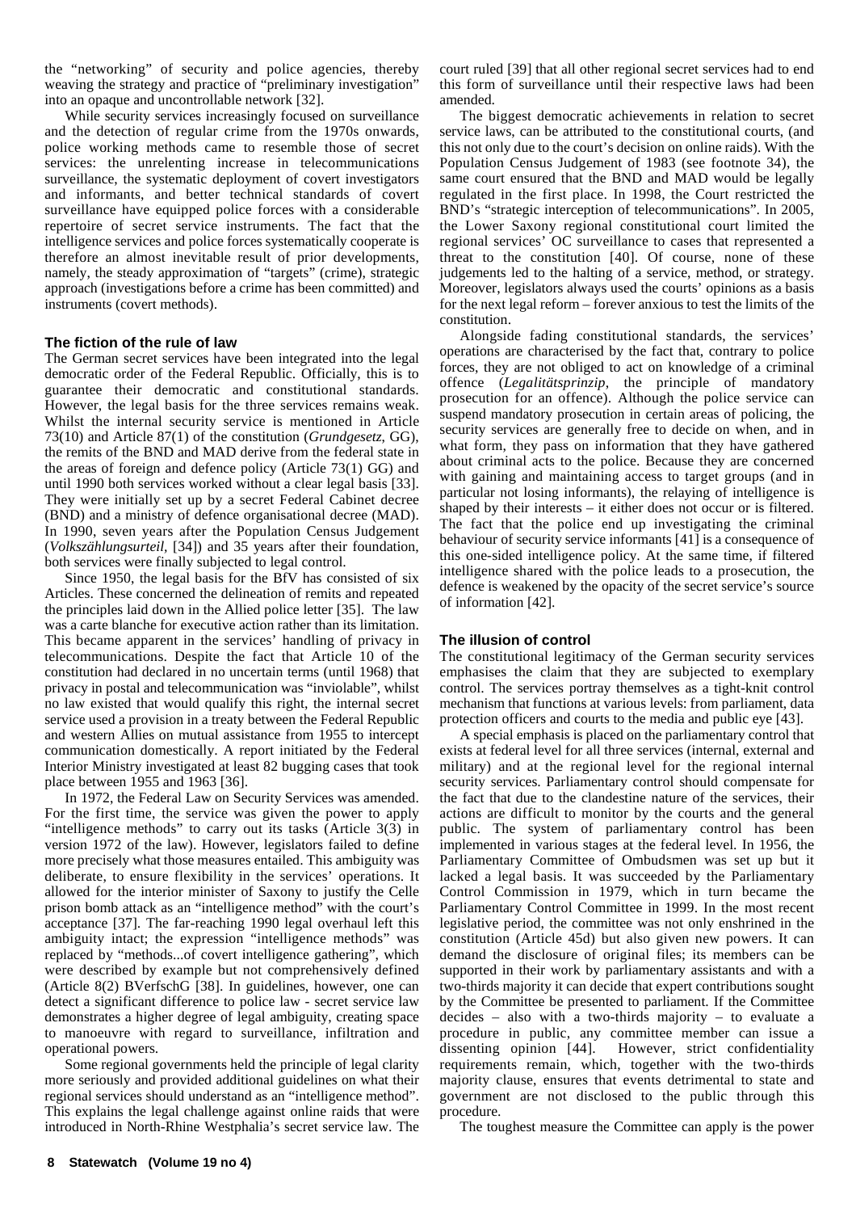the "networking" of security and police agencies, thereby weaving the strategy and practice of "preliminary investigation" into an opaque and uncontrollable network [32].

While security services increasingly focused on surveillance and the detection of regular crime from the 1970s onwards, police working methods came to resemble those of secret services: the unrelenting increase in telecommunications surveillance, the systematic deployment of covert investigators and informants, and better technical standards of covert surveillance have equipped police forces with a considerable repertoire of secret service instruments. The fact that the intelligence services and police forces systematically cooperate is therefore an almost inevitable result of prior developments, namely, the steady approximation of "targets" (crime), strategic approach (investigations before a crime has been committed) and instruments (covert methods).

### The fiction of the rule of law

The German secret services have been integrated into the legal democratic order of the Federal Republic. Officially, this is to guarantee their democratic and constitutional standards. However, the legal basis for the three services remains weak. Whilst the internal security service is mentioned in Article 73(10) and Article 87(1) of the constitution (*Grundgesetz*, GG), the remits of the BND and MAD derive from the federal state in the areas of foreign and defence policy (Article 73(1) GG) and until 1990 both services worked without a clear legal basis [33]. They were initially set up by a secret Federal Cabinet decree (BND) and a ministry of defence organisational decree (MAD). In 1990, seven years after the Population Census Judgement (*Volkszählungsurteil*, [34]) and 35 years after their foundation, both services were finally subjected to legal control.

Since 1950, the legal basis for the BfV has consisted of six Articles. These concerned the delineation of remits and repeated the principles laid down in the Allied police letter [35]. The law was a carte blanche for executive action rather than its limitation. This became apparent in the services' handling of privacy in telecommunications. Despite the fact that Article 10 of the constitution had declared in no uncertain terms (until 1968) that privacy in postal and telecommunication was "inviolable", whilst no law existed that would qualify this right, the internal secret service used a provision in a treaty between the Federal Republic and western Allies on mutual assistance from 1955 to intercept communication domestically. A report initiated by the Federal Interior Ministry investigated at least 82 bugging cases that took place between 1955 and 1963 [36].

In 1972, the Federal Law on Security Services was amended. For the first time, the service was given the power to apply "intelligence methods" to carry out its tasks (Article 3(3) in version 1972 of the law). However, legislators failed to define more precisely what those measures entailed. This ambiguity was deliberate, to ensure flexibility in the services' operations. It allowed for the interior minister of Saxony to justify the Celle prison bomb attack as an "intelligence method" with the court's acceptance [37]. The far-reaching 1990 legal overhaul left this ambiguity intact; the expression "intelligence methods" was replaced by "methods...of covert intelligence gathering", which were described by example but not comprehensively defined (Article 8(2) BVerfschG [38]. In guidelines, however, one can detect a significant difference to police law - secret service law demonstrates a higher degree of legal ambiguity, creating space to manoeuvre with regard to surveillance, infiltration and operational powers.

Some regional governments held the principle of legal clarity more seriously and provided additional guidelines on what their regional services should understand as an "intelligence method". This explains the legal challenge against online raids that were introduced in North-Rhine Westphalia's secret service law. The court ruled [39] that all other regional secret services had to end this form of surveillance until their respective laws had been amended.

The biggest democratic achievements in relation to secret service laws, can be attributed to the constitutional courts, (and this not only due to the court's decision on online raids). With the Population Census Judgement of 1983 (see footnote 34), the same court ensured that the BND and MAD would be legally regulated in the first place. In 1998, the Court restricted the BND's "strategic interception of telecommunications". In 2005, the Lower Saxony regional constitutional court limited the regional services' OC surveillance to cases that represented a threat to the constitution [40]. Of course, none of these judgements led to the halting of a service, method, or strategy. Moreover, legislators always used the courts' opinions as a basis for the next legal reform – forever anxious to test the limits of the constitution.

Alongside fading constitutional standards, the services' operations are characterised by the fact that, contrary to police forces, they are not obliged to act on knowledge of a criminal offence (*Legalitätsprinzip*, the principle of mandatory prosecution for an offence). Although the police service can suspend mandatory prosecution in certain areas of policing, the security services are generally free to decide on when, and in what form, they pass on information that they have gathered about criminal acts to the police. Because they are concerned with gaining and maintaining access to target groups (and in particular not losing informants), the relaying of intelligence is shaped by their interests – it either does not occur or is filtered. The fact that the police end up investigating the criminal behaviour of security service informants [41] is a consequence of this one-sided intelligence policy. At the same time, if filtered intelligence shared with the police leads to a prosecution, the defence is weakened by the opacity of the secret service's source of information [42].

### The illusion of control

The constitutional legitimacy of the German security services emphasises the claim that they are subjected to exemplary control. The services portray themselves as a tight-knit control mechanism that functions at various levels: from parliament, data protection officers and courts to the media and public eye [43].

A special emphasis is placed on the parliamentary control that exists at federal level for all three services (internal, external and military) and at the regional level for the regional internal security services. Parliamentary control should compensate for the fact that due to the clandestine nature of the services, their actions are difficult to monitor by the courts and the general public. The system of parliamentary control has been implemented in various stages at the federal level. In 1956, the Parliamentary Committee of Ombudsmen was set up but it lacked a legal basis. It was succeeded by the Parliamentary Control Commission in 1979, which in turn became the Parliamentary Control Committee in 1999. In the most recent legislative period, the committee was not only enshrined in the constitution (Article 45d) but also given new powers. It can demand the disclosure of original files; its members can be supported in their work by parliamentary assistants and with a two-thirds majority it can decide that expert contributions sought by the Committee be presented to parliament. If the Committee decides – also with a two-thirds majority – to evaluate a procedure in public, any committee member can issue a dissenting opinion [44]. However, strict confidentiality requirements remain, which, together with the two-thirds majority clause, ensures that events detrimental to state and government are not disclosed to the public through this procedure.

The toughest measure the Committee can apply is the power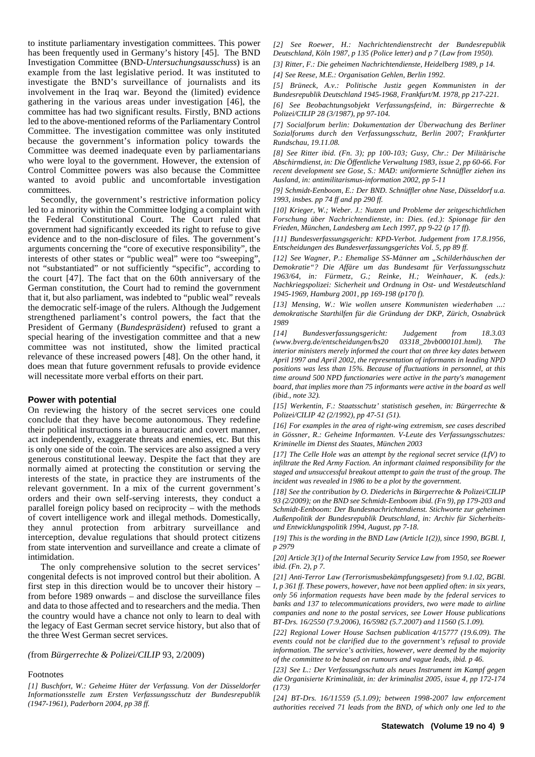to institute parliamentary investigation committees. This power has been frequently used in Germany's history [45]. The BND Investigation Committee (BND-*Untersuchungsausschuss*) is an example from the last legislative period. It was instituted to investigate the BND's surveillance of journalists and its involvement in the Iraq war. Beyond the (limited) evidence gathering in the various areas under investigation [46], the committee has had two significant results. Firstly, BND actions led to the above-mentioned reforms of the Parliamentary Control Committee. The investigation committee was only instituted because the government's information policy towards the Committee was deemed inadequate even by parliamentarians who were loyal to the government. However, the extension of Control Committee powers was also because the Committee wanted to avoid public and uncomfortable investigation committees.

Secondly, the government's restrictive information policy led to a minority within the Committee lodging a complaint with the Federal Constitutional Court. The Court ruled that government had significantly exceeded its right to refuse to give evidence and to the non-disclosure of files. The government's arguments concerning the "core of executive responsibility", the interests of other states or "public weal" were too "sweeping", not "substantiated" or not sufficiently "specific", according to the court [47]. The fact that on the 60th anniversary of the German constitution, the Court had to remind the government that it, but also parliament, was indebted to "public weal" reveals the democratic self-image of the rulers. Although the Judgement strengthened parliament's control powers, the fact that the President of Germany (*Bundespräsident*) refused to grant a special hearing of the investigation committee and that a new committee was not instituted, show the limited practical relevance of these increased powers [48]. On the other hand, it does mean that future government refusals to provide evidence will necessitate more verbal efforts on their part.

## Power with potential

On reviewing the history of the secret services one could conclude that they have become autonomous. They redefine their political instructions in a bureaucratic and covert manner, act independently, exaggerate threats and enemies, etc. But this is only one side of the coin. The services are also assigned a very generous constitutional leeway. Despite the fact that they are normally aimed at protecting the constitution or serving the interests of the state, in practice they are instruments of the relevant government. In a mix of the current government's orders and their own self-serving interests, they conduct a parallel foreign policy based on reciprocity – with the methods of covert intelligence work and illegal methods. Domestically, they annul protection from arbitrary surveillance and interception, devalue regulations that should protect citizens from state intervention and surveillance and create a climate of intimidation.

The only comprehensive solution to the secret services' congenital defects is not improved control but their abolition. A first step in this direction would be to uncover their history – from before 1989 onwards – and disclose the surveillance files and data to those affected and to researchers and the media. Then the country would have a chance not only to learn to deal with the legacy of East German secret service history, but also that of the three West German secret services.

(from *Bürgerrechte & Polizei/CILIP* 93, 2/2009)

### Footnotes

*[1] Buschfort, W.: Geheime Hüter der Verfassung. Von der Düsseldorfer Informationsstelle zum Ersten Verfassungsschutz der Bundesrepublik (1947-1961), Paderborn 2004, pp 38 ff.*

*[2] See Roewer, H.: Nachrichtendienstrecht der Bundesrepublik Deutschland, Köln 1987, p 135 (Police letter) and p 7 (Law from 1950).*

*[3] Ritter, F.: Die geheimen Nachrichtendienste, Heidelberg 1989, p 14.*

*[4] See Reese, M.E.: Organisation Gehlen, Berlin 1992.*

*[5] Brüneck, A.v.: Politische Justiz gegen Kommunisten in der Bundesrepublik Deutschland 1945-1968, Frankfurt/M. 1978, pp 217-221.*

*[6] See Beobachtungsobjekt Verfassungsfeind, in: Bürgerrechte & Polizei/CILIP 28 (3/1987), pp 97-104.*

*[7] Socialforum berlin: Dokumentation der Überwachung des Berliner Sozialforums durch den Verfassungsschutz, Berlin 2007; Frankfurter Rundschau, 19.11.08.*

*[8] See Ritter ibid. (Fn. 3); pp 100-103; Gusy, Chr.: Der Militärische Abschirmdienst, in: Die Öffentliche Verwaltung 1983, issue 2, pp 60-66. For recent development see Gose, S.: MAD: uniformierte Schnüffler ziehen ins Ausland, in: antimilitarismus-information 2002, pp 5-11*

*[9] Schmidt-Eenboom, E.: Der BND. Schnüffler ohne Nase, Düsseldorf u.a. 1993, insbes. pp 74 ff and pp 290 ff.*

*[10] Krieger, W.; Weber. J.: Nutzen und Probleme der zeitgeschichtlichen Forschung über Nachrichtendienste, in: Dies. (ed.): Spionage für den Frieden, München, Landesberg am Lech 1997, pp 9-22 (p 17 ff).*

*[11] Bundesverfassungsgericht: KPD-Verbot. Judgement from 17.8.1956, Entscheidungen des Bundesverfassungsgerichts Vol. 5, pp 89 ff.*

*[12] See Wagner, P.: Ehemalige SS-Männer am „Schilderhäuschen der Demokratie"? Die Affäre um das Bundesamt für Verfassungsschutz 1963/64, in: Fürmetz, G.; Reinke, H.; Weinhauer, K. (eds.): Nachkriegspolizei: Sicherheit und Ordnung in Ost- und Westdeutschland 1945-1969, Hamburg 2001, pp 169-198 (p170 f).*

*[13] Mensing, W.: Wie wollen unsere Kommunisten wiederhaben ...: demokratische Starthilfen für die Gründung der DKP, Zürich, Osnabrück 1989*

*[14] Bundesverfassungsgericht: Judgement from 18.3.03 (www.bverg.de/entscheidungen/bs20 03318_2bvb000101.html). The interior ministers merely informed the court that on three key dates between April 1997 and April 2002, the representation of informants in leading NPD positions was less than 15%. Because of fluctuations in personnel, at this time around 500 NPD functionaries were active in the party's management board, that implies more than 75 informants were active in the board as well (ibid., note 32).*

*[15] Werkentin, F.: Staatsschutz' statistisch gesehen, in: Bürgerrechte & Polizei/CILIP 42 (2/1992), pp 47-51 (51).*

*[16] For examples in the area of right-wing extremism, see cases described in Gössner, R.: Geheime Informanten. V-Leute des Verfassungsschutzes: Kriminelle im Dienst des Staates, München 2003*

*[17] The Celle Hole was an attempt by the regional secret service (LfV) to infiltrate the Red Army Faction. An informant claimed responsibility for the staged and unsuccessful breakout attempt to gain the trust of the group. The incident was revealed in 1986 to be a plot by the government.*

*[18] See the contribution by O. Diederichs in Bürgerrechte & Polizei/CILIP 93 (2/2009); on the BND see Schmidt-Eenboom ibid. (Fn 9), pp 179-203 and Schmidt-Eenboom: Der Bundesnachrichtendienst. Stichworte zur geheimen Außenpolitik der Bundesrepublik Deutschland, in: Archiv für Sicherheits- und Entwicklungspolitik 1994, August, pp 7-18.*

*[19] This is the wording in the BND Law (Article 1(2)), since 1990, BGBl. I, p 2979*

*[20] Article 3(1) of the Internal Security Service Law from 1950, see Roewer ibid. (Fn. 2), p 7.*

*[21] Anti-Terror Law (Terrorismusbekämpfungsgesetz) from 9.1.02, BGBl. I, p 361 ff. These powers, however, have not been applied often: in six years, only 56 information requests have been made by the federal services to banks and 137 to telecommunications providers, two were made to airline companies and none to the postal services, see Lower House publications BT-Drs. 16/2550 (7.9.2006), 16/5982 (5.7.2007) and 11560 (5.1.09).*

*[22] Regional Lower House Sachsen publication 4/15777 (19.6.09). The events could not be clarified due to the government's refusal to provide information. The service's activities, however, were deemed by the majority of the committee to be based on rumours and vague leads, ibid. p 46.*

*[23] See L.: Der Verfassungsschutz als neues Instrument im Kampf gegen die Organisierte Kriminalität, in: der kriminalist 2005, issue 4, pp 172-174 (173)*

*[24] BT-Drs. 16/11559 (5.1.09); between 1998-2007 law enforcement authorities received 71 leads from the BND, of which only one led to the*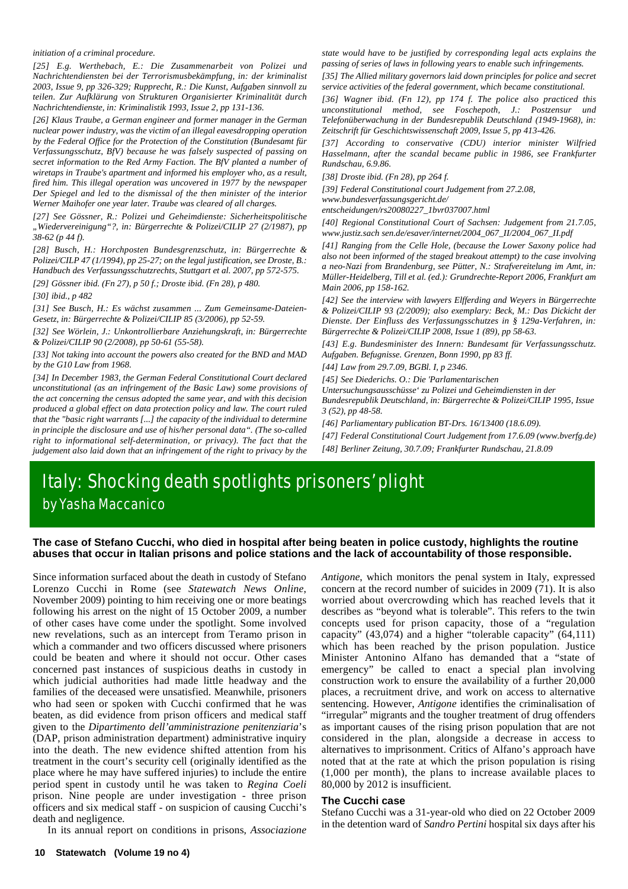*initiation of a criminal procedure.*

*[25] E.g. Werthebach, E.: Die Zusammenarbeit von Polizei und Nachrichtendiensten bei der Terrorismusbekämpfung, in: der kriminalist 2003, Issue 9, pp 326-329; Rupprecht, R.: Die Kunst, Aufgaben sinnvoll zu teilen. Zur Aufklärung von Strukturen Organisierter Kriminalität durch Nachrichtendienste, in: Kriminalistik 1993, Issue 2, pp 131-136.*

*[26] Klaus Traube, a German engineer and former manager in the German nuclear power industry, was the victim of an illegal eavesdropping operation by the Federal Office for the Protection of the Constitution (Bundesamt für Verfassungsschutz, BfV) because he was falsely suspected of passing on secret information to the Red Army Faction. The BfV planted a number of wiretaps in Traube's apartment and informed his employer who, as a result, fired him. This illegal operation was uncovered in 1977 by the newspaper Der Spiegel and led to the dismissal of the then minister of the interior Werner Maihofer one year later. Traube was cleared of all charges.*

*[27] See Gössner, R.: Polizei und Geheimdienste: Sicherheitspolitische „Wiedervereinigung"?, in: Bürgerrechte & Polizei/CILIP 27 (2/1987), pp 38-62 (p 44 f).*

*[28] Busch, H.: Horchposten Bundesgrenzschutz, in: Bürgerrechte & Polizei/CILP 47 (1/1994), pp 25-27; on the legal justification, see Droste, B.: Handbuch des Verfassungsschutzrechts, Stuttgart et al. 2007, pp 572-575.*

*[29] Gössner ibid. (Fn 27), p 50 f.; Droste ibid. (Fn 28), p 480.*

*[30] ibid., p 482*

*[31] See Busch, H.: Es wächst zusammen ... Zum Gemeinsame-Dateien-Gesetz, in: Bürgerrechte & Polizei/CILIP 85 (3/2006), pp 52-59.*

*[32] See Wörlein, J.: Unkontrollierbare Anziehungskraft, in: Bürgerrechte & Polizei/CILIP 90 (2/2008), pp 50-61 (55-58).*

*[33] Not taking into account the powers also created for the BND and MAD by the G10 Law from 1968.*

*[34] In December 1983, the German Federal Constitutional Court declared unconstitutional (as an infringement of the Basic Law) some provisions of the act concerning the census adopted the same year, and with this decision produced a global effect on data protection policy and law. The court ruled that the "basic right warrants [...] the capacity of the individual to determine in principle the disclosure and use of his/her personal data". (The so-called right to informational self-determination, or privacy). The fact that the judgement also laid down that an infringement of the right to privacy by the state would have to be justified by corresponding legal acts explains the passing of series of laws in following years to enable such infringements.*

*[35] The Allied military governors laid down principles for police and secret service activities of the federal government, which became constitutional.*

*[36] Wagner ibid. (Fn 12), pp 174 f. The police also practiced this unconstitutional method, see Foschepoth, J.: Postzensur und Telefonüberwachung in der Bundesrepublik Deutschland (1949-1968), in: Zeitschrift für Geschichtswissenschaft 2009, Issue 5, pp 413-426.*

*[37] According to conservative (CDU) interior minister Wilfried Hasselmann, after the scandal became public in 1986, see Frankfurter Rundschau, 6.9.86.*

*[38] Droste ibid. (Fn 28), pp 264 f.*

*[39] Federal Constitutional court Judgement from 27.2.08, www.bundesverfassungsgericht.de/entscheidungen/rs20080227_1bvr037007.html*

*[40] Regional Constitutional Court of Sachsen: Judgement from 21.7.05, www.justiz.sach sen.de/esaver/internet/2004_067_II/2004_067_II.pdf*

*[41] Ranging from the Celle Hole, (because the Lower Saxony police had also not been informed of the staged breakout attempt) to the case involving a neo-Nazi from Brandenburg, see Pütter, N.: Strafvereitelung im Amt, in: Müller-Heidelberg, Till et al. (ed.): Grundrechte-Report 2006, Frankfurt am Main 2006, pp 158-162.*

*[42] See the interview with lawyers Elfferding and Weyers in Bürgerrechte & Polizei/CILIP 93 (2/2009); also exemplary: Beck, M.: Das Dickicht der Dienste. Der Einfluss des Verfassungsschutzes in § 129a-Verfahren, in: Bürgerrechte & Polizei/CILIP 2008, Issue 1 (89), pp 58-63.*

*[43] E.g. Bundesminister des Innern: Bundesamt für Verfassungsschutz. Aufgaben. Befugnisse. Grenzen, Bonn 1990, pp 83 ff.*

*[44] Law from 29.7.09, BGBl. I, p 2346.*

*[45] See Diederichs. O.: Die 'Parlamentarischen Untersuchungsausschüsse' zu Polizei und Geheimdiensten in der Bundesrepublik Deutschland, in: Bürgerrechte & Polizei/CILIP 1995, Issue 3 (52), pp 48-58.*

*[46] Parliamentary publication BT-Drs. 16/13400 (18.6.09).*

*[47] Federal Constitutional Court Judgement from 17.6.09 (www.bverfg.de)*

*[48] Berliner Zeitung, 30.7.09; Frankfurter Rundschau, 21.8.09*

# Italy: Shocking death spotlights prisoners' plight

by Yasha Maccanico

**The case of Stefano Cucchi, who died in hospital after being beaten in police custody, highlights the routine abuses that occur in Italian prisons and police stations and the lack of accountability of those responsible.**

Since information surfaced about the death in custody of Stefano Lorenzo Cucchi in Rome (see *Statewatch News Online*, November 2009) pointing to him receiving one or more beatings following his arrest on the night of 15 October 2009, a number of other cases have come under the spotlight. Some involved new revelations, such as an intercept from Teramo prison in which a commander and two officers discussed where prisoners could be beaten and where it should not occur. Other cases concerned past instances of suspicious deaths in custody in which judicial authorities had made little headway and the families of the deceased were unsatisfied. Meanwhile, prisoners who had seen or spoken with Cucchi confirmed that he was beaten, as did evidence from prison officers and medical staff given to the *Dipartimento dell'amministrazione penitenziaria*'s (DAP, prison administration department) administrative inquiry into the death. The new evidence shifted attention from his treatment in the court's security cell (originally identified as the place where he may have suffered injuries) to include the entire period spent in custody until he was taken to *Regina Coeli* prison. Nine people are under investigation - three prison officers and six medical staff - on suspicion of causing Cucchi's death and negligence.

In its annual report on conditions in prisons, *Associazione Antigone*, which monitors the penal system in Italy, expressed concern at the record number of suicides in 2009 (71). It is also worried about overcrowding which has reached levels that it describes as "beyond what is tolerable". This refers to the twin concepts used for prison capacity, those of a "regulation capacity" (43,074) and a higher "tolerable capacity" (64,111) which has been reached by the prison population. Justice Minister Antonino Alfano has demanded that a "state of emergency" be called to enact a special plan involving construction work to ensure the availability of a further 20,000 places, a recruitment drive, and work on access to alternative sentencing. However, *Antigone* identifies the criminalisation of "irregular" migrants and the tougher treatment of drug offenders as important causes of the rising prison population that are not considered in the plan, alongside a decrease in access to alternatives to imprisonment. Critics of Alfano's approach have noted that at the rate at which the prison population is rising (1,000 per month), the plans to increase available places to 80,000 by 2012 is insufficient.

### The Cucchi case

Stefano Cucchi was a 31-year-old who died on 22 October 2009 in the detention ward of *Sandro Pertini* hospital six days after his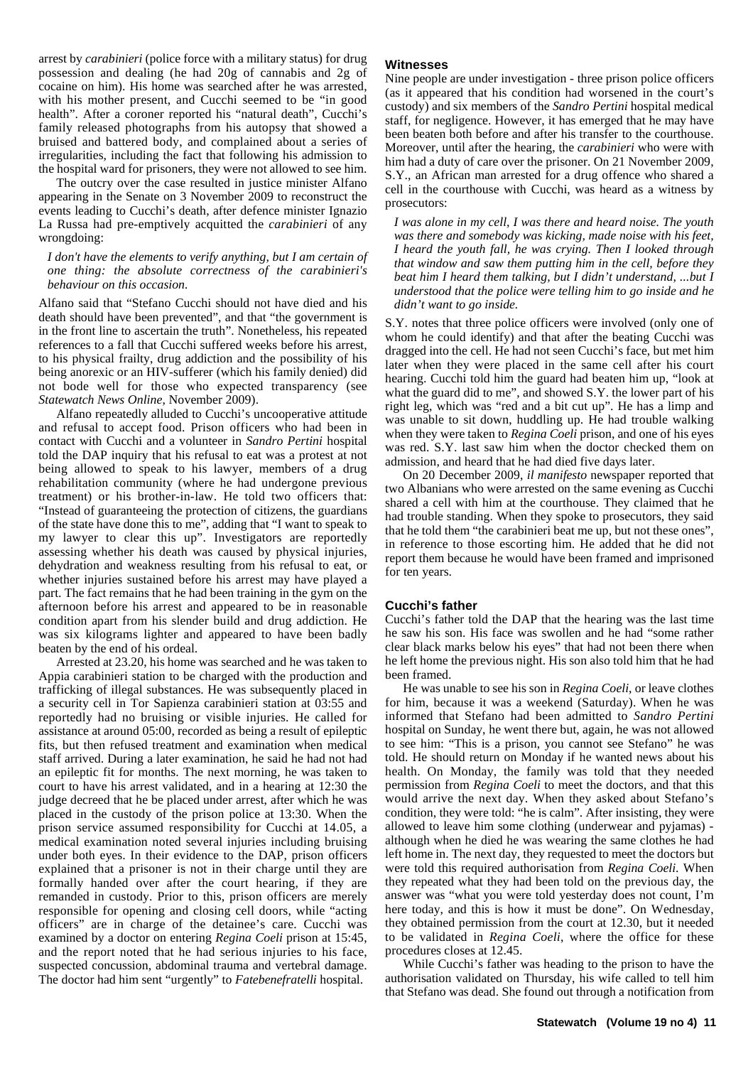arrest by *carabinieri* (police force with a military status) for drug possession and dealing (he had 20g of cannabis and 2g of cocaine on him). His home was searched after he was arrested, with his mother present, and Cucchi seemed to be "in good health". After a coroner reported his "natural death", Cucchi's family released photographs from his autopsy that showed a bruised and battered body, and complained about a series of irregularities, including the fact that following his admission to the hospital ward for prisoners, they were not allowed to see him.

The outcry over the case resulted in justice minister Alfano appearing in the Senate on 3 November 2009 to reconstruct the events leading to Cucchi's death, after defence minister Ignazio La Russa had pre-emptively acquitted the *carabinieri* of any wrongdoing:

> *I don't have the elements to verify anything, but I am certain of one thing: the absolute correctness of the carabinieri's behaviour on this occasion.*

Alfano said that "Stefano Cucchi should not have died and his death should have been prevented", and that "the government is in the front line to ascertain the truth". Nonetheless, his repeated references to a fall that Cucchi suffered weeks before his arrest, to his physical frailty, drug addiction and the possibility of his being anorexic or an HIV-sufferer (which his family denied) did not bode well for those who expected transparency (see *Statewatch News Online*, November 2009).

Alfano repeatedly alluded to Cucchi's uncooperative attitude and refusal to accept food. Prison officers who had been in contact with Cucchi and a volunteer in *Sandro Pertini* hospital told the DAP inquiry that his refusal to eat was a protest at not being allowed to speak to his lawyer, members of a drug rehabilitation community (where he had undergone previous treatment) or his brother-in-law. He told two officers that: "Instead of guaranteeing the protection of citizens, the guardians of the state have done this to me", adding that "I want to speak to my lawyer to clear this up". Investigators are reportedly assessing whether his death was caused by physical injuries, dehydration and weakness resulting from his refusal to eat, or whether injuries sustained before his arrest may have played a part. The fact remains that he had been training in the gym on the afternoon before his arrest and appeared to be in reasonable condition apart from his slender build and drug addiction. He was six kilograms lighter and appeared to have been badly beaten by the end of his ordeal.

Arrested at 23.20, his home was searched and he was taken to Appia carabinieri station to be charged with the production and trafficking of illegal substances. He was subsequently placed in a security cell in Tor Sapienza carabinieri station at 03:55 and reportedly had no bruising or visible injuries. He called for assistance at around 05:00, recorded as being a result of epileptic fits, but then refused treatment and examination when medical staff arrived. During a later examination, he said he had not had an epileptic fit for months. The next morning, he was taken to court to have his arrest validated, and in a hearing at 12:30 the judge decreed that he be placed under arrest, after which he was placed in the custody of the prison police at 13:30. When the prison service assumed responsibility for Cucchi at 14.05, a medical examination noted several injuries including bruising under both eyes. In their evidence to the DAP, prison officers explained that a prisoner is not in their charge until they are formally handed over after the court hearing, if they are remanded in custody. Prior to this, prison officers are merely responsible for opening and closing cell doors, while "acting officers" are in charge of the detainee's care. Cucchi was examined by a doctor on entering *Regina Coeli* prison at 15:45, and the report noted that he had serious injuries to his face, suspected concussion, abdominal trauma and vertebral damage. The doctor had him sent "urgently" to *Fatebenefratelli* hospital.

### Witnesses

Nine people are under investigation - three prison police officers (as it appeared that his condition had worsened in the court's custody) and six members of the *Sandro Pertini* hospital medical staff, for negligence. However, it has emerged that he may have been beaten both before and after his transfer to the courthouse. Moreover, until after the hearing, the *carabinieri* who were with him had a duty of care over the prisoner. On 21 November 2009, S.Y., an African man arrested for a drug offence who shared a cell in the courthouse with Cucchi, was heard as a witness by prosecutors:

> *I was alone in my cell, I was there and heard noise. The youth was there and somebody was kicking, made noise with his feet, I heard the youth fall, he was crying. Then I looked through that window and saw them putting him in the cell, before they beat him I heard them talking, but I didn't understand, ...but I understood that the police were telling him to go inside and he didn't want to go inside.*

S.Y. notes that three police officers were involved (only one of whom he could identify) and that after the beating Cucchi was dragged into the cell. He had not seen Cucchi's face, but met him later when they were placed in the same cell after his court hearing. Cucchi told him the guard had beaten him up, "look at what the guard did to me", and showed S.Y. the lower part of his right leg, which was "red and a bit cut up". He has a limp and was unable to sit down, huddling up. He had trouble walking when they were taken to *Regina Coeli* prison, and one of his eyes was red. S.Y. last saw him when the doctor checked them on admission, and heard that he had died five days later.

On 20 December 2009, *il manifesto* newspaper reported that two Albanians who were arrested on the same evening as Cucchi shared a cell with him at the courthouse. They claimed that he had trouble standing. When they spoke to prosecutors, they said that he told them "the carabinieri beat me up, but not these ones", in reference to those escorting him. He added that he did not report them because he would have been framed and imprisoned for ten years.

### Cucchi's father

Cucchi's father told the DAP that the hearing was the last time he saw his son. His face was swollen and he had "some rather clear black marks below his eyes" that had not been there when he left home the previous night. His son also told him that he had been framed.

He was unable to see his son in *Regina Coeli*, or leave clothes for him, because it was a weekend (Saturday). When he was informed that Stefano had been admitted to *Sandro Pertini* hospital on Sunday, he went there but, again, he was not allowed to see him: "This is a prison, you cannot see Stefano" he was told. He should return on Monday if he wanted news about his health. On Monday, the family was told that they needed permission from *Regina Coeli* to meet the doctors, and that this would arrive the next day. When they asked about Stefano's condition, they were told: "he is calm". After insisting, they were allowed to leave him some clothing (underwear and pyjamas) - although when he died he was wearing the same clothes he had left home in. The next day, they requested to meet the doctors but were told this required authorisation from *Regina Coeli*. When they repeated what they had been told on the previous day, the answer was "what you were told yesterday does not count, I'm here today, and this is how it must be done". On Wednesday, they obtained permission from the court at 12.30, but it needed to be validated in *Regina Coeli*, where the office for these procedures closes at 12.45.

While Cucchi's father was heading to the prison to have the authorisation validated on Thursday, his wife called to tell him that Stefano was dead. She found out through a notification from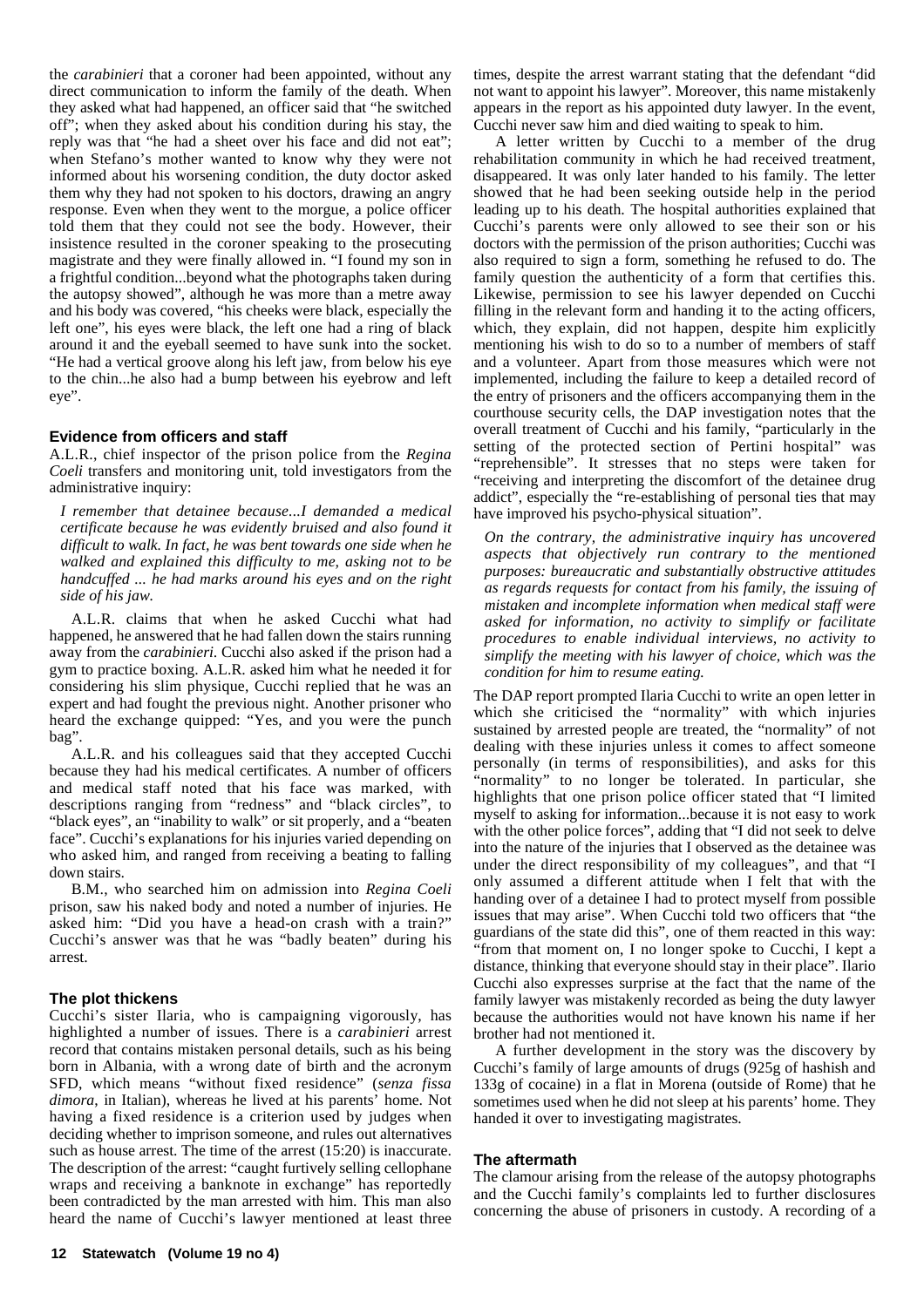the *carabinieri* that a coroner had been appointed, without any direct communication to inform the family of the death. When they asked what had happened, an officer said that "he switched off"; when they asked about his condition during his stay, the reply was that "he had a sheet over his face and did not eat"; when Stefano's mother wanted to know why they were not informed about his worsening condition, the duty doctor asked them why they had not spoken to his doctors, drawing an angry response. Even when they went to the morgue, a police officer told them that they could not see the body. However, their insistence resulted in the coroner speaking to the prosecuting magistrate and they were finally allowed in. "I found my son in a frightful condition...beyond what the photographs taken during the autopsy showed", although he was more than a metre away and his body was covered, "his cheeks were black, especially the left one", his eyes were black, the left one had a ring of black around it and the eyeball seemed to have sunk into the socket. "He had a vertical groove along his left jaw, from below his eye to the chin...he also had a bump between his eyebrow and left eye".

## Evidence from officers and staff

A.L.R., chief inspector of the prison police from the *Regina Coeli* transfers and monitoring unit, told investigators from the administrative inquiry:

> *I remember that detainee because...I demanded a medical certificate because he was evidently bruised and also found it difficult to walk. In fact, he was bent towards one side when he walked and explained this difficulty to me, asking not to be handcuffed ... he had marks around his eyes and on the right side of his jaw.*

A.L.R. claims that when he asked Cucchi what had happened, he answered that he had fallen down the stairs running away from the *carabinieri*. Cucchi also asked if the prison had a gym to practice boxing. A.L.R. asked him what he needed it for considering his slim physique, Cucchi replied that he was an expert and had fought the previous night. Another prisoner who heard the exchange quipped: "Yes, and you were the punch bag".

A.L.R. and his colleagues said that they accepted Cucchi because they had his medical certificates. A number of officers and medical staff noted that his face was marked, with descriptions ranging from "redness" and "black circles", to "black eyes", an "inability to walk" or sit properly, and a "beaten face". Cucchi's explanations for his injuries varied depending on who asked him, and ranged from receiving a beating to falling down stairs.

B.M., who searched him on admission into *Regina Coeli* prison, saw his naked body and noted a number of injuries. He asked him: "Did you have a head-on crash with a train?" Cucchi's answer was that he was "badly beaten" during his arrest.

## The plot thickens

Cucchi's sister Ilaria, who is campaigning vigorously, has highlighted a number of issues. There is a *carabinieri* arrest record that contains mistaken personal details, such as his being born in Albania, with a wrong date of birth and the acronym SFD, which means "without fixed residence" (*senza fissa dimora*, in Italian), whereas he lived at his parents' home. Not having a fixed residence is a criterion used by judges when deciding whether to imprison someone, and rules out alternatives such as house arrest. The time of the arrest (15:20) is inaccurate. The description of the arrest: "caught furtively selling cellophane wraps and receiving a banknote in exchange" has reportedly been contradicted by the man arrested with him. This man also heard the name of Cucchi's lawyer mentioned at least three times, despite the arrest warrant stating that the defendant "did not want to appoint his lawyer". Moreover, this name mistakenly appears in the report as his appointed duty lawyer. In the event, Cucchi never saw him and died waiting to speak to him.

A letter written by Cucchi to a member of the drug rehabilitation community in which he had received treatment, disappeared. It was only later handed to his family. The letter showed that he had been seeking outside help in the period leading up to his death. The hospital authorities explained that Cucchi's parents were only allowed to see their son or his doctors with the permission of the prison authorities; Cucchi was also required to sign a form, something he refused to do. The family question the authenticity of a form that certifies this. Likewise, permission to see his lawyer depended on Cucchi filling in the relevant form and handing it to the acting officers, which, they explain, did not happen, despite him explicitly mentioning his wish to do so to a number of members of staff and a volunteer. Apart from those measures which were not implemented, including the failure to keep a detailed record of the entry of prisoners and the officers accompanying them in the courthouse security cells, the DAP investigation notes that the overall treatment of Cucchi and his family, "particularly in the setting of the protected section of Pertini hospital" was "reprehensible". It stresses that no steps were taken for "receiving and interpreting the discomfort of the detainee drug addict", especially the "re-establishing of personal ties that may have improved his psycho-physical situation".

> *On the contrary, the administrative inquiry has uncovered aspects that objectively run contrary to the mentioned purposes: bureaucratic and substantially obstructive attitudes as regards requests for contact from his family, the issuing of mistaken and incomplete information when medical staff were asked for information, no activity to simplify or facilitate procedures to enable individual interviews, no activity to simplify the meeting with his lawyer of choice, which was the condition for him to resume eating.*

The DAP report prompted Ilaria Cucchi to write an open letter in which she criticised the "normality" with which injuries sustained by arrested people are treated, the "normality" of not dealing with these injuries unless it comes to affect someone personally (in terms of responsibilities), and asks for this "normality" to no longer be tolerated. In particular, she highlights that one prison police officer stated that "I limited myself to asking for information...because it is not easy to work with the other police forces", adding that "I did not seek to delve into the nature of the injuries that I observed as the detainee was under the direct responsibility of my colleagues", and that "I only assumed a different attitude when I felt that with the handing over of a detainee I had to protect myself from possible issues that may arise". When Cucchi told two officers that "the guardians of the state did this", one of them reacted in this way: "from that moment on, I no longer spoke to Cucchi, I kept a distance, thinking that everyone should stay in their place". Ilario Cucchi also expresses surprise at the fact that the name of the family lawyer was mistakenly recorded as being the duty lawyer because the authorities would not have known his name if her brother had not mentioned it.

A further development in the story was the discovery by Cucchi's family of large amounts of drugs (925g of hashish and 133g of cocaine) in a flat in Morena (outside of Rome) that he sometimes used when he did not sleep at his parents' home. They handed it over to investigating magistrates.

## The aftermath

The clamour arising from the release of the autopsy photographs and the Cucchi family's complaints led to further disclosures concerning the abuse of prisoners in custody. A recording of a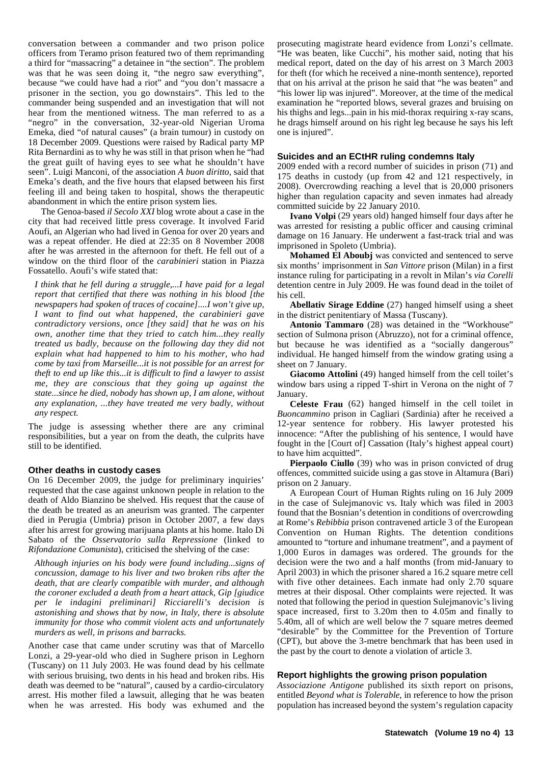conversation between a commander and two prison police officers from Teramo prison featured two of them reprimanding a third for "massacring" a detainee in "the section". The problem was that he was seen doing it, "the negro saw everything", because "we could have had a riot" and "you don't massacre a prisoner in the section, you go downstairs". This led to the commander being suspended and an investigation that will not hear from the mentioned witness. The man referred to as a "negro" in the conversation, 32-year-old Nigerian Uroma Emeka, died "of natural causes" (a brain tumour) in custody on 18 December 2009. Questions were raised by Radical party MP Rita Bernardini as to why he was still in that prison when he "had the great guilt of having eyes to see what he shouldn't have seen". Luigi Manconi, of the association *A buon diritto*, said that Emeka's death, and the five hours that elapsed between his first feeling ill and being taken to hospital, shows the therapeutic abandonment in which the entire prison system lies.

The Genoa-based *il Secolo XXI* blog wrote about a case in the city that had received little press coverage. It involved Farid Aoufi, an Algerian who had lived in Genoa for over 20 years and was a repeat offender. He died at 22:35 on 8 November 2008 after he was arrested in the afternoon for theft. He fell out of a window on the third floor of the *carabinieri* station in Piazza Fossatello. Aoufi's wife stated that:

> *I think that he fell during a struggle,...I have paid for a legal report that certified that there was nothing in his blood [the newspapers had spoken of traces of cocaine]....I won't give up, I want to find out what happened, the carabinieri gave contradictory versions, once [they said] that he was on his own, another time that they tried to catch him...they really treated us badly, because on the following day they did not explain what had happened to him to his mother, who had come by taxi from Marseille...it is not possible for an arrest for theft to end up like this...it is difficult to find a lawyer to assist me, they are conscious that they going up against the state...since he died, nobody has shown up, I am alone, without any explanation, ...they have treated me very badly, without any respect.*

The judge is assessing whether there are any criminal responsibilities, but a year on from the death, the culprits have still to be identified.

### Other deaths in custody cases

On 16 December 2009, the judge for preliminary inquiries' requested that the case against unknown people in relation to the death of Aldo Bianzino be shelved. His request that the cause of the death be treated as an aneurism was granted. The carpenter died in Perugia (Umbria) prison in October 2007, a few days after his arrest for growing marijuana plants at his home. Italo Di Sabato of the *Osservatorio sulla Repressione* (linked to *Rifondazione Comunista*), criticised the shelving of the case:

> *Although injuries on his body were found including...signs of concussion, damage to his liver and two broken ribs after the death, that are clearly compatible with murder, and although the coroner excluded a death from a heart attack, Gip [giudice per le indagini preliminari] Ricciarelli's decision is astonishing and shows that by now, in Italy, there is absolute immunity for those who commit violent acts and unfortunately murders as well, in prisons and barracks.*

Another case that came under scrutiny was that of Marcello Lonzi, a 29-year-old who died in Sughere prison in Leghorn (Tuscany) on 11 July 2003. He was found dead by his cellmate with serious bruising, two dents in his head and broken ribs. His death was deemed to be "natural", caused by a cardio-circulatory arrest. His mother filed a lawsuit, alleging that he was beaten when he was arrested. His body was exhumed and the prosecuting magistrate heard evidence from Lonzi's cellmate. "He was beaten, like Cucchi", his mother said, noting that his medical report, dated on the day of his arrest on 3 March 2003 for theft (for which he received a nine-month sentence), reported that on his arrival at the prison he said that "he was beaten" and "his lower lip was injured". Moreover, at the time of the medical examination he "reported blows, several grazes and bruising on his thighs and legs...pain in his mid-thorax requiring x-ray scans, he drags himself around on his right leg because he says his left one is injured".

### Suicides and an ECtHR ruling condemns Italy

2009 ended with a record number of suicides in prison (71) and 175 deaths in custody (up from 42 and 121 respectively, in 2008). Overcrowding reaching a level that is 20,000 prisoners higher than regulation capacity and seven inmates had already committed suicide by 22 January 2010.

**Ivano Volpi** (29 years old) hanged himself four days after he was arrested for resisting a public officer and causing criminal damage on 16 January. He underwent a fast-track trial and was imprisoned in Spoleto (Umbria).

**Mohamed El Aboubj** was convicted and sentenced to serve six months' imprisonment in *San Vittore* prison (Milan) in a first instance ruling for participating in a revolt in Milan's *via Corelli* detention centre in July 2009. He was found dead in the toilet of his cell.

**Abellativ Sirage Eddine** (27) hanged himself using a sheet in the district penitentiary of Massa (Tuscany).

**Antonio Tammaro** (28) was detained in the "Workhouse" section of Sulmona prison (Abruzzo), not for a criminal offence, but because he was identified as a "socially dangerous" individual. He hanged himself from the window grating using a sheet on 7 January.

**Giacomo Attolini** (49) hanged himself from the cell toilet's window bars using a ripped T-shirt in Verona on the night of 7 January.

**Celeste Frau** (62) hanged himself in the cell toilet in *Buoncammino* prison in Cagliari (Sardinia) after he received a 12-year sentence for robbery. His lawyer protested his innocence: "After the publishing of his sentence, I would have fought in the [Court of] Cassation (Italy's highest appeal court) to have him acquitted".

**Pierpaolo Ciullo** (39) who was in prison convicted of drug offences, committed suicide using a gas stove in Altamura (Bari) prison on 2 January.

A European Court of Human Rights ruling on 16 July 2009 in the case of Sulejmanovic vs. Italy which was filed in 2003 found that the Bosnian's detention in conditions of overcrowding at Rome's *Rebibbia* prison contravened article 3 of the European Convention on Human Rights. The detention conditions amounted to "torture and inhumane treatment", and a payment of 1,000 Euros in damages was ordered. The grounds for the decision were the two and a half months (from mid-January to April 2003) in which the prisoner shared a 16.2 square metre cell with five other detainees. Each inmate had only 2.70 square metres at their disposal. Other complaints were rejected. It was noted that following the period in question Sulejmanovic's living space increased, first to 3.20m then to 4.05m and finally to 5.40m, all of which are well below the 7 square metres deemed "desirable" by the Committee for the Prevention of Torture (CPT), but above the 3-metre benchmark that has been used in the past by the court to denote a violation of article 3.

### Report highlights the growing prison population

*Associazione Antigone* published its sixth report on prisons, entitled *Beyond what is Tolerable*, in reference to how the prison population has increased beyond the system's regulation capacity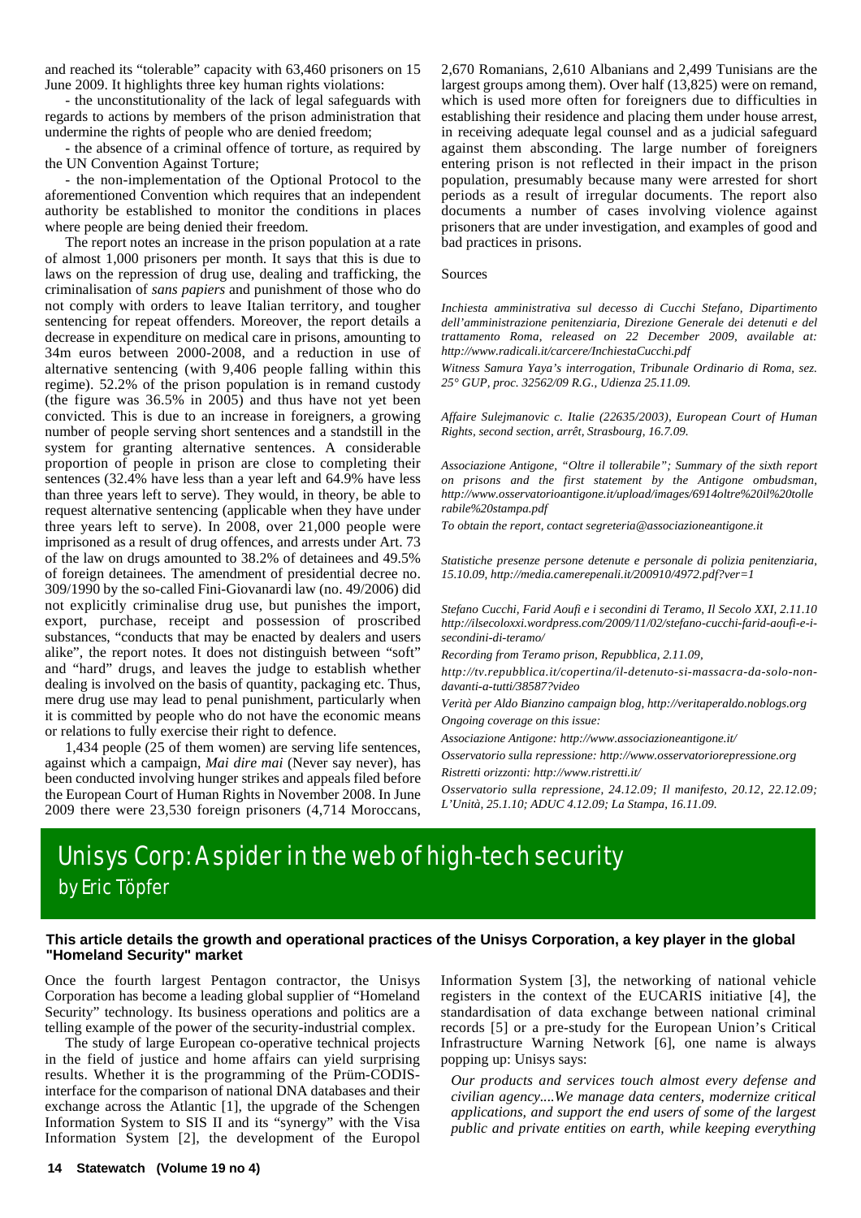and reached its "tolerable" capacity with 63,460 prisoners on 15 June 2009. It highlights three key human rights violations:

- the unconstitutionality of the lack of legal safeguards with regards to actions by members of the prison administration that undermine the rights of people who are denied freedom;

- the absence of a criminal offence of torture, as required by the UN Convention Against Torture;

- the non-implementation of the Optional Protocol to the aforementioned Convention which requires that an independent authority be established to monitor the conditions in places where people are being denied their freedom.

The report notes an increase in the prison population at a rate of almost 1,000 prisoners per month. It says that this is due to laws on the repression of drug use, dealing and trafficking, the criminalisation of *sans papiers* and punishment of those who do not comply with orders to leave Italian territory, and tougher sentencing for repeat offenders. Moreover, the report details a decrease in expenditure on medical care in prisons, amounting to 34m euros between 2000-2008, and a reduction in use of alternative sentencing (with 9,406 people falling within this regime). 52.2% of the prison population is in remand custody (the figure was 36.5% in 2005) and thus have not yet been convicted. This is due to an increase in foreigners, a growing number of people serving short sentences and a standstill in the system for granting alternative sentences. A considerable proportion of people in prison are close to completing their sentences (32.4% have less than a year left and 64.9% have less than three years left to serve). They would, in theory, be able to request alternative sentencing (applicable when they have under three years left to serve). In 2008, over 21,000 people were imprisoned as a result of drug offences, and arrests under Art. 73 of the law on drugs amounted to 38.2% of detainees and 49.5% of foreign detainees. The amendment of presidential decree no. 309/1990 by the so-called Fini-Giovanardi law (no. 49/2006) did not explicitly criminalise drug use, but punishes the import, export, purchase, receipt and possession of proscribed substances, "conducts that may be enacted by dealers and users alike", the report notes. It does not distinguish between "soft" and "hard" drugs, and leaves the judge to establish whether dealing is involved on the basis of quantity, packaging etc. Thus, mere drug use may lead to penal punishment, particularly when it is committed by people who do not have the economic means or relations to fully exercise their right to defence.

1,434 people (25 of them women) are serving life sentences, against which a campaign, *Mai dire mai* (Never say never), has been conducted involving hunger strikes and appeals filed before the European Court of Human Rights in November 2008. In June 2009 there were 23,530 foreign prisoners (4,714 Moroccans, 2,670 Romanians, 2,610 Albanians and 2,499 Tunisians are the largest groups among them). Over half (13,825) were on remand, which is used more often for foreigners due to difficulties in establishing their residence and placing them under house arrest, in receiving adequate legal counsel and as a judicial safeguard against them absconding. The large number of foreigners entering prison is not reflected in their impact in the prison population, presumably because many were arrested for short periods as a result of irregular documents. The report also documents a number of cases involving violence against prisoners that are under investigation, and examples of good and bad practices in prisons.

Sources

*Inchiesta amministrativa sul decesso di Cucchi Stefano, Dipartimento dell'amministrazione penitenziaria, Direzione Generale dei detenuti e del trattamento Roma, released on 22 December 2009, available at: http://www.radicali.it/carcere/InchiestaCucchi.pdf*

*Witness Samura Yaya's interrogation, Tribunale Ordinario di Roma, sez. 25° GUP, proc. 32562/09 R.G., Udienza 25.11.09.*

*Affaire Sulejmanovic c. Italie (22635/2003), European Court of Human Rights, second section, arrêt, Strasbourg, 16.7.09.*

*Associazione Antigone, "Oltre il tollerabile"; Summary of the sixth report on prisons and the first statement by the Antigone ombudsman, http://www.osservatorioantigone.it/upload/images/6914oltre%20il%20tollerabile%20stampa.pdf*

*To obtain the report, contact segreteria@associazioneantigone.it*

*Statistiche presenze persone detenute e personale di polizia penitenziaria, 15.10.09, http://media.camerepenali.it/200910/4972.pdf?ver=1*

*Stefano Cucchi, Farid Aoufi e i secondini di Teramo, Il Secolo XXI, 2.11.10 http://ilsecoloxxi.wordpress.com/2009/11/02/stefano-cucchi-farid-aoufi-e-i-secondini-di-teramo/*

*Recording from Teramo prison, Repubblica, 2.11.09,*

*http://tv.repubblica.it/copertina/il-detenuto-si-massacra-da-solo-non-davanti-a-tutti/38587?video*

*Verità per Aldo Bianzino campaign blog, http://veritaperaldo.noblogs.org*

*Ongoing coverage on this issue:*

*Associazione Antigone: http://www.associazioneantigone.it/*

*Osservatorio sulla repressione: http://www.osservatoriorepressione.org*

*Ristretti orizzonti: http://www.ristretti.it/*

*Osservatorio sulla repressione, 24.12.09; Il manifesto, 20.12, 22.12.09; L'Unità, 25.1.10; ADUC 4.12.09; La Stampa, 16.11.09.*

# Unisys Corp: A spider in the web of high-tech security

## by Eric Töpfer

**This article details the growth and operational practices of the Unisys Corporation, a key player in the global "Homeland Security" market**

Once the fourth largest Pentagon contractor, the Unisys Corporation has become a leading global supplier of "Homeland Security" technology. Its business operations and politics are a telling example of the power of the security-industrial complex.

The study of large European co-operative technical projects in the field of justice and home affairs can yield surprising results. Whether it is the programming of the Prüm-CODIS-interface for the comparison of national DNA databases and their exchange across the Atlantic [1], the upgrade of the Schengen Information System to SIS II and its "synergy" with the Visa Information System [2], the development of the Europol Information System [3], the networking of national vehicle registers in the context of the EUCARIS initiative [4], the standardisation of data exchange between national criminal records [5] or a pre-study for the European Union's Critical Infrastructure Warning Network [6], one name is always popping up: Unisys says:

> *Our products and services touch almost every defense and civilian agency....We manage data centers, modernize critical applications, and support the end users of some of the largest public and private entities on earth, while keeping everything*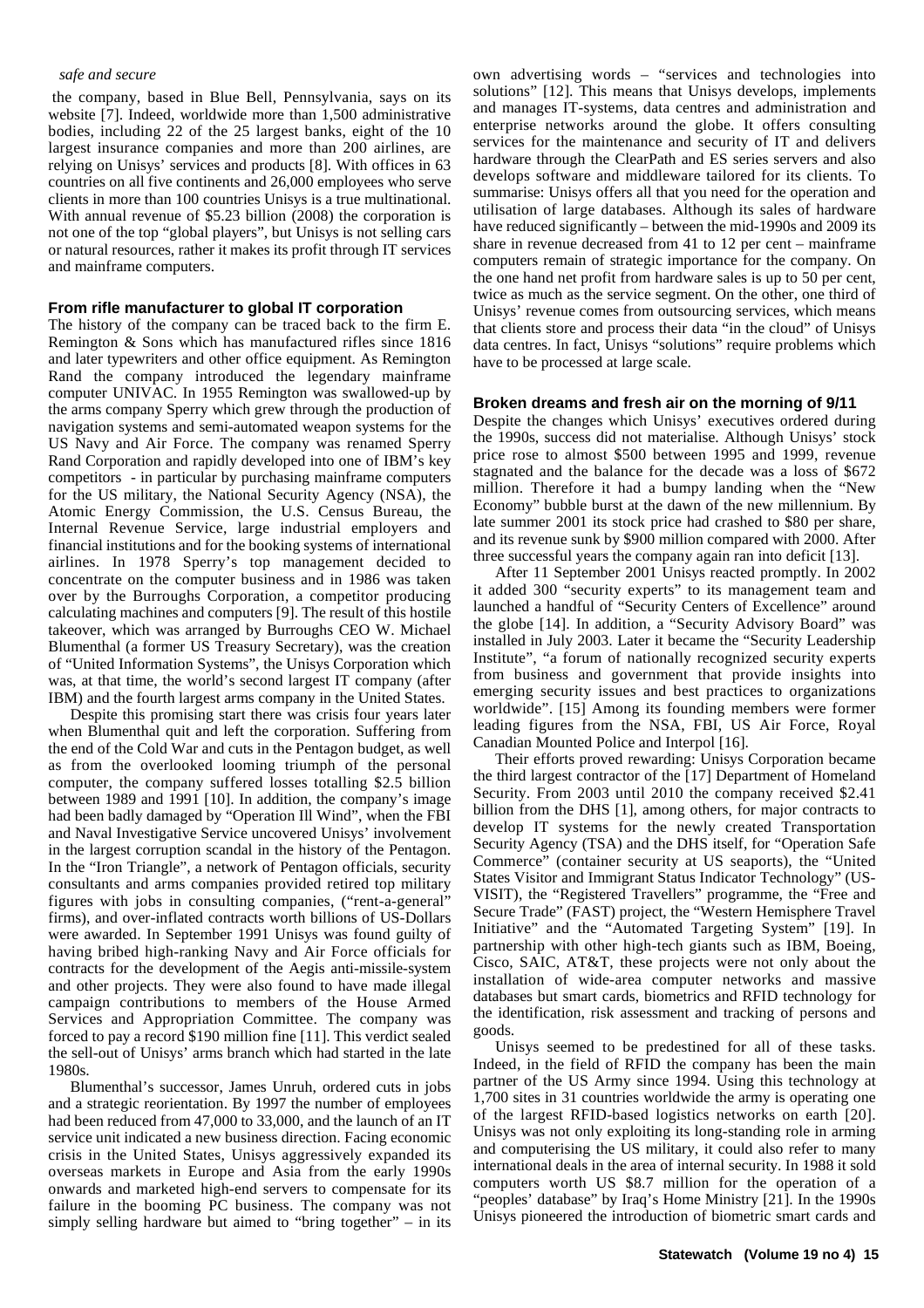*safe and secure*

the company, based in Blue Bell, Pennsylvania, says on its website [7]. Indeed, worldwide more than 1,500 administrative bodies, including 22 of the 25 largest banks, eight of the 10 largest insurance companies and more than 200 airlines, are relying on Unisys' services and products [8]. With offices in 63 countries on all five continents and 26,000 employees who serve clients in more than 100 countries Unisys is a true multinational. With annual revenue of $5.23 billion (2008) the corporation is not one of the top "global players", but Unisys is not selling cars or natural resources, rather it makes its profit through IT services and mainframe computers.

### From rifle manufacturer to global IT corporation

The history of the company can be traced back to the firm E. Remington & Sons which has manufactured rifles since 1816 and later typewriters and other office equipment. As Remington Rand the company introduced the legendary mainframe computer UNIVAC. In 1955 Remington was swallowed-up by the arms company Sperry which grew through the production of navigation systems and semi-automated weapon systems for the US Navy and Air Force. The company was renamed Sperry Rand Corporation and rapidly developed into one of IBM's key competitors - in particular by purchasing mainframe computers for the US military, the National Security Agency (NSA), the Atomic Energy Commission, the U.S. Census Bureau, the Internal Revenue Service, large industrial employers and financial institutions and for the booking systems of international airlines. In 1978 Sperry's top management decided to concentrate on the computer business and in 1986 was taken over by the Burroughs Corporation, a competitor producing calculating machines and computers [9]. The result of this hostile takeover, which was arranged by Burroughs CEO W. Michael Blumenthal (a former US Treasury Secretary), was the creation of "United Information Systems", the Unisys Corporation which was, at that time, the world's second largest IT company (after IBM) and the fourth largest arms company in the United States.

Despite this promising start there was crisis four years later when Blumenthal quit and left the corporation. Suffering from the end of the Cold War and cuts in the Pentagon budget, as well as from the overlooked looming triumph of the personal computer, the company suffered losses totalling $2.5 billion between 1989 and 1991 [10]. In addition, the company's image had been badly damaged by "Operation Ill Wind", when the FBI and Naval Investigative Service uncovered Unisys' involvement in the largest corruption scandal in the history of the Pentagon. In the "Iron Triangle", a network of Pentagon officials, security consultants and arms companies provided retired top military figures with jobs in consulting companies, ("rent-a-general" firms), and over-inflated contracts worth billions of US-Dollars were awarded. In September 1991 Unisys was found guilty of having bribed high-ranking Navy and Air Force officials for contracts for the development of the Aegis anti-missile-system and other projects. They were also found to have made illegal campaign contributions to members of the House Armed Services and Appropriation Committee. The company was forced to pay a record $190 million fine [11]. This verdict sealed the sell-out of Unisys' arms branch which had started in the late 1980s.

Blumenthal's successor, James Unruh, ordered cuts in jobs and a strategic reorientation. By 1997 the number of employees had been reduced from 47,000 to 33,000, and the launch of an IT service unit indicated a new business direction. Facing economic crisis in the United States, Unisys aggressively expanded its overseas markets in Europe and Asia from the early 1990s onwards and marketed high-end servers to compensate for its failure in the booming PC business. The company was not simply selling hardware but aimed to "bring together" – in its own advertising words – "services and technologies into solutions" [12]. This means that Unisys develops, implements and manages IT-systems, data centres and administration and enterprise networks around the globe. It offers consulting services for the maintenance and security of IT and delivers hardware through the ClearPath and ES series servers and also develops software and middleware tailored for its clients. To summarise: Unisys offers all that you need for the operation and utilisation of large databases. Although its sales of hardware have reduced significantly – between the mid-1990s and 2009 its share in revenue decreased from 41 to 12 per cent – mainframe computers remain of strategic importance for the company. On the one hand net profit from hardware sales is up to 50 per cent, twice as much as the service segment. On the other, one third of Unisys' revenue comes from outsourcing services, which means that clients store and process their data "in the cloud" of Unisys data centres. In fact, Unisys "solutions" require problems which have to be processed at large scale.

### Broken dreams and fresh air on the morning of 9/11

Despite the changes which Unisys' executives ordered during the 1990s, success did not materialise. Although Unisys' stock price rose to almost $500 between 1995 and 1999, revenue stagnated and the balance for the decade was a loss of $672 million. Therefore it had a bumpy landing when the "New Economy" bubble burst at the dawn of the new millennium. By late summer 2001 its stock price had crashed to $80 per share, and its revenue sunk by $900 million compared with 2000. After three successful years the company again ran into deficit [13].

After 11 September 2001 Unisys reacted promptly. In 2002 it added 300 "security experts" to its management team and launched a handful of "Security Centers of Excellence" around the globe [14]. In addition, a "Security Advisory Board" was installed in July 2003. Later it became the "Security Leadership Institute", "a forum of nationally recognized security experts from business and government that provide insights into emerging security issues and best practices to organizations worldwide". [15] Among its founding members were former leading figures from the NSA, FBI, US Air Force, Royal Canadian Mounted Police and Interpol [16].

Their efforts proved rewarding: Unisys Corporation became the third largest contractor of the [17] Department of Homeland Security. From 2003 until 2010 the company received $2.41 billion from the DHS [1], among others, for major contracts to develop IT systems for the newly created Transportation Security Agency (TSA) and the DHS itself, for "Operation Safe Commerce" (container security at US seaports), the "United States Visitor and Immigrant Status Indicator Technology" (US-VISIT), the "Registered Travellers" programme, the "Free and Secure Trade" (FAST) project, the "Western Hemisphere Travel Initiative" and the "Automated Targeting System" [19]. In partnership with other high-tech giants such as IBM, Boeing, Cisco, SAIC, AT&T, these projects were not only about the installation of wide-area computer networks and massive databases but smart cards, biometrics and RFID technology for the identification, risk assessment and tracking of persons and goods.

Unisys seemed to be predestined for all of these tasks. Indeed, in the field of RFID the company has been the main partner of the US Army since 1994. Using this technology at 1,700 sites in 31 countries worldwide the army is operating one of the largest RFID-based logistics networks on earth [20]. Unisys was not only exploiting its long-standing role in arming and computerising the US military, it could also refer to many international deals in the area of internal security. In 1988 it sold computers worth US $8.7 million for the operation of a "peoples' database" by Iraq's Home Ministry [21]. In the 1990s Unisys pioneered the introduction of biometric smart cards and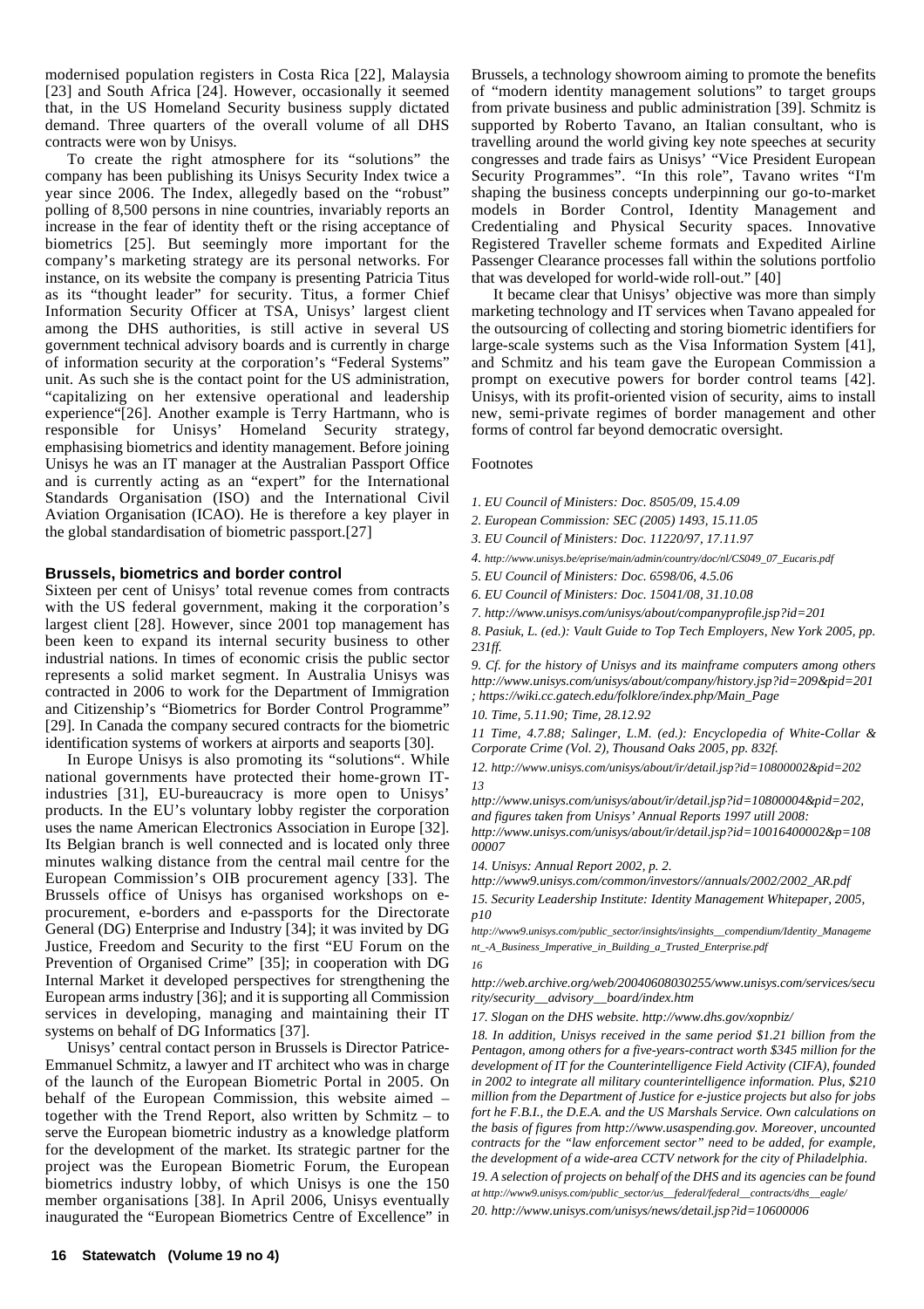modernised population registers in Costa Rica [22], Malaysia [23] and South Africa [24]. However, occasionally it seemed that, in the US Homeland Security business supply dictated demand. Three quarters of the overall volume of all DHS contracts were won by Unisys.

To create the right atmosphere for its "solutions" the company has been publishing its Unisys Security Index twice a year since 2006. The Index, allegedly based on the "robust" polling of 8,500 persons in nine countries, invariably reports an increase in the fear of identity theft or the rising acceptance of biometrics [25]. But seemingly more important for the company's marketing strategy are its personal networks. For instance, on its website the company is presenting Patricia Titus as its "thought leader" for security. Titus, a former Chief Information Security Officer at TSA, Unisys' largest client among the DHS authorities, is still active in several US government technical advisory boards and is currently in charge of information security at the corporation's "Federal Systems" unit. As such she is the contact point for the US administration, "capitalizing on her extensive operational and leadership experience"[26]. Another example is Terry Hartmann, who is responsible for Unisys' Homeland Security strategy, emphasising biometrics and identity management. Before joining Unisys he was an IT manager at the Australian Passport Office and is currently acting as an "expert" for the International Standards Organisation (ISO) and the International Civil Aviation Organisation (ICAO). He is therefore a key player in the global standardisation of biometric passport.[27]

## Brussels, biometrics and border control

Sixteen per cent of Unisys' total revenue comes from contracts with the US federal government, making it the corporation's largest client [28]. However, since 2001 top management has been keen to expand its internal security business to other industrial nations. In times of economic crisis the public sector represents a solid market segment. In Australia Unisys was contracted in 2006 to work for the Department of Immigration and Citizenship's "Biometrics for Border Control Programme" [29]. In Canada the company secured contracts for the biometric identification systems of workers at airports and seaports [30].

In Europe Unisys is also promoting its "solutions". While national governments have protected their home-grown IT-industries [31], EU-bureaucracy is more open to Unisys' products. In the EU's voluntary lobby register the corporation uses the name American Electronics Association in Europe [32]. Its Belgian branch is well connected and is located only three minutes walking distance from the central mail centre for the European Commission's OIB procurement agency [33]. The Brussels office of Unisys has organised workshops on e-procurement, e-borders and e-passports for the Directorate General (DG) Enterprise and Industry [34]; it was invited by DG Justice, Freedom and Security to the first "EU Forum on the Prevention of Organised Crime" [35]; in cooperation with DG Internal Market it developed perspectives for strengthening the European arms industry [36]; and it is supporting all Commission services in developing, managing and maintaining their IT systems on behalf of DG Informatics [37].

Unisys' central contact person in Brussels is Director Patrice-Emmanuel Schmitz, a lawyer and IT architect who was in charge of the launch of the European Biometric Portal in 2005. On behalf of the European Commission, this website aimed – together with the Trend Report, also written by Schmitz – to serve the European biometric industry as a knowledge platform for the development of the market. Its strategic partner for the project was the European Biometric Forum, the European biometrics industry lobby, of which Unisys is one the 150 member organisations [38]. In April 2006, Unisys eventually inaugurated the "European Biometrics Centre of Excellence" in Brussels, a technology showroom aiming to promote the benefits of "modern identity management solutions" to target groups from private business and public administration [39]. Schmitz is supported by Roberto Tavano, an Italian consultant, who is travelling around the world giving key note speeches at security congresses and trade fairs as Unisys' "Vice President European Security Programmes". "In this role", Tavano writes "I'm shaping the business concepts underpinning our go-to-market models in Border Control, Identity Management and Credentialing and Physical Security spaces. Innovative Registered Traveller scheme formats and Expedited Airline Passenger Clearance processes fall within the solutions portfolio that was developed for world-wide roll-out." [40]

It became clear that Unisys' objective was more than simply marketing technology and IT services when Tavano appealed for the outsourcing of collecting and storing biometric identifiers for large-scale systems such as the Visa Information System [41], and Schmitz and his team gave the European Commission a prompt on executive powers for border control teams [42]. Unisys, with its profit-oriented vision of security, aims to install new, semi-private regimes of border management and other forms of control far beyond democratic oversight.

Footnotes

*1. EU Council of Ministers: Doc. 8505/09, 15.4.09*

*2. European Commission: SEC (2005) 1493, 15.11.05*

*3. EU Council of Ministers: Doc. 11220/97, 17.11.97*

*4. http://www.unisys.be/eprise/main/admin/country/doc/nl/CS049_07_Eucaris.pdf*

*5. EU Council of Ministers: Doc. 6598/06, 4.5.06*

*6. EU Council of Ministers: Doc. 15041/08, 31.10.08*

*7. http://www.unisys.com/unisys/about/companyprofile.jsp?id=201*

*8. Pasiuk, L. (ed.): Vault Guide to Top Tech Employers, New York 2005, pp. 231ff.*

*9. Cf. for the history of Unisys and its mainframe computers among others http://www.unisys.com/unisys/about/company/history.jsp?id=209&pid=201 ; https://wiki.cc.gatech.edu/folklore/index.php/Main_Page*

*10. Time, 5.11.90; Time, 28.12.92*

*11 Time, 4.7.88; Salinger, L.M. (ed.): Encyclopedia of White-Collar & Corporate Crime (Vol. 2), Thousand Oaks 2005, pp. 832f.*

*12. http://www.unisys.com/unisys/about/ir/detail.jsp?id=10800002&pid=202*

*13 http://www.unisys.com/unisys/about/ir/detail.jsp?id=10800004&pid=202, and figures taken from Unisys' Annual Reports 1997 utill 2008: http://www.unisys.com/unisys/about/ir/detail.jsp?id=10016400002&p=10800007*

*14. Unisys: Annual Report 2002, p. 2. http://www9.unisys.com/common/investors//annuals/2002/2002_AR.pdf*

*15. Security Leadership Institute: Identity Management Whitepaper, 2005, p10 http://www9.unisys.com/public_sector/insights/insights__compendium/Identity_Management_-A_Business_Imperative_in_Building_a_Trusted_Enterprise.pdf*

*16 http://web.archive.org/web/20040608030255/www.unisys.com/services/security/security__advisory__board/index.htm*

*17. Slogan on the DHS website. http://www.dhs.gov/xopnbiz/*

*18. In addition, Unisys received in the same period $1.21 billion from the Pentagon, among others for a five-years-contract worth $345 million for the development of IT for the Counterintelligence Field Activity (CIFA), founded in 2002 to integrate all military counterintelligence information. Plus, $210 million from the Department of Justice for e-justice projects but also for jobs fort he F.B.I., the D.E.A. and the US Marshals Service. Own calculations on the basis of figures from http://www.usaspending.gov. Moreover, uncounted contracts for the "law enforcement sector" need to be added, for example, the development of a wide-area CCTV network for the city of Philadelphia.*

*19. A selection of projects on behalf of the DHS and its agencies can be found at http://www9.unisys.com/public_sector/us__federal/federal__contracts/dhs__eagle/*

*20. http://www.unisys.com/unisys/news/detail.jsp?id=10600006*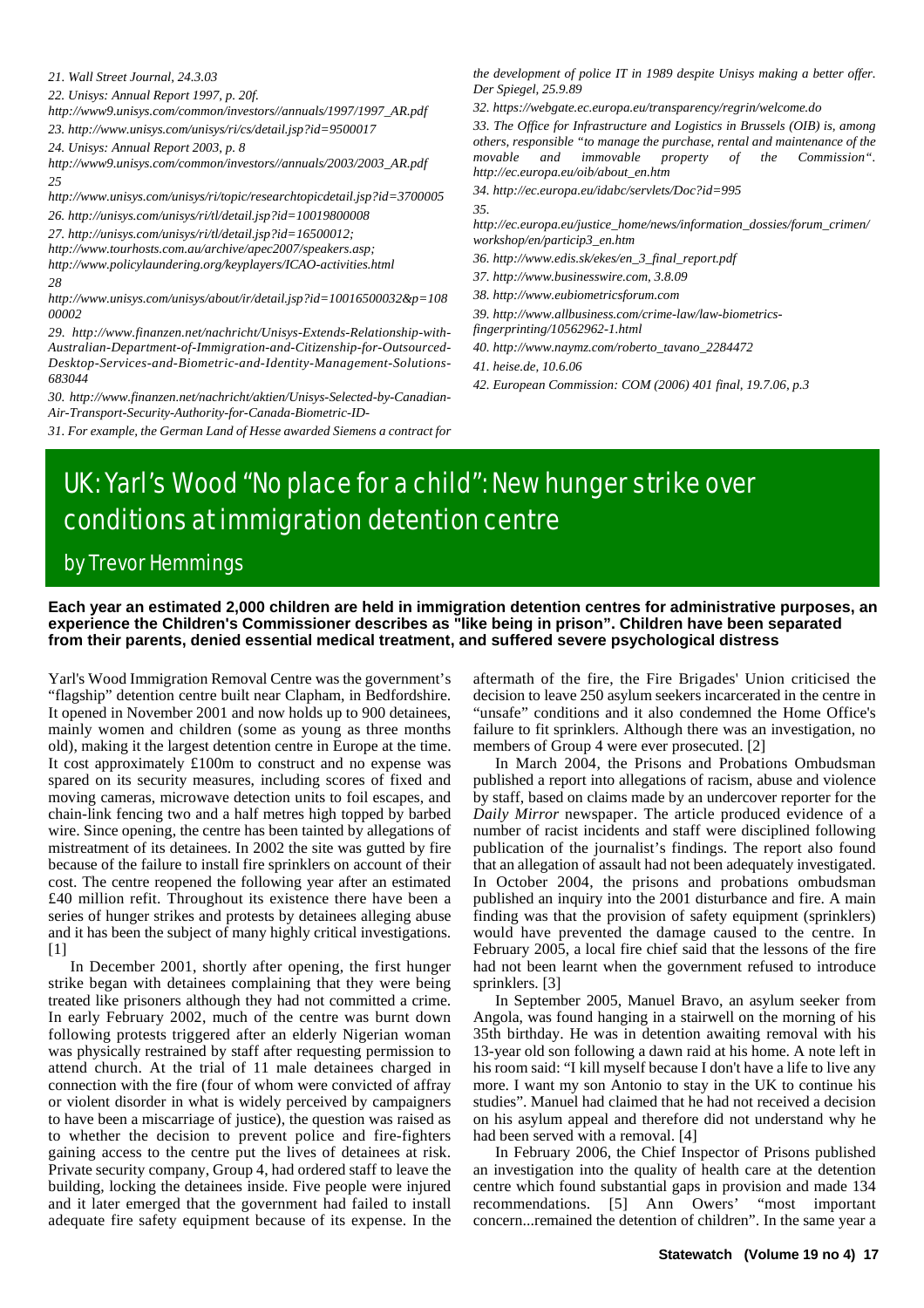*21. Wall Street Journal, 24.3.03*

*22. Unisys: Annual Report 1997, p. 20f. http://www9.unisys.com/common/investors//annuals/1997/1997_AR.pdf*

*23. http://www.unisys.com/unisys/ri/cs/detail.jsp?id=9500017*

*24. Unisys: Annual Report 2003, p. 8 http://www9.unisys.com/common/investors//annuals/2003/2003_AR.pdf*

*25 http://www.unisys.com/unisys/ri/topic/researchtopicdetail.jsp?id=3700005*

*26. http://unisys.com/unisys/ri/tl/detail.jsp?id=10019800008*

*27. http://unisys.com/unisys/ri/tl/detail.jsp?id=16500012; http://www.tourhosts.com.au/archive/apec2007/speakers.asp; http://www.policylaundering.org/keyplayers/ICAO-activities.html*

*28 http://www.unisys.com/unisys/about/ir/detail.jsp?id=10016500032&p=10800002*

*29. http://www.finanzen.net/nachricht/Unisys-Extends-Relationship-with-Australian-Department-of-Immigration-and-Citizenship-for-Outsourced-Desktop-Services-and-Biometric-and-Identity-Management-Solutions-683044*

*30. http://www.finanzen.net/nachricht/aktien/Unisys-Selected-by-Canadian-Air-Transport-Security-Authority-for-Canada-Biometric-ID-*

*31. For example, the German Land of Hesse awarded Siemens a contract for the development of police IT in 1989 despite Unisys making a better offer. Der Spiegel, 25.9.89*

*32. https://webgate.ec.europa.eu/transparency/regrin/welcome.do*

*33. The Office for Infrastructure and Logistics in Brussels (OIB) is, among others, responsible "to manage the purchase, rental and maintenance of the movable and immovable property of the Commission". http://ec.europa.eu/oib/about_en.htm*

*34. http://ec.europa.eu/idabc/servlets/Doc?id=995*

*35. http://ec.europa.eu/justice_home/news/information_dossies/forum_crimen/workshop/en/particip3_en.htm*

*36. http://www.edis.sk/ekes/en_3_final_report.pdf*

*37. http://www.businesswire.com, 3.8.09*

*38. http://www.eubiometricsforum.com*

*39. http://www.allbusiness.com/crime-law/law-biometrics-fingerprinting/10562962-1.html*

*40. http://www.naymz.com/roberto_tavano_2284472*

*41. heise.de, 10.6.06*

*42. European Commission: COM (2006) 401 final, 19.7.06, p.3*

# UK: Yarl's Wood "No place for a child": New hunger strike over conditions at immigration detention centre

## by Trevor Hemmings

**Each year an estimated 2,000 children are held in immigration detention centres for administrative purposes, an experience the Children's Commissioner describes as "like being in prison". Children have been separated from their parents, denied essential medical treatment, and suffered severe psychological distress**

Yarl's Wood Immigration Removal Centre was the government's "flagship" detention centre built near Clapham, in Bedfordshire. It opened in November 2001 and now holds up to 900 detainees, mainly women and children (some as young as three months old), making it the largest detention centre in Europe at the time. It cost approximately £100m to construct and no expense was spared on its security measures, including scores of fixed and moving cameras, microwave detection units to foil escapes, and chain-link fencing two and a half metres high topped by barbed wire. Since opening, the centre has been tainted by allegations of mistreatment of its detainees. In 2002 the site was gutted by fire because of the failure to install fire sprinklers on account of their cost. The centre reopened the following year after an estimated £40 million refit. Throughout its existence there have been a series of hunger strikes and protests by detainees alleging abuse and it has been the subject of many highly critical investigations. [1]

In December 2001, shortly after opening, the first hunger strike began with detainees complaining that they were being treated like prisoners although they had not committed a crime. In early February 2002, much of the centre was burnt down following protests triggered after an elderly Nigerian woman was physically restrained by staff after requesting permission to attend church. At the trial of 11 male detainees charged in connection with the fire (four of whom were convicted of affray or violent disorder in what is widely perceived by campaigners to have been a miscarriage of justice), the question was raised as to whether the decision to prevent police and fire-fighters gaining access to the centre put the lives of detainees at risk. Private security company, Group 4, had ordered staff to leave the building, locking the detainees inside. Five people were injured and it later emerged that the government had failed to install adequate fire safety equipment because of its expense. In the aftermath of the fire, the Fire Brigades' Union criticised the decision to leave 250 asylum seekers incarcerated in the centre in "unsafe" conditions and it also condemned the Home Office's failure to fit sprinklers. Although there was an investigation, no members of Group 4 were ever prosecuted. [2]

In March 2004, the Prisons and Probations Ombudsman published a report into allegations of racism, abuse and violence by staff, based on claims made by an undercover reporter for the *Daily Mirror* newspaper. The article produced evidence of a number of racist incidents and staff were disciplined following publication of the journalist's findings. The report also found that an allegation of assault had not been adequately investigated. In October 2004, the prisons and probations ombudsman published an inquiry into the 2001 disturbance and fire. A main finding was that the provision of safety equipment (sprinklers) would have prevented the damage caused to the centre. In February 2005, a local fire chief said that the lessons of the fire had not been learnt when the government refused to introduce sprinklers. [3]

In September 2005, Manuel Bravo, an asylum seeker from Angola, was found hanging in a stairwell on the morning of his 35th birthday. He was in detention awaiting removal with his 13-year old son following a dawn raid at his home. A note left in his room said: "I kill myself because I don't have a life to live any more. I want my son Antonio to stay in the UK to continue his studies". Manuel had claimed that he had not received a decision on his asylum appeal and therefore did not understand why he had been served with a removal. [4]

In February 2006, the Chief Inspector of Prisons published an investigation into the quality of health care at the detention centre which found substantial gaps in provision and made 134 recommendations. [5] Ann Owers' "most important concern...remained the detention of children". In the same year a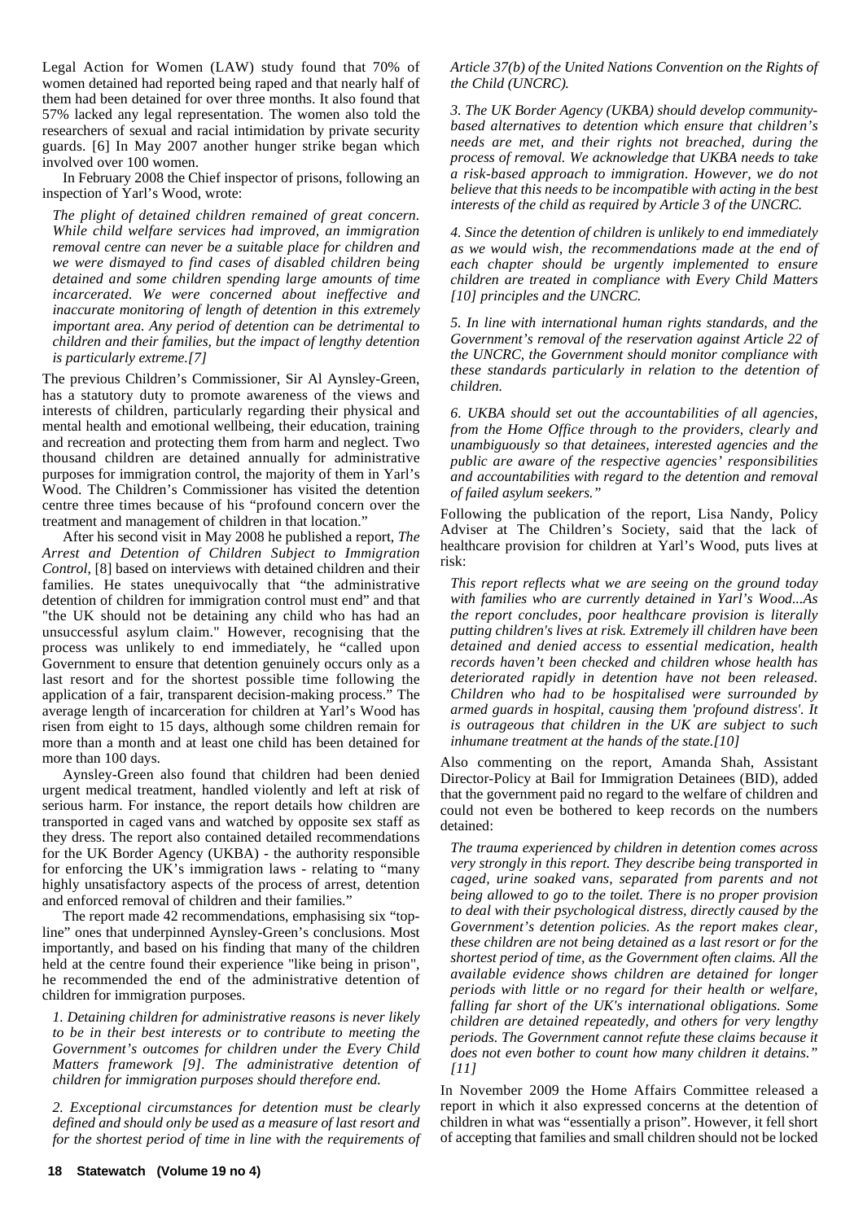Legal Action for Women (LAW) study found that 70% of women detained had reported being raped and that nearly half of them had been detained for over three months. It also found that 57% lacked any legal representation. The women also told the researchers of sexual and racial intimidation by private security guards. [6] In May 2007 another hunger strike began which involved over 100 women.

In February 2008 the Chief inspector of prisons, following an inspection of Yarl's Wood, wrote:

> *The plight of detained children remained of great concern. While child welfare services had improved, an immigration removal centre can never be a suitable place for children and we were dismayed to find cases of disabled children being detained and some children spending large amounts of time incarcerated. We were concerned about ineffective and inaccurate monitoring of length of detention in this extremely important area. Any period of detention can be detrimental to children and their families, but the impact of lengthy detention is particularly extreme.[7]*

The previous Children's Commissioner, Sir Al Aynsley-Green, has a statutory duty to promote awareness of the views and interests of children, particularly regarding their physical and mental health and emotional wellbeing, their education, training and recreation and protecting them from harm and neglect. Two thousand children are detained annually for administrative purposes for immigration control, the majority of them in Yarl's Wood. The Children's Commissioner has visited the detention centre three times because of his "profound concern over the treatment and management of children in that location."

After his second visit in May 2008 he published a report, *The Arrest and Detention of Children Subject to Immigration Control*, [8] based on interviews with detained children and their families. He states unequivocally that "the administrative detention of children for immigration control must end" and that "the UK should not be detaining any child who has had an unsuccessful asylum claim." However, recognising that the process was unlikely to end immediately, he "called upon Government to ensure that detention genuinely occurs only as a last resort and for the shortest possible time following the application of a fair, transparent decision-making process." The average length of incarceration for children at Yarl's Wood has risen from eight to 15 days, although some children remain for more than a month and at least one child has been detained for more than 100 days.

Aynsley-Green also found that children had been denied urgent medical treatment, handled violently and left at risk of serious harm. For instance, the report details how children are transported in caged vans and watched by opposite sex staff as they dress. The report also contained detailed recommendations for the UK Border Agency (UKBA) - the authority responsible for enforcing the UK's immigration laws - relating to "many highly unsatisfactory aspects of the process of arrest, detention and enforced removal of children and their families."

The report made 42 recommendations, emphasising six "top-line" ones that underpinned Aynsley-Green's conclusions. Most importantly, and based on his finding that many of the children held at the centre found their experience "like being in prison", he recommended the end of the administrative detention of children for immigration purposes.

> *1. Detaining children for administrative reasons is never likely to be in their best interests or to contribute to meeting the Government's outcomes for children under the Every Child Matters framework [9]. The administrative detention of children for immigration purposes should therefore end.*
>
> *2. Exceptional circumstances for detention must be clearly defined and should only be used as a measure of last resort and for the shortest period of time in line with the requirements of Article 37(b) of the United Nations Convention on the Rights of the Child (UNCRC).*
>
> *3. The UK Border Agency (UKBA) should develop community-based alternatives to detention which ensure that children's needs are met, and their rights not breached, during the process of removal. We acknowledge that UKBA needs to take a risk-based approach to immigration. However, we do not believe that this needs to be incompatible with acting in the best interests of the child as required by Article 3 of the UNCRC.*
>
> *4. Since the detention of children is unlikely to end immediately as we would wish, the recommendations made at the end of each chapter should be urgently implemented to ensure children are treated in compliance with Every Child Matters [10] principles and the UNCRC.*
>
> *5. In line with international human rights standards, and the Government's removal of the reservation against Article 22 of the UNCRC, the Government should monitor compliance with these standards particularly in relation to the detention of children.*
>
> *6. UKBA should set out the accountabilities of all agencies, from the Home Office through to the providers, clearly and unambiguously so that detainees, interested agencies and the public are aware of the respective agencies' responsibilities and accountabilities with regard to the detention and removal of failed asylum seekers."*

Following the publication of the report, Lisa Nandy, Policy Adviser at The Children's Society, said that the lack of healthcare provision for children at Yarl's Wood, puts lives at risk:

> *This report reflects what we are seeing on the ground today with families who are currently detained in Yarl's Wood...As the report concludes, poor healthcare provision is literally putting children's lives at risk. Extremely ill children have been detained and denied access to essential medication, health records haven't been checked and children whose health has deteriorated rapidly in detention have not been released. Children who had to be hospitalised were surrounded by armed guards in hospital, causing them 'profound distress'. It is outrageous that children in the UK are subject to such inhumane treatment at the hands of the state.[10]*

Also commenting on the report, Amanda Shah, Assistant Director-Policy at Bail for Immigration Detainees (BID), added that the government paid no regard to the welfare of children and could not even be bothered to keep records on the numbers detained:

> *The trauma experienced by children in detention comes across very strongly in this report. They describe being transported in caged, urine soaked vans, separated from parents and not being allowed to go to the toilet. There is no proper provision to deal with their psychological distress, directly caused by the Government's detention policies. As the report makes clear, these children are not being detained as a last resort or for the shortest period of time, as the Government often claims. All the available evidence shows children are detained for longer periods with little or no regard for their health or welfare, falling far short of the UK's international obligations. Some children are detained repeatedly, and others for very lengthy periods. The Government cannot refute these claims because it does not even bother to count how many children it detains." [11]*

In November 2009 the Home Affairs Committee released a report in which it also expressed concerns at the detention of children in what was "essentially a prison". However, it fell short of accepting that families and small children should not be locked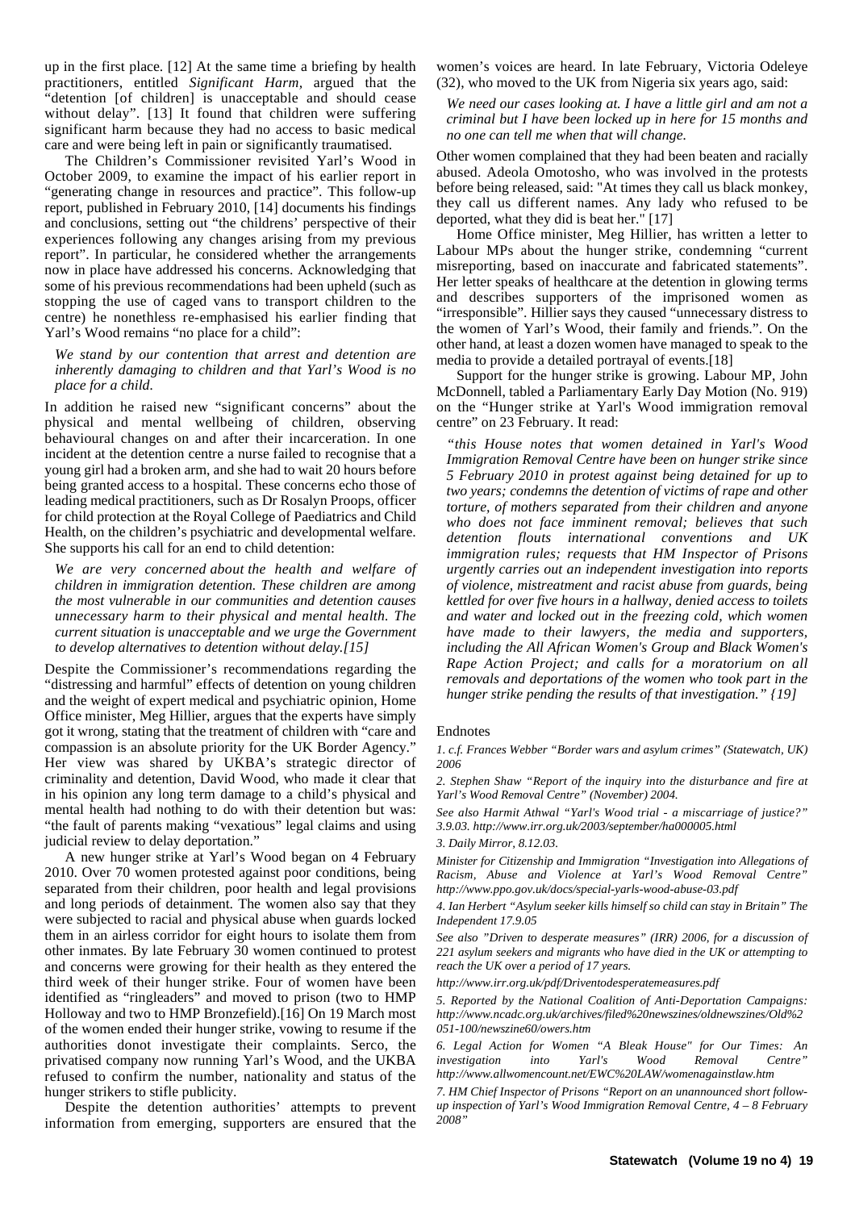up in the first place. [12] At the same time a briefing by health practitioners, entitled *Significant Harm*, argued that the "detention [of children] is unacceptable and should cease without delay". [13] It found that children were suffering significant harm because they had no access to basic medical care and were being left in pain or significantly traumatised.

The Children's Commissioner revisited Yarl's Wood in October 2009, to examine the impact of his earlier report in "generating change in resources and practice". This follow-up report, published in February 2010, [14] documents his findings and conclusions, setting out "the childrens' perspective of their experiences following any changes arising from my previous report". In particular, he considered whether the arrangements now in place have addressed his concerns. Acknowledging that some of his previous recommendations had been upheld (such as stopping the use of caged vans to transport children to the centre) he nonethless re-emphasised his earlier finding that Yarl's Wood remains "no place for a child":

*We stand by our contention that arrest and detention are inherently damaging to children and that Yarl's Wood is no place for a child.*

In addition he raised new "significant concerns" about the physical and mental wellbeing of children, observing behavioural changes on and after their incarceration. In one incident at the detention centre a nurse failed to recognise that a young girl had a broken arm, and she had to wait 20 hours before being granted access to a hospital. These concerns echo those of leading medical practitioners, such as Dr Rosalyn Proops, officer for child protection at the Royal College of Paediatrics and Child Health, on the children's psychiatric and developmental welfare. She supports his call for an end to child detention:

*We are very concerned about the health and welfare of children in immigration detention. These children are among the most vulnerable in our communities and detention causes unnecessary harm to their physical and mental health. The current situation is unacceptable and we urge the Government to develop alternatives to detention without delay.[15]*

Despite the Commissioner's recommendations regarding the "distressing and harmful" effects of detention on young children and the weight of expert medical and psychiatric opinion, Home Office minister, Meg Hillier, argues that the experts have simply got it wrong, stating that the treatment of children with "care and compassion is an absolute priority for the UK Border Agency." Her view was shared by UKBA's strategic director of criminality and detention, David Wood, who made it clear that in his opinion any long term damage to a child's physical and mental health had nothing to do with their detention but was: "the fault of parents making "vexatious" legal claims and using judicial review to delay deportation."

A new hunger strike at Yarl's Wood began on 4 February 2010. Over 70 women protested against poor conditions, being separated from their children, poor health and legal provisions and long periods of detainment. The women also say that they were subjected to racial and physical abuse when guards locked them in an airless corridor for eight hours to isolate them from other inmates. By late February 30 women continued to protest and concerns were growing for their health as they entered the third week of their hunger strike. Four of women have been identified as "ringleaders" and moved to prison (two to HMP Holloway and two to HMP Bronzefield).[16] On 19 March most of the women ended their hunger strike, vowing to resume if the authorities donot investigate their complaints. Serco, the privatised company now running Yarl's Wood, and the UKBA refused to confirm the number, nationality and status of the hunger strikers to stifle publicity.

Despite the detention authorities' attempts to prevent information from emerging, supporters are ensured that the women's voices are heard. In late February, Victoria Odeleye (32), who moved to the UK from Nigeria six years ago, said:

*We need our cases looking at. I have a little girl and am not a criminal but I have been locked up in here for 15 months and no one can tell me when that will change.*

Other women complained that they had been beaten and racially abused. Adeola Omotosho, who was involved in the protests before being released, said: "At times they call us black monkey, they call us different names. Any lady who refused to be deported, what they did is beat her." [17]

Home Office minister, Meg Hillier, has written a letter to Labour MPs about the hunger strike, condemning "current misreporting, based on inaccurate and fabricated statements". Her letter speaks of healthcare at the detention in glowing terms and describes supporters of the imprisoned women as "irresponsible". Hillier says they caused "unnecessary distress to the women of Yarl's Wood, their family and friends.". On the other hand, at least a dozen women have managed to speak to the media to provide a detailed portrayal of events.[18]

Support for the hunger strike is growing. Labour MP, John McDonnell, tabled a Parliamentary Early Day Motion (No. 919) on the "Hunger strike at Yarl's Wood immigration removal centre" on 23 February. It read:

*"this House notes that women detained in Yarl's Wood Immigration Removal Centre have been on hunger strike since 5 February 2010 in protest against being detained for up to two years; condemns the detention of victims of rape and other torture, of mothers separated from their children and anyone who does not face imminent removal; believes that such detention flouts international conventions and UK immigration rules; requests that HM Inspector of Prisons urgently carries out an independent investigation into reports of violence, mistreatment and racist abuse from guards, being kettled for over five hours in a hallway, denied access to toilets and water and locked out in the freezing cold, which women have made to their lawyers, the media and supporters, including the All African Women's Group and Black Women's Rape Action Project; and calls for a moratorium on all removals and deportations of the women who took part in the hunger strike pending the results of that investigation." {19}*

Endnotes

*1. c.f. Frances Webber "Border wars and asylum crimes" (Statewatch, UK) 2006*

*2. Stephen Shaw "Report of the inquiry into the disturbance and fire at Yarl's Wood Removal Centre" (November) 2004.*

*See also Harmit Athwal "Yarl's Wood trial - a miscarriage of justice?" 3.9.03. http://www.irr.org.uk/2003/september/ha000005.html*

*3. Daily Mirror, 8.12.03.*

*Minister for Citizenship and Immigration "Investigation into Allegations of Racism, Abuse and Violence at Yarl's Wood Removal Centre" http://www.ppo.gov.uk/docs/special-yarls-wood-abuse-03.pdf*

*4. Ian Herbert "Asylum seeker kills himself so child can stay in Britain" The Independent 17.9.05*

*See also "Driven to desperate measures" (IRR) 2006, for a discussion of 221 asylum seekers and migrants who have died in the UK or attempting to reach the UK over a period of 17 years.*

*http://www.irr.org.uk/pdf/Driventodesperatemeasures.pdf*

*5. Reported by the National Coalition of Anti-Deportation Campaigns: http://www.ncadc.org.uk/archives/filed%20newszines/oldnewszines/Old%2051-100/newszine60/owers.htm*

*6. Legal Action for Women "A Bleak House" for Our Times: An investigation into Yarl's Wood Removal Centre" http://www.allwomencount.net/EWC%20LAW/womenagainstlaw.htm*

*7. HM Chief Inspector of Prisons "Report on an unannounced short follow-up inspection of Yarl's Wood Immigration Removal Centre, 4 – 8 February 2008"*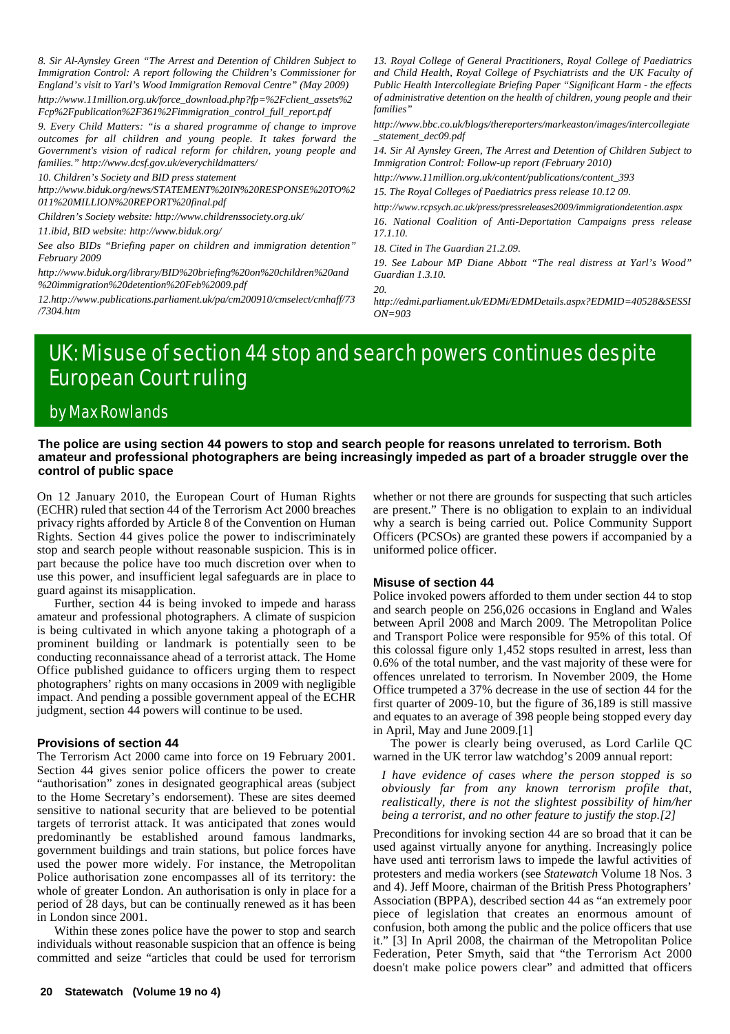*8. Sir Al-Aynsley Green "The Arrest and Detention of Children Subject to Immigration Control: A report following the Children's Commissioner for England's visit to Yarl's Wood Immigration Removal Centre" (May 2009)*

*http://www.11million.org.uk/force_download.php?fp=%2Fclient_assets%2Fcp%2Fpublication%2F361%2Fimmigration_control_full_report.pdf*

*9. Every Child Matters: "is a shared programme of change to improve outcomes for all children and young people. It takes forward the Government's vision of radical reform for children, young people and families." http://www.dcsf.gov.uk/everychildmatters/*

*10. Children's Society and BID press statement*

*http://www.biduk.org/news/STATEMENT%20IN%20RESPONSE%20TO%2011%20MILLION%20REPORT%20final.pdf*

*Children's Society website: http://www.childrenssociety.org.uk/*

*11.ibid, BID website: http://www.biduk.org/*

*See also BIDs "Briefing paper on children and immigration detention" February 2009*

*http://www.biduk.org/library/BID%20briefing%20on%20children%20and%20immigration%20detention%20Feb%2009.pdf*

*12.http://www.publications.parliament.uk/pa/cm200910/cmselect/cmhaff/73/7304.htm*

*13. Royal College of General Practitioners, Royal College of Paediatrics and Child Health, Royal College of Psychiatrists and the UK Faculty of Public Health Intercollegiate Briefing Paper "Significant Harm - the effects of administrative detention on the health of children, young people and their families"*

*http://www.bbc.co.uk/blogs/thereporters/markeaston/images/intercollegiate_statement_dec09.pdf*

*14. Sir Al Aynsley Green, The Arrest and Detention of Children Subject to Immigration Control: Follow-up report (February 2010)*

*http://www.11million.org.uk/content/publications/content_393*

*15. The Royal Colleges of Paediatrics press release 10.12 09.*

*http://www.rcpsych.ac.uk/press/pressreleases2009/immigrationdetention.aspx*

*16. National Coalition of Anti-Deportation Campaigns press release 17.1.10.*

*18. Cited in The Guardian 21.2.09.*

*19. See Labour MP Diane Abbott "The real distress at Yarl's Wood" Guardian 1.3.10.*

*20. http://edmi.parliament.uk/EDMi/EDMDetails.aspx?EDMID=40528&SESSION=903*

# UK: Misuse of section 44 stop and search powers continues despite European Court ruling

## by Max Rowlands

**The police are using section 44 powers to stop and search people for reasons unrelated to terrorism. Both amateur and professional photographers are being increasingly impeded as part of a broader struggle over the control of public space**

On 12 January 2010, the European Court of Human Rights (ECHR) ruled that section 44 of the Terrorism Act 2000 breaches privacy rights afforded by Article 8 of the Convention on Human Rights. Section 44 gives police the power to indiscriminately stop and search people without reasonable suspicion. This is in part because the police have too much discretion over when to use this power, and insufficient legal safeguards are in place to guard against its misapplication.

Further, section 44 is being invoked to impede and harass amateur and professional photographers. A climate of suspicion is being cultivated in which anyone taking a photograph of a prominent building or landmark is potentially seen to be conducting reconnaissance ahead of a terrorist attack. The Home Office published guidance to officers urging them to respect photographers' rights on many occasions in 2009 with negligible impact. And pending a possible government appeal of the ECHR judgment, section 44 powers will continue to be used.

### Provisions of section 44

The Terrorism Act 2000 came into force on 19 February 2001. Section 44 gives senior police officers the power to create "authorisation" zones in designated geographical areas (subject to the Home Secretary's endorsement). These are sites deemed sensitive to national security that are believed to be potential targets of terrorist attack. It was anticipated that zones would predominantly be established around famous landmarks, government buildings and train stations, but police forces have used the power more widely. For instance, the Metropolitan Police authorisation zone encompasses all of its territory: the whole of greater London. An authorisation is only in place for a period of 28 days, but can be continually renewed as it has been in London since 2001.

Within these zones police have the power to stop and search individuals without reasonable suspicion that an offence is being committed and seize "articles that could be used for terrorism whether or not there are grounds for suspecting that such articles are present." There is no obligation to explain to an individual why a search is being carried out. Police Community Support Officers (PCSOs) are granted these powers if accompanied by a uniformed police officer.

### Misuse of section 44

Police invoked powers afforded to them under section 44 to stop and search people on 256,026 occasions in England and Wales between April 2008 and March 2009. The Metropolitan Police and Transport Police were responsible for 95% of this total. Of this colossal figure only 1,452 stops resulted in arrest, less than 0.6% of the total number, and the vast majority of these were for offences unrelated to terrorism. In November 2009, the Home Office trumpeted a 37% decrease in the use of section 44 for the first quarter of 2009-10, but the figure of 36,189 is still massive and equates to an average of 398 people being stopped every day in April, May and June 2009.[1]

The power is clearly being overused, as Lord Carlile QC warned in the UK terror law watchdog's 2009 annual report:

> *I have evidence of cases where the person stopped is so obviously far from any known terrorism profile that, realistically, there is not the slightest possibility of him/her being a terrorist, and no other feature to justify the stop.[2]*

Preconditions for invoking section 44 are so broad that it can be used against virtually anyone for anything. Increasingly police have used anti terrorism laws to impede the lawful activities of protesters and media workers (see *Statewatch* Volume 18 Nos. 3 and 4). Jeff Moore, chairman of the British Press Photographers' Association (BPPA), described section 44 as "an extremely poor piece of legislation that creates an enormous amount of confusion, both among the public and the police officers that use it." [3] In April 2008, the chairman of the Metropolitan Police Federation, Peter Smyth, said that "the Terrorism Act 2000 doesn't make police powers clear" and admitted that officers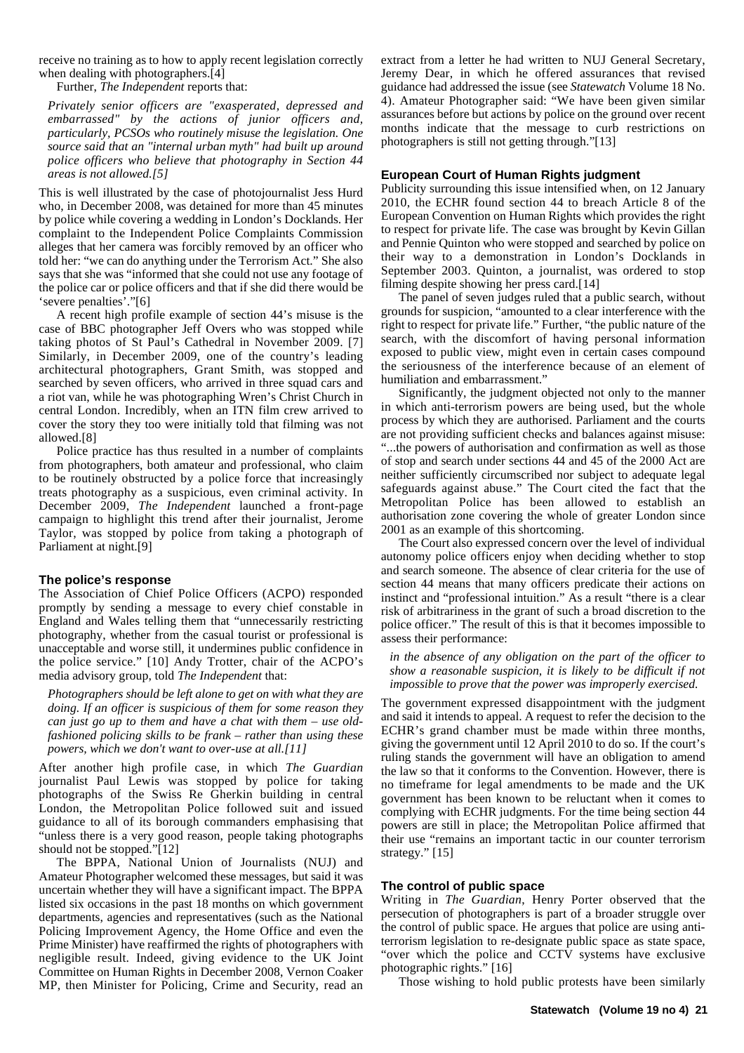receive no training as to how to apply recent legislation correctly when dealing with photographers.[4]

Further, *The Independent* reports that:

*Privately senior officers are "exasperated, depressed and embarrassed" by the actions of junior officers and, particularly, PCSOs who routinely misuse the legislation. One source said that an "internal urban myth" had built up around police officers who believe that photography in Section 44 areas is not allowed.[5]*

This is well illustrated by the case of photojournalist Jess Hurd who, in December 2008, was detained for more than 45 minutes by police while covering a wedding in London's Docklands. Her complaint to the Independent Police Complaints Commission alleges that her camera was forcibly removed by an officer who told her: "we can do anything under the Terrorism Act." She also says that she was "informed that she could not use any footage of the police car or police officers and that if she did there would be 'severe penalties'."[6]

A recent high profile example of section 44's misuse is the case of BBC photographer Jeff Overs who was stopped while taking photos of St Paul's Cathedral in November 2009. [7] Similarly, in December 2009, one of the country's leading architectural photographers, Grant Smith, was stopped and searched by seven officers, who arrived in three squad cars and a riot van, while he was photographing Wren's Christ Church in central London. Incredibly, when an ITN film crew arrived to cover the story they too were initially told that filming was not allowed.[8]

Police practice has thus resulted in a number of complaints from photographers, both amateur and professional, who claim to be routinely obstructed by a police force that increasingly treats photography as a suspicious, even criminal activity. In December 2009, *The Independent* launched a front-page campaign to highlight this trend after their journalist, Jerome Taylor, was stopped by police from taking a photograph of Parliament at night.[9]

## The police's response

The Association of Chief Police Officers (ACPO) responded promptly by sending a message to every chief constable in England and Wales telling them that "unnecessarily restricting photography, whether from the casual tourist or professional is unacceptable and worse still, it undermines public confidence in the police service." [10] Andy Trotter, chair of the ACPO's media advisory group, told *The Independent* that:

*Photographers should be left alone to get on with what they are doing. If an officer is suspicious of them for some reason they can just go up to them and have a chat with them – use old-fashioned policing skills to be frank – rather than using these powers, which we don't want to over-use at all.[11]*

After another high profile case, in which *The Guardian* journalist Paul Lewis was stopped by police for taking photographs of the Swiss Re Gherkin building in central London, the Metropolitan Police followed suit and issued guidance to all of its borough commanders emphasising that "unless there is a very good reason, people taking photographs should not be stopped."[12]

The BPPA, National Union of Journalists (NUJ) and Amateur Photographer welcomed these messages, but said it was uncertain whether they will have a significant impact. The BPPA listed six occasions in the past 18 months on which government departments, agencies and representatives (such as the National Policing Improvement Agency, the Home Office and even the Prime Minister) have reaffirmed the rights of photographers with negligible result. Indeed, giving evidence to the UK Joint Committee on Human Rights in December 2008, Vernon Coaker MP, then Minister for Policing, Crime and Security, read an extract from a letter he had written to NUJ General Secretary, Jeremy Dear, in which he offered assurances that revised guidance had addressed the issue (see *Statewatch* Volume 18 No. 4). Amateur Photographer said: "We have been given similar assurances before but actions by police on the ground over recent months indicate that the message to curb restrictions on photographers is still not getting through."[13]

## European Court of Human Rights judgment

Publicity surrounding this issue intensified when, on 12 January 2010, the ECHR found section 44 to breach Article 8 of the European Convention on Human Rights which provides the right to respect for private life. The case was brought by Kevin Gillan and Pennie Quinton who were stopped and searched by police on their way to a demonstration in London's Docklands in September 2003. Quinton, a journalist, was ordered to stop filming despite showing her press card.[14]

The panel of seven judges ruled that a public search, without grounds for suspicion, "amounted to a clear interference with the right to respect for private life." Further, "the public nature of the search, with the discomfort of having personal information exposed to public view, might even in certain cases compound the seriousness of the interference because of an element of humiliation and embarrassment."

Significantly, the judgment objected not only to the manner in which anti-terrorism powers are being used, but the whole process by which they are authorised. Parliament and the courts are not providing sufficient checks and balances against misuse: "...the powers of authorisation and confirmation as well as those of stop and search under sections 44 and 45 of the 2000 Act are neither sufficiently circumscribed nor subject to adequate legal safeguards against abuse." The Court cited the fact that the Metropolitan Police has been allowed to establish an authorisation zone covering the whole of greater London since 2001 as an example of this shortcoming.

The Court also expressed concern over the level of individual autonomy police officers enjoy when deciding whether to stop and search someone. The absence of clear criteria for the use of section 44 means that many officers predicate their actions on instinct and "professional intuition." As a result "there is a clear risk of arbitrariness in the grant of such a broad discretion to the police officer." The result of this is that it becomes impossible to assess their performance:

*in the absence of any obligation on the part of the officer to show a reasonable suspicion, it is likely to be difficult if not impossible to prove that the power was improperly exercised.*

The government expressed disappointment with the judgment and said it intends to appeal. A request to refer the decision to the ECHR's grand chamber must be made within three months, giving the government until 12 April 2010 to do so. If the court's ruling stands the government will have an obligation to amend the law so that it conforms to the Convention. However, there is no timeframe for legal amendments to be made and the UK government has been known to be reluctant when it comes to complying with ECHR judgments. For the time being section 44 powers are still in place; the Metropolitan Police affirmed that their use "remains an important tactic in our counter terrorism strategy." [15]

## The control of public space

Writing in *The Guardian*, Henry Porter observed that the persecution of photographers is part of a broader struggle over the control of public space. He argues that police are using anti-terrorism legislation to re-designate public space as state space, "over which the police and CCTV systems have exclusive photographic rights." [16]

Those wishing to hold public protests have been similarly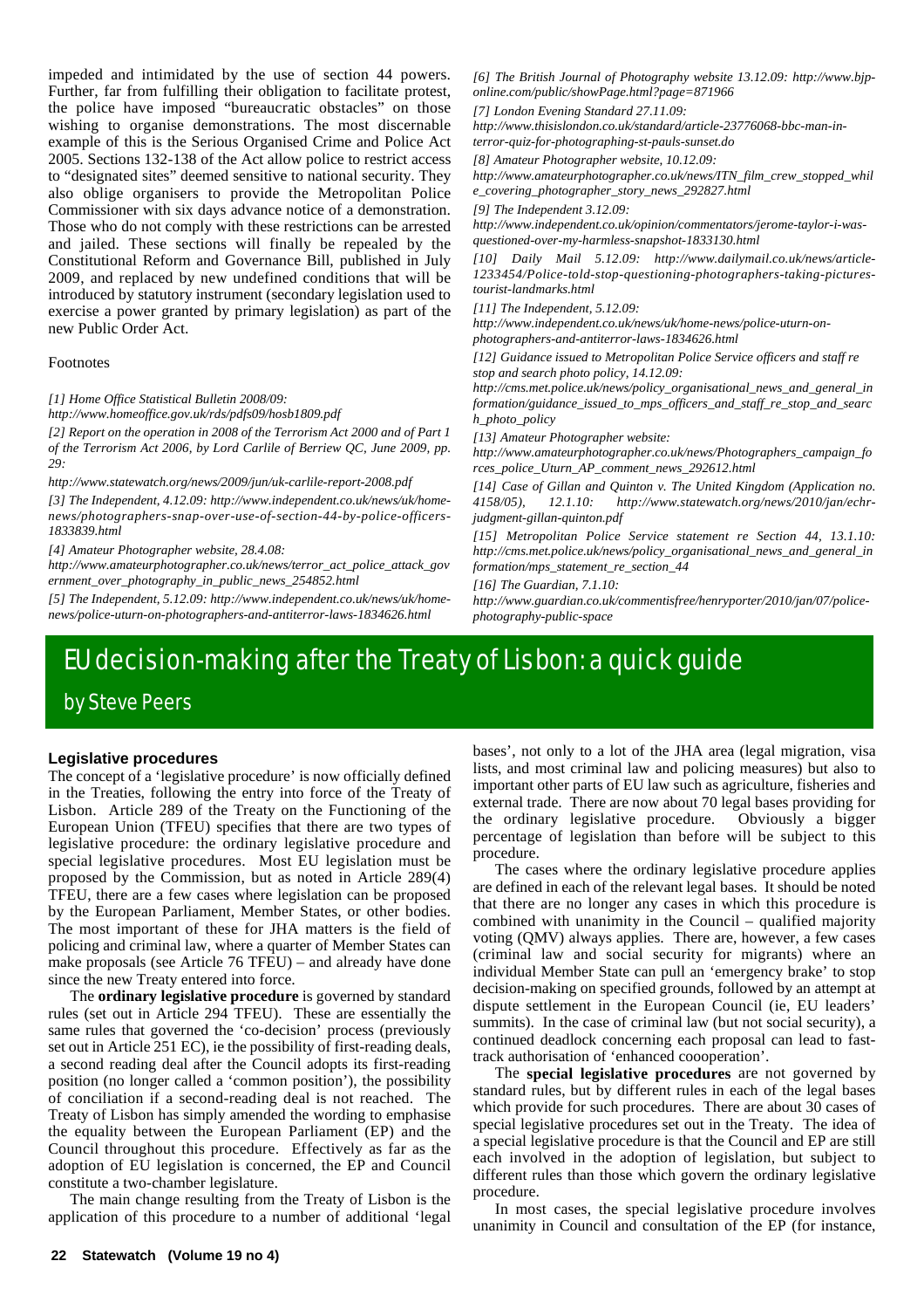impeded and intimidated by the use of section 44 powers. Further, far from fulfilling their obligation to facilitate protest, the police have imposed "bureaucratic obstacles" on those wishing to organise demonstrations. The most discernable example of this is the Serious Organised Crime and Police Act 2005. Sections 132-138 of the Act allow police to restrict access to "designated sites" deemed sensitive to national security. They also oblige organisers to provide the Metropolitan Police Commissioner with six days advance notice of a demonstration. Those who do not comply with these restrictions can be arrested and jailed. These sections will finally be repealed by the Constitutional Reform and Governance Bill, published in July 2009, and replaced by new undefined conditions that will be introduced by statutory instrument (secondary legislation used to exercise a power granted by primary legislation) as part of the new Public Order Act.

Footnotes

*[1] Home Office Statistical Bulletin 2008/09: http://www.homeoffice.gov.uk/rds/pdfs09/hosb1809.pdf*

*[2] Report on the operation in 2008 of the Terrorism Act 2000 and of Part 1 of the Terrorism Act 2006, by Lord Carlile of Berriew QC, June 2009, pp. 29: http://www.statewatch.org/news/2009/jun/uk-carlile-report-2008.pdf*

*[3] The Independent, 4.12.09: http://www.independent.co.uk/news/uk/home-news/photographers-snap-over-use-of-section-44-by-police-officers-1833839.html*

*[4] Amateur Photographer website, 28.4.08: http://www.amateurphotographer.co.uk/news/terror_act_police_attack_government_over_photography_in_public_news_254852.html*

*[5] The Independent, 5.12.09: http://www.independent.co.uk/news/uk/home-news/police-uturn-on-photographers-and-antiterror-laws-1834626.html*

*[6] The British Journal of Photography website 13.12.09: http://www.bjp-online.com/public/showPage.html?page=871966*

*[7] London Evening Standard 27.11.09: http://www.thisislondon.co.uk/standard/article-23776068-bbc-man-in-terror-quiz-for-photographing-st-pauls-sunset.do*

*[8] Amateur Photographer website, 10.12.09: http://www.amateurphotographer.co.uk/news/ITN_film_crew_stopped_while_covering_photographer_story_news_292827.html*

*[9] The Independent 3.12.09: http://www.independent.co.uk/opinion/commentators/jerome-taylor-i-was-questioned-over-my-harmless-snapshot-1833130.html*

*[10] Daily Mail 5.12.09: http://www.dailymail.co.uk/news/article-1233454/Police-told-stop-questioning-photographers-taking-pictures-tourist-landmarks.html*

*[11] The Independent, 5.12.09: http://www.independent.co.uk/news/uk/home-news/police-uturn-on-photographers-and-antiterror-laws-1834626.html*

*[12] Guidance issued to Metropolitan Police Service officers and staff re stop and search photo policy, 14.12.09: http://cms.met.police.uk/news/policy_organisational_news_and_general_information/guidance_issued_to_mps_officers_and_staff_re_stop_and_search_photo_policy*

*[13] Amateur Photographer website: http://www.amateurphotographer.co.uk/news/Photographers_campaign_forces_police_Uturn_AP_comment_news_292612.html*

*[14] Case of Gillan and Quinton v. The United Kingdom (Application no. 4158/05), 12.1.10: http://www.statewatch.org/news/2010/jan/echr-judgment-gillan-quinton.pdf*

*[15] Metropolitan Police Service statement re Section 44, 13.1.10: http://cms.met.police.uk/news/policy_organisational_news_and_general_information/mps_statement_re_section_44*

*[16] The Guardian, 7.1.10: http://www.guardian.co.uk/commentisfree/henryporter/2010/jan/07/police-photography-public-space*

# EU decision-making after the Treaty of Lisbon: a quick guide

## by Steve Peers

### Legislative procedures

The concept of a 'legislative procedure' is now officially defined in the Treaties, following the entry into force of the Treaty of Lisbon. Article 289 of the Treaty on the Functioning of the European Union (TFEU) specifies that there are two types of legislative procedure: the ordinary legislative procedure and special legislative procedures. Most EU legislation must be proposed by the Commission, but as noted in Article 289(4) TFEU, there are a few cases where legislation can be proposed by the European Parliament, Member States, or other bodies. The most important of these for JHA matters is the field of policing and criminal law, where a quarter of Member States can make proposals (see Article 76 TFEU) – and already have done since the new Treaty entered into force.

The **ordinary legislative procedure** is governed by standard rules (set out in Article 294 TFEU). These are essentially the same rules that governed the 'co-decision' process (previously set out in Article 251 EC), ie the possibility of first-reading deals, a second reading deal after the Council adopts its first-reading position (no longer called a 'common position'), the possibility of conciliation if a second-reading deal is not reached. The Treaty of Lisbon has simply amended the wording to emphasise the equality between the European Parliament (EP) and the Council throughout this procedure. Effectively as far as the adoption of EU legislation is concerned, the EP and Council constitute a two-chamber legislature.

The main change resulting from the Treaty of Lisbon is the application of this procedure to a number of additional 'legal bases', not only to a lot of the JHA area (legal migration, visa lists, and most criminal law and policing measures) but also to important other parts of EU law such as agriculture, fisheries and external trade. There are now about 70 legal bases providing for the ordinary legislative procedure. Obviously a bigger percentage of legislation than before will be subject to this procedure.

The cases where the ordinary legislative procedure applies are defined in each of the relevant legal bases. It should be noted that there are no longer any cases in which this procedure is combined with unanimity in the Council – qualified majority voting (QMV) always applies. There are, however, a few cases (criminal law and social security for migrants) where an individual Member State can pull an 'emergency brake' to stop decision-making on specified grounds, followed by an attempt at dispute settlement in the European Council (ie, EU leaders' summits). In the case of criminal law (but not social security), a continued deadlock concerning each proposal can lead to fast-track authorisation of 'enhanced coooperation'.

The **special legislative procedures** are not governed by standard rules, but by different rules in each of the legal bases which provide for such procedures. There are about 30 cases of special legislative procedures set out in the Treaty. The idea of a special legislative procedure is that the Council and EP are still each involved in the adoption of legislation, but subject to different rules than those which govern the ordinary legislative procedure.

In most cases, the special legislative procedure involves unanimity in Council and consultation of the EP (for instance,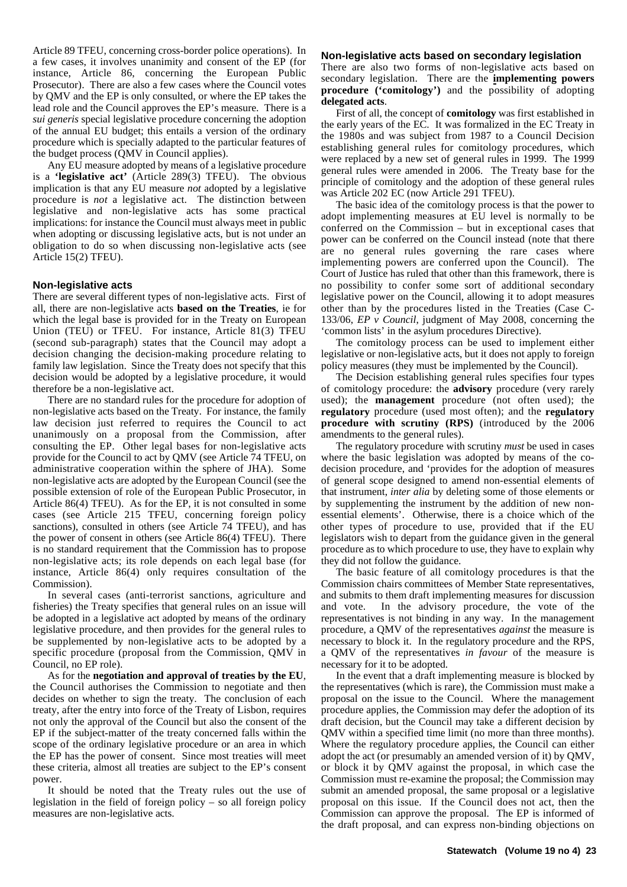Article 89 TFEU, concerning cross-border police operations). In a few cases, it involves unanimity and consent of the EP (for instance, Article 86, concerning the European Public Prosecutor). There are also a few cases where the Council votes by QMV and the EP is only consulted, or where the EP takes the lead role and the Council approves the EP's measure. There is a *sui generis* special legislative procedure concerning the adoption of the annual EU budget; this entails a version of the ordinary procedure which is specially adapted to the particular features of the budget process (QMV in Council applies).

Any EU measure adopted by means of a legislative procedure is a **'legislative act'** (Article 289(3) TFEU). The obvious implication is that any EU measure *not* adopted by a legislative procedure is *not* a legislative act. The distinction between legislative and non-legislative acts has some practical implications: for instance the Council must always meet in public when adopting or discussing legislative acts, but is not under an obligation to do so when discussing non-legislative acts (see Article 15(2) TFEU).

### Non-legislative acts

There are several different types of non-legislative acts. First of all, there are non-legislative acts **based on the Treaties**, ie for which the legal base is provided for in the Treaty on European Union (TEU) or TFEU. For instance, Article 81(3) TFEU (second sub-paragraph) states that the Council may adopt a decision changing the decision-making procedure relating to family law legislation. Since the Treaty does not specify that this decision would be adopted by a legislative procedure, it would therefore be a non-legislative act.

There are no standard rules for the procedure for adoption of non-legislative acts based on the Treaty. For instance, the family law decision just referred to requires the Council to act unanimously on a proposal from the Commission, after consulting the EP. Other legal bases for non-legislative acts provide for the Council to act by QMV (see Article 74 TFEU, on administrative cooperation within the sphere of JHA). Some non-legislative acts are adopted by the European Council (see the possible extension of role of the European Public Prosecutor, in Article 86(4) TFEU). As for the EP, it is not consulted in some cases (see Article 215 TFEU, concerning foreign policy sanctions), consulted in others (see Article 74 TFEU), and has the power of consent in others (see Article 86(4) TFEU). There is no standard requirement that the Commission has to propose non-legislative acts; its role depends on each legal base (for instance, Article 86(4) only requires consultation of the Commission).

In several cases (anti-terrorist sanctions, agriculture and fisheries) the Treaty specifies that general rules on an issue will be adopted in a legislative act adopted by means of the ordinary legislative procedure, and then provides for the general rules to be supplemented by non-legislative acts to be adopted by a specific procedure (proposal from the Commission, QMV in Council, no EP role).

As for the **negotiation and approval of treaties by the EU**, the Council authorises the Commission to negotiate and then decides on whether to sign the treaty. The conclusion of each treaty, after the entry into force of the Treaty of Lisbon, requires not only the approval of the Council but also the consent of the EP if the subject-matter of the treaty concerned falls within the scope of the ordinary legislative procedure or an area in which the EP has the power of consent. Since most treaties will meet these criteria, almost all treaties are subject to the EP's consent power.

It should be noted that the Treaty rules out the use of legislation in the field of foreign policy – so all foreign policy measures are non-legislative acts.

### Non-legislative acts based on secondary legislation

There are also two forms of non-legislative acts based on secondary legislation. There are the **implementing powers procedure ('comitology')** and the possibility of adopting **delegated acts**.

First of all, the concept of **comitology** was first established in the early years of the EC. It was formalized in the EC Treaty in the 1980s and was subject from 1987 to a Council Decision establishing general rules for comitology procedures, which were replaced by a new set of general rules in 1999. The 1999 general rules were amended in 2006. The Treaty base for the principle of comitology and the adoption of these general rules was Article 202 EC (now Article 291 TFEU).

The basic idea of the comitology process is that the power to adopt implementing measures at EU level is normally to be conferred on the Commission – but in exceptional cases that power can be conferred on the Council instead (note that there are no general rules governing the rare cases where implementing powers are conferred upon the Council). The Court of Justice has ruled that other than this framework, there is no possibility to confer some sort of additional secondary legislative power on the Council, allowing it to adopt measures other than by the procedures listed in the Treaties (Case C-133/06, *EP v Council*, judgment of May 2008, concerning the 'common lists' in the asylum procedures Directive).

The comitology process can be used to implement either legislative or non-legislative acts, but it does not apply to foreign policy measures (they must be implemented by the Council).

The Decision establishing general rules specifies four types of comitology procedure: the **advisory** procedure (very rarely used); the **management** procedure (not often used); the **regulatory** procedure (used most often); and the **regulatory procedure with scrutiny (RPS)** (introduced by the 2006 amendments to the general rules).

The regulatory procedure with scrutiny *must* be used in cases where the basic legislation was adopted by means of the co-decision procedure, and 'provides for the adoption of measures of general scope designed to amend non-essential elements of that instrument, *inter alia* by deleting some of those elements or by supplementing the instrument by the addition of new non-essential elements'. Otherwise, there is a choice which of the other types of procedure to use, provided that if the EU legislators wish to depart from the guidance given in the general procedure as to which procedure to use, they have to explain why they did not follow the guidance.

The basic feature of all comitology procedures is that the Commission chairs committees of Member State representatives, and submits to them draft implementing measures for discussion and vote. In the advisory procedure, the vote of the representatives is not binding in any way. In the management procedure, a QMV of the representatives *against* the measure is necessary to block it. In the regulatory procedure and the RPS, a QMV of the representatives *in favour* of the measure is necessary for it to be adopted.

In the event that a draft implementing measure is blocked by the representatives (which is rare), the Commission must make a proposal on the issue to the Council. Where the management procedure applies, the Commission may defer the adoption of its draft decision, but the Council may take a different decision by QMV within a specified time limit (no more than three months). Where the regulatory procedure applies, the Council can either adopt the act (or presumably an amended version of it) by QMV, or block it by QMV against the proposal, in which case the Commission must re-examine the proposal; the Commission may submit an amended proposal, the same proposal or a legislative proposal on this issue. If the Council does not act, then the Commission can approve the proposal. The EP is informed of the draft proposal, and can express non-binding objections on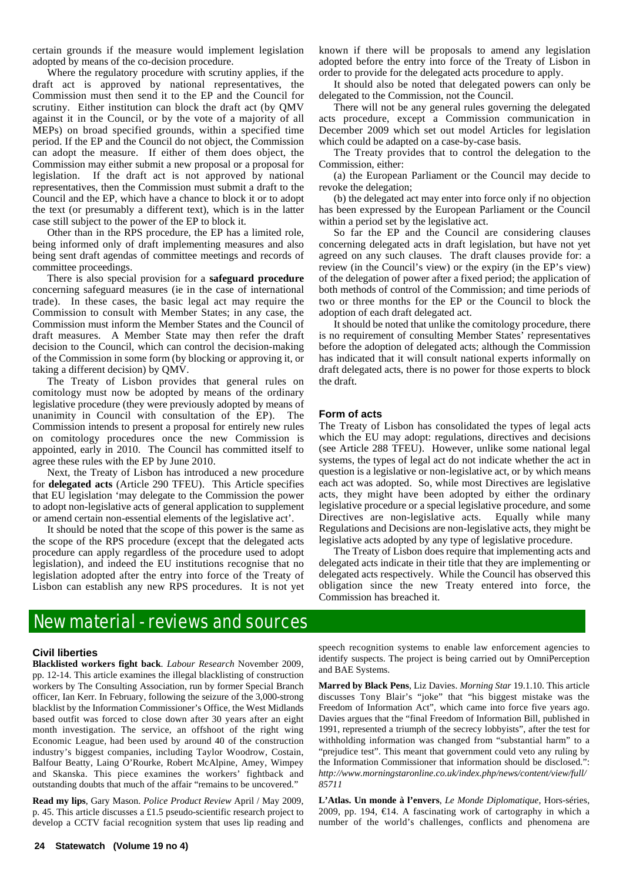certain grounds if the measure would implement legislation adopted by means of the co-decision procedure.

Where the regulatory procedure with scrutiny applies, if the draft act is approved by national representatives, the Commission must then send it to the EP and the Council for scrutiny. Either institution can block the draft act (by QMV against it in the Council, or by the vote of a majority of all MEPs) on broad specified grounds, within a specified time period. If the EP and the Council do not object, the Commission can adopt the measure. If either of them does object, the Commission may either submit a new proposal or a proposal for legislation. If the draft act is not approved by national representatives, then the Commission must submit a draft to the Council and the EP, which have a chance to block it or to adopt the text (or presumably a different text), which is in the latter case still subject to the power of the EP to block it.

Other than in the RPS procedure, the EP has a limited role, being informed only of draft implementing measures and also being sent draft agendas of committee meetings and records of committee proceedings.

There is also special provision for a **safeguard procedure** concerning safeguard measures (ie in the case of international trade). In these cases, the basic legal act may require the Commission to consult with Member States; in any case, the Commission must inform the Member States and the Council of draft measures. A Member State may then refer the draft decision to the Council, which can control the decision-making of the Commission in some form (by blocking or approving it, or taking a different decision) by QMV.

The Treaty of Lisbon provides that general rules on comitology must now be adopted by means of the ordinary legislative procedure (they were previously adopted by means of unanimity in Council with consultation of the EP). The Commission intends to present a proposal for entirely new rules on comitology procedures once the new Commission is appointed, early in 2010. The Council has committed itself to agree these rules with the EP by June 2010.

Next, the Treaty of Lisbon has introduced a new procedure for **delegated acts** (Article 290 TFEU). This Article specifies that EU legislation 'may delegate to the Commission the power to adopt non-legislative acts of general application to supplement or amend certain non-essential elements of the legislative act'.

It should be noted that the scope of this power is the same as the scope of the RPS procedure (except that the delegated acts procedure can apply regardless of the procedure used to adopt legislation), and indeed the EU institutions recognise that no legislation adopted after the entry into force of the Treaty of Lisbon can establish any new RPS procedures. It is not yet known if there will be proposals to amend any legislation adopted before the entry into force of the Treaty of Lisbon in order to provide for the delegated acts procedure to apply.

It should also be noted that delegated powers can only be delegated to the Commission, not the Council.

There will not be any general rules governing the delegated acts procedure, except a Commission communication in December 2009 which set out model Articles for legislation which could be adapted on a case-by-case basis.

The Treaty provides that to control the delegation to the Commission, either:

(a) the European Parliament or the Council may decide to revoke the delegation;

(b) the delegated act may enter into force only if no objection has been expressed by the European Parliament or the Council within a period set by the legislative act.

So far the EP and the Council are considering clauses concerning delegated acts in draft legislation, but have not yet agreed on any such clauses. The draft clauses provide for: a review (in the Council's view) or the expiry (in the EP's view) of the delegation of power after a fixed period; the application of both methods of control of the Commission; and time periods of two or three months for the EP or the Council to block the adoption of each draft delegated act.

It should be noted that unlike the comitology procedure, there is no requirement of consulting Member States' representatives before the adoption of delegated acts; although the Commission has indicated that it will consult national experts informally on draft delegated acts, there is no power for those experts to block the draft.

### Form of acts

The Treaty of Lisbon has consolidated the types of legal acts which the EU may adopt: regulations, directives and decisions (see Article 288 TFEU). However, unlike some national legal systems, the types of legal act do not indicate whether the act in question is a legislative or non-legislative act, or by which means each act was adopted. So, while most Directives are legislative acts, they might have been adopted by either the ordinary legislative procedure or a special legislative procedure, and some Directives are non-legislative acts. Equally while many Regulations and Decisions are non-legislative acts, they might be legislative acts adopted by any type of legislative procedure.

The Treaty of Lisbon does require that implementing acts and delegated acts indicate in their title that they are implementing or delegated acts respectively. While the Council has observed this obligation since the new Treaty entered into force, the Commission has breached it.

# New material - reviews and sources

### Civil liberties

**Blacklisted workers fight back**. *Labour Research* November 2009, pp. 12-14. This article examines the illegal blacklisting of construction workers by The Consulting Association, run by former Special Branch officer, Ian Kerr. In February, following the seizure of the 3,000-strong blacklist by the Information Commissioner's Office, the West Midlands based outfit was forced to close down after 30 years after an eight month investigation. The service, an offshoot of the right wing Economic League, had been used by around 40 of the construction industry's biggest companies, including Taylor Woodrow, Costain, Balfour Beatty, Laing O'Rourke, Robert McAlpine, Amey, Wimpey and Skanska. This piece examines the workers' fightback and outstanding doubts that much of the affair "remains to be uncovered."

**Read my lips**, Gary Mason. *Police Product Review* April / May 2009, p. 45. This article discusses a £1.5 pseudo-scientific research project to develop a CCTV facial recognition system that uses lip reading and speech recognition systems to enable law enforcement agencies to identify suspects. The project is being carried out by OmniPerception and BAE Systems.

**Marred by Black Pens**, Liz Davies. *Morning Star* 19.1.10. This article discusses Tony Blair's "joke" that "his biggest mistake was the Freedom of Information Act", which came into force five years ago. Davies argues that the "final Freedom of Information Bill, published in 1991, represented a triumph of the secrecy lobbyists", after the test for withholding information was changed from "substantial harm" to a "prejudice test". This meant that government could veto any ruling by the Information Commissioner that information should be disclosed.": *http://www.morningstaronline.co.uk/index.php/news/content/view/full/85711*

**L'Atlas. Un monde à l'envers**, *Le Monde Diplomatique*, Hors-séries, 2009, pp. 194, €14. A fascinating work of cartography in which a number of the world's challenges, conflicts and phenomena are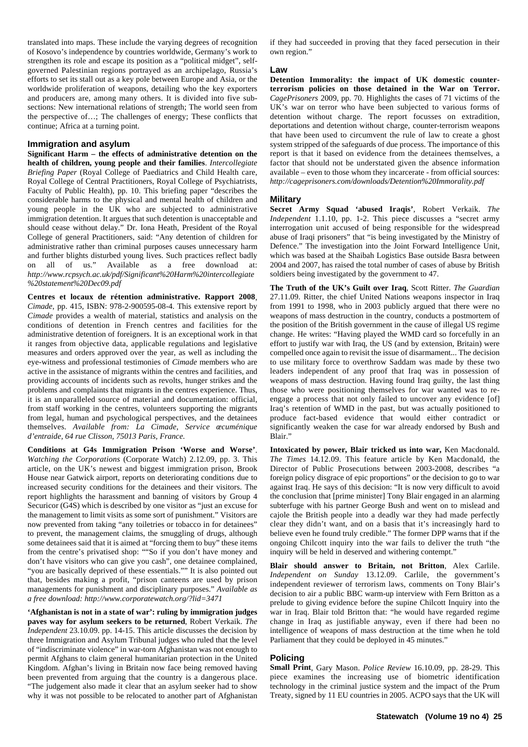translated into maps. These include the varying degrees of recognition of Kosovo's independence by countries worldwide, Germany's work to strengthen its role and escape its position as a "political midget", self-governed Palestinian regions portrayed as an archipelago, Russia's efforts to set its stall out as a key pole between Europe and Asia, or the worldwide proliferation of weapons, detailing who the key exporters and producers are, among many others. It is divided into five sub-sections: New international relations of strength; The world seen from the perspective of…; The challenges of energy; These conflicts that continue; Africa at a turning point.

## Immigration and asylum

**Significant Harm – the effects of administrative detention on the health of children, young people and their families**. *Intercollegiate Briefing Paper* (Royal College of Paediatrics and Child Health care, Royal College of Central Practitioners, Royal College of Psychiatrists, Faculty of Public Health), pp. 10. This briefing paper "describes the considerable harms to the physical and mental health of children and young people in the UK who are subjected to administrative immigration detention. It argues that such detention is unacceptable and should cease without delay." Dr. Iona Heath, President of the Royal College of general Practitioners, said: "Any detention of children for administrative rather than criminal purposes causes unnecessary harm and further blights disturbed young lives. Such practices reflect badly on all of us." Available as a free download at: *http://www.rcpsych.ac.uk/pdf/Significant%20Harm%20intercollegiate%20statement%20Dec09.pdf*

**Centres et locaux de rétention administrative. Rapport 2008**, *Cimade*, pp. 415, ISBN: 978-2-900595-08-4. This extensive report by *Cimade* provides a wealth of material, statistics and analysis on the conditions of detention in French centres and facilities for the administrative detention of foreigners. It is an exceptional work in that it ranges from objective data, applicable regulations and legislative measures and orders approved over the year, as well as including the eye-witness and professional testimonies of *Cimade* members who are active in the assistance of migrants within the centres and facilities, and providing accounts of incidents such as revolts, hunger strikes and the problems and complaints that migrants in the centres experience. Thus, it is an unparalleled source of material and documentation: official, from staff working in the centres, volunteers supporting the migrants from legal, human and psychological perspectives, and the detainees themselves. *Available from: La Cimade, Service œcuménique d'entraide, 64 rue Clisson, 75013 Paris, France.*

**Conditions at G4s Immigration Prison 'Worse and Worse'**. *Watching the Corporations* (Corporate Watch) 2.12.09, pp. 3. This article, on the UK's newest and biggest immigration prison, Brook House near Gatwick airport, reports on deteriorating conditions due to increased security conditions for the detainees and their visitors. The report highlights the harassment and banning of visitors by Group 4 Securicor (G4S) which is described by one visitor as "just an excuse for the management to limit visits as some sort of punishment." Visitors are now prevented from taking "any toiletries or tobacco in for detainees" to prevent, the management claims, the smuggling of drugs, although some detainees said that it is aimed at "forcing them to buy" these items from the centre's privatised shop: ""So if you don't have money and don't have visitors who can give you cash", one detainee complained, "you are basically deprived of these essentials."" It is also pointed out that, besides making a profit, "prison canteens are used by prison managements for punishment and disciplinary purposes." *Available as a free download: http://www.corporatewatch.org/?lid=3471*

**'Afghanistan is not in a state of war': ruling by immigration judges paves way for asylum seekers to be returned**, Robert Verkaik. *The Independent* 23.10.09. pp. 14-15. This article discusses the decision by three Immigration and Asylum Tribunal judges who ruled that the level of "indiscriminate violence" in war-torn Afghanistan was not enough to permit Afghans to claim general humanitarian protection in the United Kingdom. Afghan's living in Britain now face being removed having been prevented from arguing that the country is a dangerous place. "The judgement also made it clear that an asylum seeker had to show why it was not possible to be relocated to another part of Afghanistan if they had succeeded in proving that they faced persecution in their own region."

## Law

**Detention Immorality: the impact of UK domestic counter-terrorism policies on those detained in the War on Terror.** *CagePrisoners* 2009, pp. 70. Highlights the cases of 71 victims of the UK's war on terror who have been subjected to various forms of detention without charge. The report focusses on extradition, deportations and detention without charge, counter-terrorism weapons that have been used to circumvent the rule of law to create a ghost system stripped of the safeguards of due process. The importance of this report is that it based on evidence from the detainees themselves, a factor that should not be understated given the absence information available – even to those whom they incarcerate - from official sources: *http://cageprisoners.com/downloads/Detention%20Immorality.pdf*

## Military

**Secret Army Squad 'abused Iraqis'**, Robert Verkaik. *The Independent* 1.1.10, pp. 1-2. This piece discusses a "secret army interrogation unit accused of being responsible for the widespread abuse of Iraqi prisoners" that "is being investigated by the Ministry of Defence." The investigation into the Joint Forward Intelligence Unit, which was based at the Shaibah Logistics Base outside Basra between 2004 and 2007, has raised the total number of cases of abuse by British soldiers being investigated by the government to 47.

**The Truth of the UK's Guilt over Iraq**, Scott Ritter. *The Guardian* 27.11.09. Ritter, the chief United Nations weapons inspector in Iraq from 1991 to 1998, who in 2003 publicly argued that there were no weapons of mass destruction in the country, conducts a postmortem of the position of the British government in the cause of illegal US regime change. He writes: "Having played the WMD card so forcefully in an effort to justify war with Iraq, the US (and by extension, Britain) were compelled once again to revisit the issue of disarmament... The decision to use military force to overthrow Saddam was made by these two leaders independent of any proof that Iraq was in possession of weapons of mass destruction. Having found Iraq guilty, the last thing those who were positioning themselves for war wanted was to re-engage a process that not only failed to uncover any evidence [of] Iraq's retention of WMD in the past, but was actually positioned to produce fact-based evidence that would either contradict or significantly weaken the case for war already endorsed by Bush and Blair."

**Intoxicated by power, Blair tricked us into war,** Ken Macdonald. *The Times* 14.12.09. This feature article by Ken Macdonald, the Director of Public Prosecutions between 2003-2008, describes "a foreign policy disgrace of epic proportions" or the decision to go to war against Iraq. He says of this decision: "It is now very difficult to avoid the conclusion that [prime minister] Tony Blair engaged in an alarming subterfuge with his partner George Bush and went on to mislead and cajole the British people into a deadly war they had made perfectly clear they didn't want, and on a basis that it's increasingly hard to believe even he found truly credible." The former DPP warns that if the ongoing Chilcott inquiry into the war fails to deliver the truth "the inquiry will be held in deserved and withering contempt."

**Blair should answer to Britain, not Britton**, Alex Carlile. *Independent on Sunday* 13.12.09. Carlile, the government's independent reviewer of terrorism laws, comments on Tony Blair's decision to air a public BBC warm-up interview with Fern Britton as a prelude to giving evidence before the supine Chilcott Inquiry into the war in Iraq. Blair told Britton that: "he would have regarded regime change in Iraq as justifiable anyway, even if there had been no intelligence of weapons of mass destruction at the time when he told Parliament that they could be deployed in 45 minutes."

## Policing

**Small Print**, Gary Mason. *Police Review* 16.10.09, pp. 28-29. This piece examines the increasing use of biometric identification technology in the criminal justice system and the impact of the Prum Treaty, signed by 11 EU countries in 2005. ACPO says that the UK will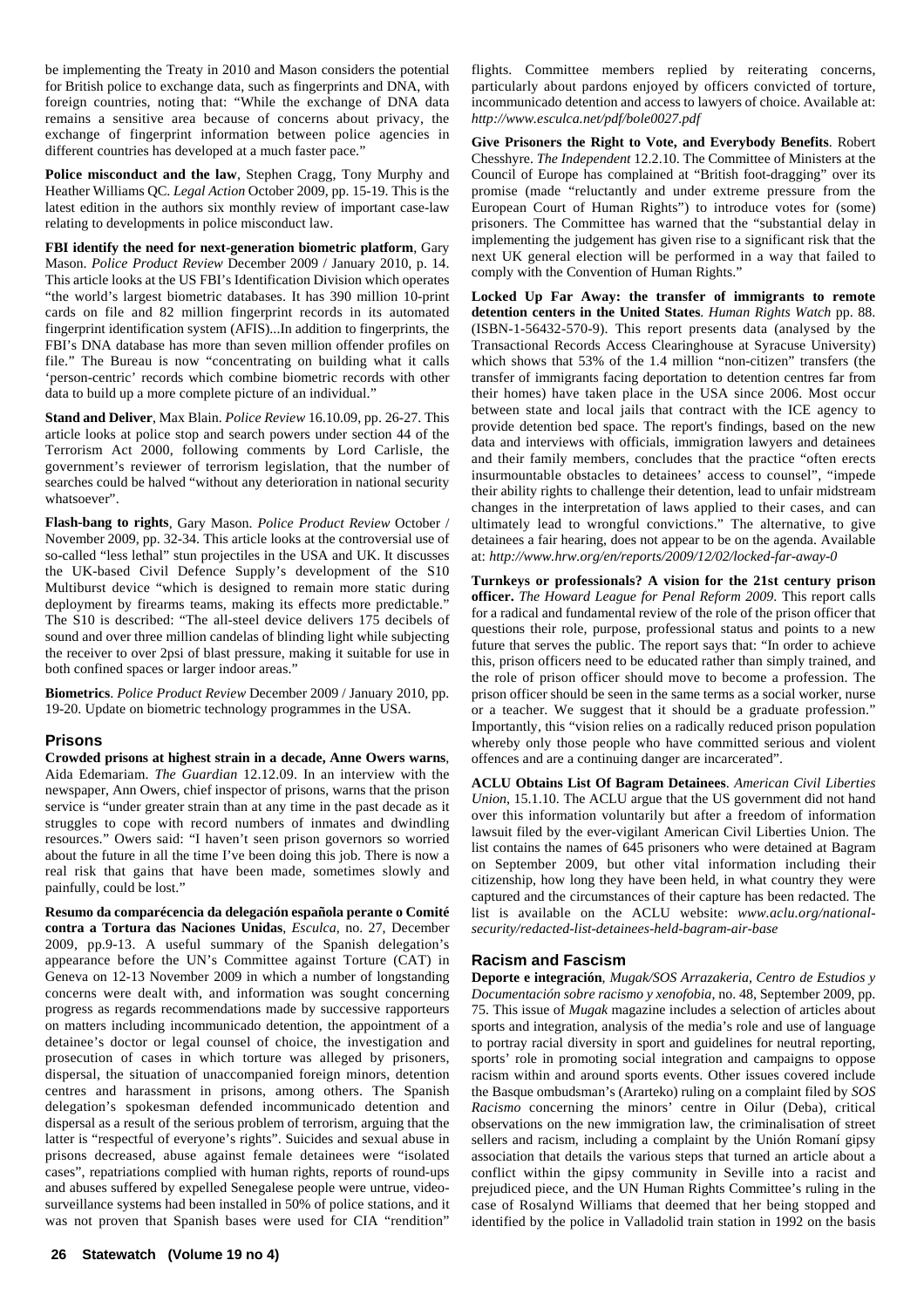be implementing the Treaty in 2010 and Mason considers the potential for British police to exchange data, such as fingerprints and DNA, with foreign countries, noting that: "While the exchange of DNA data remains a sensitive area because of concerns about privacy, the exchange of fingerprint information between police agencies in different countries has developed at a much faster pace."

**Police misconduct and the law**, Stephen Cragg, Tony Murphy and Heather Williams QC. *Legal Action* October 2009, pp. 15-19. This is the latest edition in the authors six monthly review of important case-law relating to developments in police misconduct law.

**FBI identify the need for next-generation biometric platform**, Gary Mason. *Police Product Review* December 2009 / January 2010, p. 14. This article looks at the US FBI's Identification Division which operates "the world's largest biometric databases. It has 390 million 10-print cards on file and 82 million fingerprint records in its automated fingerprint identification system (AFIS)...In addition to fingerprints, the FBI's DNA database has more than seven million offender profiles on file." The Bureau is now "concentrating on building what it calls 'person-centric' records which combine biometric records with other data to build up a more complete picture of an individual."

**Stand and Deliver**, Max Blain. *Police Review* 16.10.09, pp. 26-27. This article looks at police stop and search powers under section 44 of the Terrorism Act 2000, following comments by Lord Carlisle, the government's reviewer of terrorism legislation, that the number of searches could be halved "without any deterioration in national security whatsoever".

**Flash-bang to rights**, Gary Mason. *Police Product Review* October / November 2009, pp. 32-34. This article looks at the controversial use of so-called "less lethal" stun projectiles in the USA and UK. It discusses the UK-based Civil Defence Supply's development of the S10 Multiburst device "which is designed to remain more static during deployment by firearms teams, making its effects more predictable." The S10 is described: "The all-steel device delivers 175 decibels of sound and over three million candelas of blinding light while subjecting the receiver to over 2psi of blast pressure, making it suitable for use in both confined spaces or larger indoor areas."

**Biometrics**. *Police Product Review* December 2009 / January 2010, pp. 19-20. Update on biometric technology programmes in the USA.

## Prisons

**Crowded prisons at highest strain in a decade, Anne Owers warns**, Aida Edemariam. *The Guardian* 12.12.09. In an interview with the newspaper, Ann Owers, chief inspector of prisons, warns that the prison service is "under greater strain than at any time in the past decade as it struggles to cope with record numbers of inmates and dwindling resources." Owers said: "I haven't seen prison governors so worried about the future in all the time I've been doing this job. There is now a real risk that gains that have been made, sometimes slowly and painfully, could be lost."

**Resumo da comparécencia da delegación española perante o Comité contra a Tortura das Naciones Unidas**, *Esculca*, no. 27, December 2009, pp.9-13. A useful summary of the Spanish delegation's appearance before the UN's Committee against Torture (CAT) in Geneva on 12-13 November 2009 in which a number of longstanding concerns were dealt with, and information was sought concerning progress as regards recommendations made by successive rapporteurs on matters including incommunicado detention, the appointment of a detainee's doctor or legal counsel of choice, the investigation and prosecution of cases in which torture was alleged by prisoners, dispersal, the situation of unaccompanied foreign minors, detention centres and harassment in prisons, among others. The Spanish delegation's spokesman defended incommunicado detention and dispersal as a result of the serious problem of terrorism, arguing that the latter is "respectful of everyone's rights". Suicides and sexual abuse in prisons decreased, abuse against female detainees were "isolated cases", repatriations complied with human rights, reports of round-ups and abuses suffered by expelled Senegalese people were untrue, video-surveillance systems had been installed in 50% of police stations, and it was not proven that Spanish bases were used for CIA "rendition" flights. Committee members replied by reiterating concerns, particularly about pardons enjoyed by officers convicted of torture, incommunicado detention and access to lawyers of choice. Available at: *http://www.esculca.net/pdf/bole0027.pdf*

**Give Prisoners the Right to Vote, and Everybody Benefits**. Robert Chesshyre. *The Independent* 12.2.10. The Committee of Ministers at the Council of Europe has complained at "British foot-dragging" over its promise (made "reluctantly and under extreme pressure from the European Court of Human Rights") to introduce votes for (some) prisoners. The Committee has warned that the "substantial delay in implementing the judgement has given rise to a significant risk that the next UK general election will be performed in a way that failed to comply with the Convention of Human Rights."

**Locked Up Far Away: the transfer of immigrants to remote detention centers in the United States**. *Human Rights Watch* pp. 88. (ISBN-1-56432-570-9). This report presents data (analysed by the Transactional Records Access Clearinghouse at Syracuse University) which shows that 53% of the 1.4 million "non-citizen" transfers (the transfer of immigrants facing deportation to detention centres far from their homes) have taken place in the USA since 2006. Most occur between state and local jails that contract with the ICE agency to provide detention bed space. The report's findings, based on the new data and interviews with officials, immigration lawyers and detainees and their family members, concludes that the practice "often erects insurmountable obstacles to detainees' access to counsel", "impede their ability rights to challenge their detention, lead to unfair midstream changes in the interpretation of laws applied to their cases, and can ultimately lead to wrongful convictions." The alternative, to give detainees a fair hearing, does not appear to be on the agenda. Available at: *http://www.hrw.org/en/reports/2009/12/02/locked-far-away-0*

**Turnkeys or professionals? A vision for the 21st century prison officer.** *The Howard League for Penal Reform 2009*. This report calls for a radical and fundamental review of the role of the prison officer that questions their role, purpose, professional status and points to a new future that serves the public. The report says that: "In order to achieve this, prison officers need to be educated rather than simply trained, and the role of prison officer should move to become a profession. The prison officer should be seen in the same terms as a social worker, nurse or a teacher. We suggest that it should be a graduate profession." Importantly, this "vision relies on a radically reduced prison population whereby only those people who have committed serious and violent offences and are a continuing danger are incarcerated".

**ACLU Obtains List Of Bagram Detainees**. *American Civil Liberties Union*, 15.1.10. The ACLU argue that the US government did not hand over this information voluntarily but after a freedom of information lawsuit filed by the ever-vigilant American Civil Liberties Union. The list contains the names of 645 prisoners who were detained at Bagram on September 2009, but other vital information including their citizenship, how long they have been held, in what country they were captured and the circumstances of their capture has been redacted. The list is available on the ACLU website: *www.aclu.org/national-security/redacted-list-detainees-held-bagram-air-base*

## Racism and Fascism

**Deporte e integración**, *Mugak/SOS Arrazakeria, Centro de Estudios y Documentación sobre racismo y xenofobia*, no. 48, September 2009, pp. 75. This issue of *Mugak* magazine includes a selection of articles about sports and integration, analysis of the media's role and use of language to portray racial diversity in sport and guidelines for neutral reporting, sports' role in promoting social integration and campaigns to oppose racism within and around sports events. Other issues covered include the Basque ombudsman's (Ararteko) ruling on a complaint filed by *SOS Racismo* concerning the minors' centre in Oilur (Deba), critical observations on the new immigration law, the criminalisation of street sellers and racism, including a complaint by the Unión Romaní gipsy association that details the various steps that turned an article about a conflict within the gipsy community in Seville into a racist and prejudiced piece, and the UN Human Rights Committee's ruling in the case of Rosalynd Williams that deemed that her being stopped and identified by the police in Valladolid train station in 1992 on the basis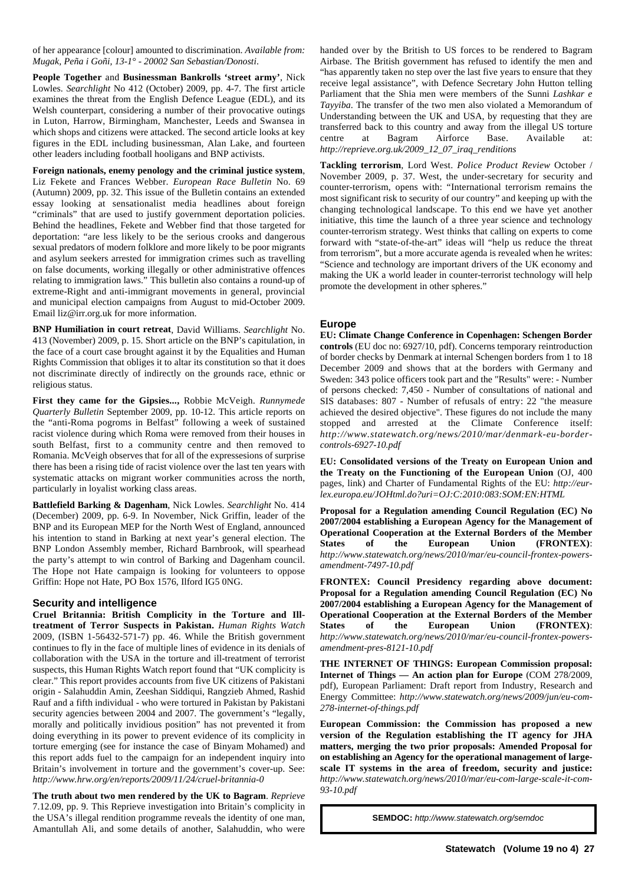of her appearance [colour] amounted to discrimination. *Available from: Mugak, Peña i Goñi, 13-1° - 20002 San Sebastian/Donosti*.

**People Together** and **Businessman Bankrolls 'street army'**, Nick Lowles. *Searchlight* No 412 (October) 2009, pp. 4-7. The first article examines the threat from the English Defence League (EDL), and its Welsh counterpart, considering a number of their provocative outings in Luton, Harrow, Birmingham, Manchester, Leeds and Swansea in which shops and citizens were attacked. The second article looks at key figures in the EDL including businessman, Alan Lake, and fourteen other leaders including football hooligans and BNP activists.

**Foreign nationals, enemy penology and the criminal justice system**, Liz Fekete and Frances Webber. *European Race Bulletin* No. 69 (Autumn) 2009, pp. 32. This issue of the Bulletin contains an extended essay looking at sensationalist media headlines about foreign "criminals" that are used to justify government deportation policies. Behind the headlines, Fekete and Webber find that those targeted for deportation: "are less likely to be the serious crooks and dangerous sexual predators of modern folklore and more likely to be poor migrants and asylum seekers arrested for immigration crimes such as travelling on false documents, working illegally or other administrative offences relating to immigration laws." This bulletin also contains a round-up of extreme-Right and anti-immigrant movements in general, provincial and municipal election campaigns from August to mid-October 2009. Email liz@irr.org.uk for more information.

**BNP Humiliation in court retreat**, David Williams. *Searchlight* No. 413 (November) 2009, p. 15. Short article on the BNP's capitulation, in the face of a court case brought against it by the Equalities and Human Rights Commission that obliges it to altar its constitution so that it does not discriminate directly of indirectly on the grounds race, ethnic or religious status.

**First they came for the Gipsies...,** Robbie McVeigh. *Runnymede Quarterly Bulletin* September 2009, pp. 10-12. This article reports on the "anti-Roma pogroms in Belfast" following a week of sustained racist violence during which Roma were removed from their houses in south Belfast, first to a community centre and then removed to Romania. McVeigh observes that for all of the expressesions of surprise there has been a rising tide of racist violence over the last ten years with systematic attacks on migrant worker communities across the north, particularly in loyalist working class areas.

**Battlefield Barking & Dagenham**, Nick Lowles. *Searchlight* No. 414 (December) 2009, pp. 6-9. In November, Nick Griffin, leader of the BNP and his European MEP for the North West of England, announced his intention to stand in Barking at next year's general election. The BNP London Assembly member, Richard Barnbrook, will spearhead the party's attempt to win control of Barking and Dagenham council. The Hope not Hate campaign is looking for volunteers to oppose Griffin: Hope not Hate, PO Box 1576, Ilford IG5 0NG.

## Security and intelligence

**Cruel Britannia: British Complicity in the Torture and Ill-treatment of Terror Suspects in Pakistan.** *Human Rights Watch* 2009, (ISBN 1-56432-571-7) pp. 46. While the British government continues to fly in the face of multiple lines of evidence in its denials of collaboration with the USA in the torture and ill-treatment of terrorist suspects, this Human Rights Watch report found that "UK complicity is clear." This report provides accounts from five UK citizens of Pakistani origin - Salahuddin Amin, Zeeshan Siddiqui, Rangzieb Ahmed, Rashid Rauf and a fifth individual - who were tortured in Pakistan by Pakistani security agencies between 2004 and 2007. The government's "legally, morally and politically invidious position" has not prevented it from doing everything in its power to prevent evidence of its complicity in torture emerging (see for instance the case of Binyam Mohamed) and this report adds fuel to the campaign for an independent inquiry into Britain's involvement in torture and the government's cover-up. See: *http://www.hrw.org/en/reports/2009/11/24/cruel-britannia-0*

**The truth about two men rendered by the UK to Bagram**. *Reprieve* 7.12.09, pp. 9. This Reprieve investigation into Britain's complicity in the USA's illegal rendition programme reveals the identity of one man, Amantullah Ali, and some details of another, Salahuddin, who were handed over by the British to US forces to be rendered to Bagram Airbase. The British government has refused to identify the men and "has apparently taken no step over the last five years to ensure that they receive legal assistance", with Defence Secretary John Hutton telling Parliament that the Shia men were members of the Sunni *Lashkar e Tayyiba*. The transfer of the two men also violated a Memorandum of Understanding between the UK and USA, by requesting that they are transferred back to this country and away from the illegal US torture centre at Bagram Airforce Base. Available at: *http://reprieve.org.uk/2009_12_07_iraq_renditions*

**Tackling terrorism**, Lord West. *Police Product Review* October / November 2009, p. 37. West, the under-secretary for security and counter-terrorism, opens with: "International terrorism remains the most significant risk to security of our country" and keeping up with the changing technological landscape. To this end we have yet another initiative, this time the launch of a three year science and technology counter-terrorism strategy. West thinks that calling on experts to come forward with "state-of-the-art" ideas will "help us reduce the threat from terrorism", but a more accurate agenda is revealed when he writes: "Science and technology are important drivers of the UK economy and making the UK a world leader in counter-terrorist technology will help promote the development in other spheres."

## Europe

**EU: Climate Change Conference in Copenhagen: Schengen Border controls** (EU doc no: 6927/10, pdf). Concerns temporary reintroduction of border checks by Denmark at internal Schengen borders from 1 to 18 December 2009 and shows that at the borders with Germany and Sweden: 343 police officers took part and the "Results" were: - Number of persons checked: 7,450 - Number of consultations of national and SIS databases: 807 - Number of refusals of entry: 22 "the measure achieved the desired objective". These figures do not include the many stopped and arrested at the Climate Conference itself: *http://www.statewatch.org/news/2010/mar/denmark-eu-border-controls-6927-10.pdf*

**EU: Consolidated versions of the Treaty on European Union and the Treaty on the Functioning of the European Union** (OJ, 400 pages, link) and Charter of Fundamental Rights of the EU: *http://eur-lex.europa.eu/JOHtml.do?uri=OJ:C:2010:083:SOM:EN:HTML*

**Proposal for a Regulation amending Council Regulation (EC) No 2007/2004 establishing a European Agency for the Management of Operational Cooperation at the External Borders of the Member States of the European Union (FRONTEX)**: *http://www.statewatch.org/news/2010/mar/eu-council-frontex-powers-amendment-7497-10.pdf*

**FRONTEX: Council Presidency regarding above document: Proposal for a Regulation amending Council Regulation (EC) No 2007/2004 establishing a European Agency for the Management of Operational Cooperation at the External Borders of the Member States of the European Union (FRONTEX)**: *http://www.statewatch.org/news/2010/mar/eu-council-frontex-powers-amendment-pres-8121-10.pdf*

**THE INTERNET OF THINGS: European Commission proposal: Internet of Things — An action plan for Europe** (COM 278/2009, pdf), European Parliament: Draft report from Industry, Research and Energy Committee: *http://www.statewatch.org/news/2009/jun/eu-com-278-internet-of-things.pdf*

**European Commission: the Commission has proposed a new version of the Regulation establishing the IT agency for JHA matters, merging the two prior proposals: Amended Proposal for on establishing an Agency for the operational management of large-scale IT systems in the area of freedom, security and justice:** *http://www.statewatch.org/news/2010/mar/eu-com-large-scale-it-com-93-10.pdf*

**SEMDOC:** *http://www.statewatch.org/semdoc*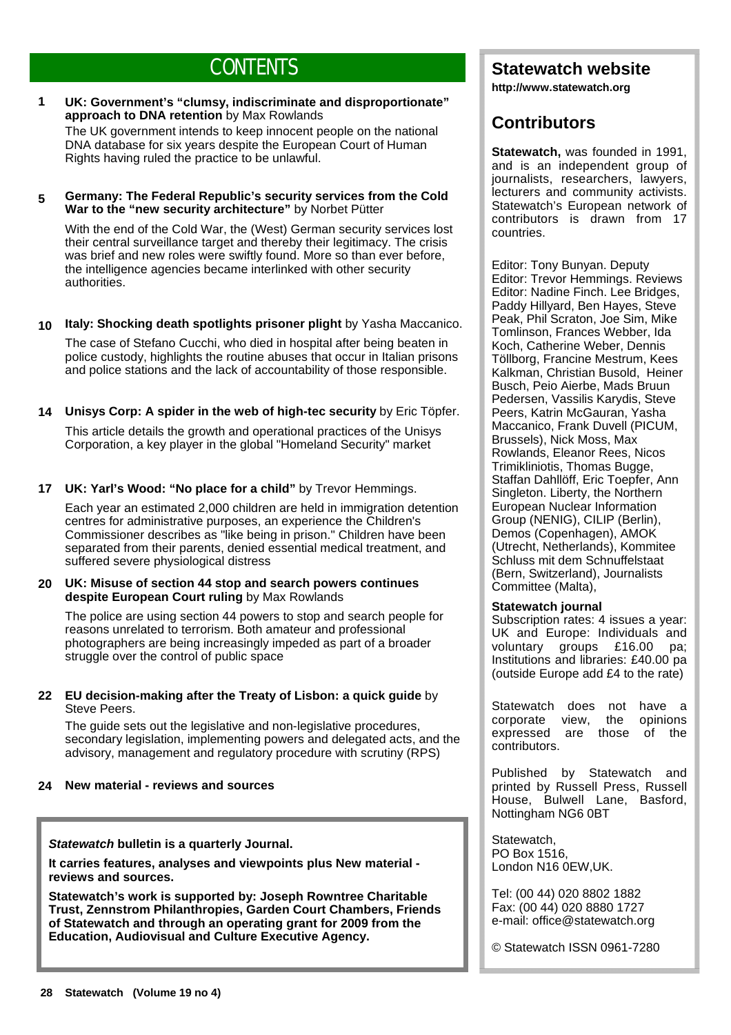# CONTENTS

**1 UK: Government's "clumsy, indiscriminate and disproportionate" approach to DNA retention** by Max Rowlands

The UK government intends to keep innocent people on the national DNA database for six years despite the European Court of Human Rights having ruled the practice to be unlawful.

**5 Germany: The Federal Republic's security services from the Cold War to the "new security architecture"** by Norbet Pütter

With the end of the Cold War, the (West) German security services lost their central surveillance target and thereby their legitimacy. The crisis was brief and new roles were swiftly found. More so than ever before, the intelligence agencies became interlinked with other security authorities.

**10 Italy: Shocking death spotlights prisoner plight** by Yasha Maccanico.

The case of Stefano Cucchi, who died in hospital after being beaten in police custody, highlights the routine abuses that occur in Italian prisons and police stations and the lack of accountability of those responsible.

**14 Unisys Corp: A spider in the web of high-tec security** by Eric Töpfer.

This article details the growth and operational practices of the Unisys Corporation, a key player in the global "Homeland Security" market

**17 UK: Yarl's Wood: "No place for a child"** by Trevor Hemmings.

Each year an estimated 2,000 children are held in immigration detention centres for administrative purposes, an experience the Children's Commissioner describes as "like being in prison." Children have been separated from their parents, denied essential medical treatment, and suffered severe physiological distress

**20 UK: Misuse of section 44 stop and search powers continues despite European Court ruling** by Max Rowlands

The police are using section 44 powers to stop and search people for reasons unrelated to terrorism. Both amateur and professional photographers are being increasingly impeded as part of a broader struggle over the control of public space

**22 EU decision-making after the Treaty of Lisbon: a quick guide** by Steve Peers.

The guide sets out the legislative and non-legislative procedures, secondary legislation, implementing powers and delegated acts, and the advisory, management and regulatory procedure with scrutiny (RPS)

**24 New material - reviews and sources**

***Statewatch*** **bulletin is a quarterly Journal.**

**It carries features, analyses and viewpoints plus New material - reviews and sources.**

**Statewatch's work is supported by: Joseph Rowntree Charitable Trust, Zennstrom Philanthropies, Garden Court Chambers, Friends of Statewatch and through an operating grant for 2009 from the Education, Audiovisual and Culture Executive Agency.**

## Statewatch website

**http://www.statewatch.org**

## Contributors

**Statewatch,** was founded in 1991, and is an independent group of journalists, researchers, lawyers, lecturers and community activists. Statewatch's European network of contributors is drawn from 17 countries.

Editor: Tony Bunyan. Deputy Editor: Trevor Hemmings. Reviews Editor: Nadine Finch. Lee Bridges, Paddy Hillyard, Ben Hayes, Steve Peak, Phil Scraton, Joe Sim, Mike Tomlinson, Frances Webber, Ida Koch, Catherine Weber, Dennis Töllborg, Francine Mestrum, Kees Kalkman, Christian Busold, Heiner Busch, Peio Aierbe, Mads Bruun Pedersen, Vassilis Karydis, Steve Peers, Katrin McGauran, Yasha Maccanico, Frank Duvell (PICUM, Brussels), Nick Moss, Max Rowlands, Eleanor Rees, Nicos Trimikliniotis, Thomas Bugge, Staffan Dahllöff, Eric Toepfer, Ann Singleton. Liberty, the Northern European Nuclear Information Group (NENIG), CILIP (Berlin), Demos (Copenhagen), AMOK (Utrecht, Netherlands), Kommitee Schluss mit dem Schnuffelstaat (Bern, Switzerland), Journalists Committee (Malta),

**Statewatch journal**

Subscription rates: 4 issues a year: UK and Europe: Individuals and voluntary groups £16.00 pa; Institutions and libraries: £40.00 pa (outside Europe add £4 to the rate)

Statewatch does not have a corporate view, the opinions expressed are those of the contributors.

Published by Statewatch and printed by Russell Press, Russell House, Bulwell Lane, Basford, Nottingham NG6 0BT

Statewatch,
PO Box 1516,
London N16 0EW,UK.

Tel: (00 44) 020 8802 1882
Fax: (00 44) 020 8880 1727
e-mail: office@statewatch.org

© Statewatch ISSN 0961-7280